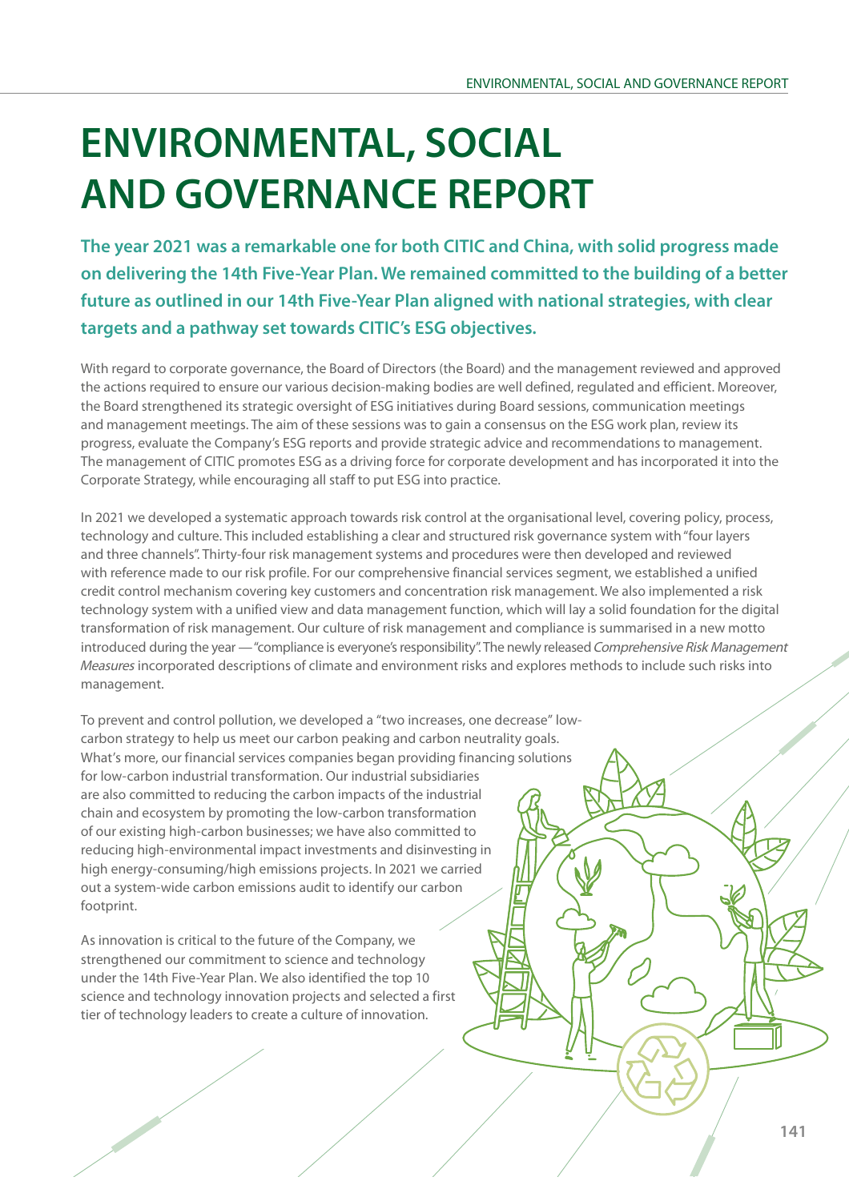# ENVIRONMENTAL, SOCIAL AND GOVERNANCE REPORT

**The year 2021 was a remarkable one for both CITIC and China, with solid progress made on delivering the 14th Five-Year Plan. We remained committed to the building of a better future as outlined in our 14th Five-Year Plan aligned with national strategies, with clear targets and a pathway set towards CITIC's ESG objectives.**

With regard to corporate governance, the Board of Directors (the Board) and the management reviewed and approved the actions required to ensure our various decision-making bodies are well defined, regulated and efficient. Moreover, the Board strengthened its strategic oversight of ESG initiatives during Board sessions, communication meetings and management meetings. The aim of these sessions was to gain a consensus on the ESG work plan, review its progress, evaluate the Company's ESG reports and provide strategic advice and recommendations to management. The management of CITIC promotes ESG as a driving force for corporate development and has incorporated it into the Corporate Strategy, while encouraging all staff to put ESG into practice.

In 2021 we developed a systematic approach towards risk control at the organisational level, covering policy, process, technology and culture. This included establishing a clear and structured risk governance system with "four layers and three channels". Thirty-four risk management systems and procedures were then developed and reviewed with reference made to our risk profile. For our comprehensive financial services segment, we established a unified credit control mechanism covering key customers and concentration risk management. We also implemented a risk technology system with a unified view and data management function, which will lay a solid foundation for the digital transformation of risk management. Our culture of risk management and compliance is summarised in a new motto introduced during the year — "compliance is everyone's responsibility". The newly released *Comprehensive Risk Management Measures* incorporated descriptions of climate and environment risks and explores methods to include such risks into management.

To prevent and control pollution, we developed a "two increases, one decrease" low-carbon strategy to help us meet our carbon peaking and carbon neutrality goals. What's more, our financial services companies began providing financing solutions for low-carbon industrial transformation. Our industrial subsidiaries are also committed to reducing the carbon impacts of the industrial chain and ecosystem by promoting the low-carbon transformation of our existing high-carbon businesses; we have also committed to reducing high-environmental impact investments and disinvesting in high energy-consuming/high emissions projects. In 2021 we carried out a system-wide carbon emissions audit to identify our carbon footprint.

As innovation is critical to the future of the Company, we strengthened our commitment to science and technology under the 14th Five-Year Plan. We also identified the top 10 science and technology innovation projects and selected a first tier of technology leaders to create a culture of innovation.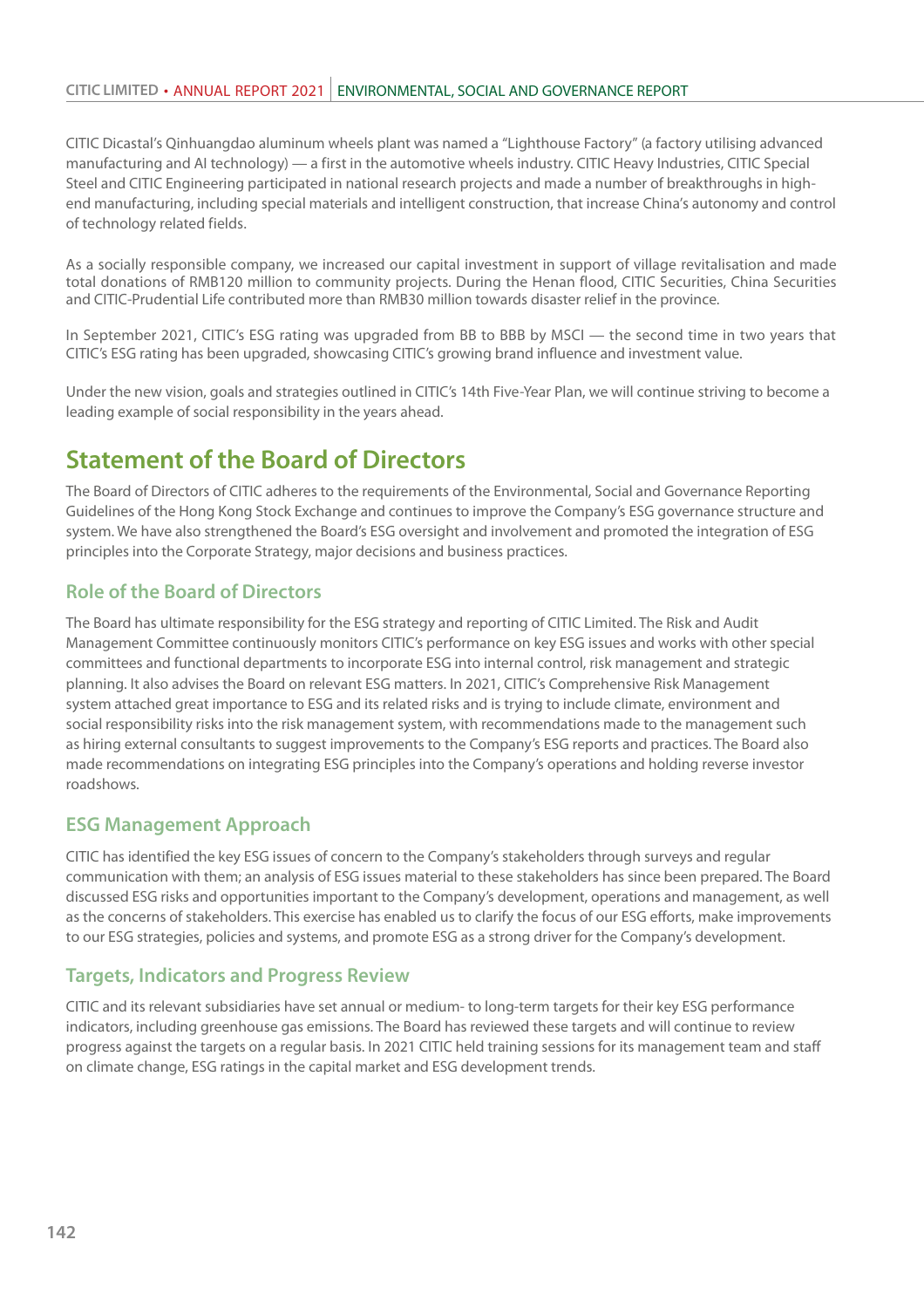CITIC Dicastal's Qinhuangdao aluminum wheels plant was named a "Lighthouse Factory" (a factory utilising advanced manufacturing and AI technology) — a first in the automotive wheels industry. CITIC Heavy Industries, CITIC Special Steel and CITIC Engineering participated in national research projects and made a number of breakthroughs in high-end manufacturing, including special materials and intelligent construction, that increase China's autonomy and control of technology related fields.

As a socially responsible company, we increased our capital investment in support of village revitalisation and made total donations of RMB120 million to community projects. During the Henan flood, CITIC Securities, China Securities and CITIC-Prudential Life contributed more than RMB30 million towards disaster relief in the province.

In September 2021, CITIC's ESG rating was upgraded from BB to BBB by MSCI — the second time in two years that CITIC's ESG rating has been upgraded, showcasing CITIC's growing brand influence and investment value.

Under the new vision, goals and strategies outlined in CITIC's 14th Five-Year Plan, we will continue striving to become a leading example of social responsibility in the years ahead.

# Statement of the Board of Directors

The Board of Directors of CITIC adheres to the requirements of the Environmental, Social and Governance Reporting Guidelines of the Hong Kong Stock Exchange and continues to improve the Company's ESG governance structure and system. We have also strengthened the Board's ESG oversight and involvement and promoted the integration of ESG principles into the Corporate Strategy, major decisions and business practices.

## Role of the Board of Directors

The Board has ultimate responsibility for the ESG strategy and reporting of CITIC Limited. The Risk and Audit Management Committee continuously monitors CITIC's performance on key ESG issues and works with other special committees and functional departments to incorporate ESG into internal control, risk management and strategic planning. It also advises the Board on relevant ESG matters. In 2021, CITIC's Comprehensive Risk Management system attached great importance to ESG and its related risks and is trying to include climate, environment and social responsibility risks into the risk management system, with recommendations made to the management such as hiring external consultants to suggest improvements to the Company's ESG reports and practices. The Board also made recommendations on integrating ESG principles into the Company's operations and holding reverse investor roadshows.

## ESG Management Approach

CITIC has identified the key ESG issues of concern to the Company's stakeholders through surveys and regular communication with them; an analysis of ESG issues material to these stakeholders has since been prepared. The Board discussed ESG risks and opportunities important to the Company's development, operations and management, as well as the concerns of stakeholders. This exercise has enabled us to clarify the focus of our ESG efforts, make improvements to our ESG strategies, policies and systems, and promote ESG as a strong driver for the Company's development.

## Targets, Indicators and Progress Review

CITIC and its relevant subsidiaries have set annual or medium- to long-term targets for their key ESG performance indicators, including greenhouse gas emissions. The Board has reviewed these targets and will continue to review progress against the targets on a regular basis. In 2021 CITIC held training sessions for its management team and staff on climate change, ESG ratings in the capital market and ESG development trends.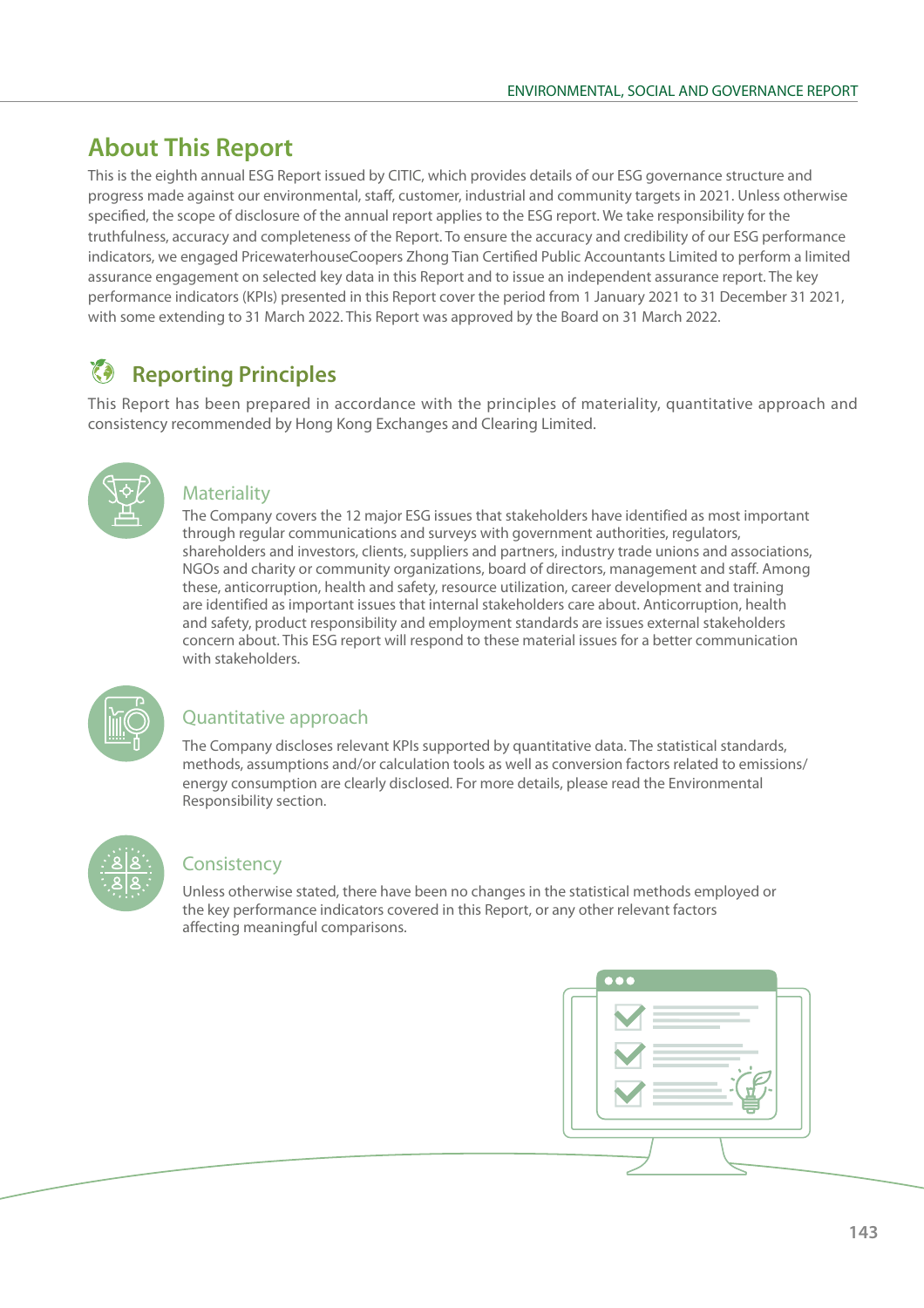## About This Report

This is the eighth annual ESG Report issued by CITIC, which provides details of our ESG governance structure and progress made against our environmental, staff, customer, industrial and community targets in 2021. Unless otherwise specified, the scope of disclosure of the annual report applies to the ESG report. We take responsibility for the truthfulness, accuracy and completeness of the Report. To ensure the accuracy and credibility of our ESG performance indicators, we engaged PricewaterhouseCoopers Zhong Tian Certified Public Accountants Limited to perform a limited assurance engagement on selected key data in this Report and to issue an independent assurance report. The key performance indicators (KPIs) presented in this Report cover the period from 1 January 2021 to 31 December 31 2021, with some extending to 31 March 2022. This Report was approved by the Board on 31 March 2022.

## Reporting Principles

This Report has been prepared in accordance with the principles of materiality, quantitative approach and consistency recommended by Hong Kong Exchanges and Clearing Limited.

### Materiality

The Company covers the 12 major ESG issues that stakeholders have identified as most important through regular communications and surveys with government authorities, regulators, shareholders and investors, clients, suppliers and partners, industry trade unions and associations, NGOs and charity or community organizations, board of directors, management and staff. Among these, anticorruption, health and safety, resource utilization, career development and training are identified as important issues that internal stakeholders care about. Anticorruption, health and safety, product responsibility and employment standards are issues external stakeholders concern about. This ESG report will respond to these material issues for a better communication with stakeholders.

### Quantitative approach

The Company discloses relevant KPIs supported by quantitative data. The statistical standards, methods, assumptions and/or calculation tools as well as conversion factors related to emissions/ energy consumption are clearly disclosed. For more details, please read the Environmental Responsibility section.

### Consistency

Unless otherwise stated, there have been no changes in the statistical methods employed or the key performance indicators covered in this Report, or any other relevant factors affecting meaningful comparisons.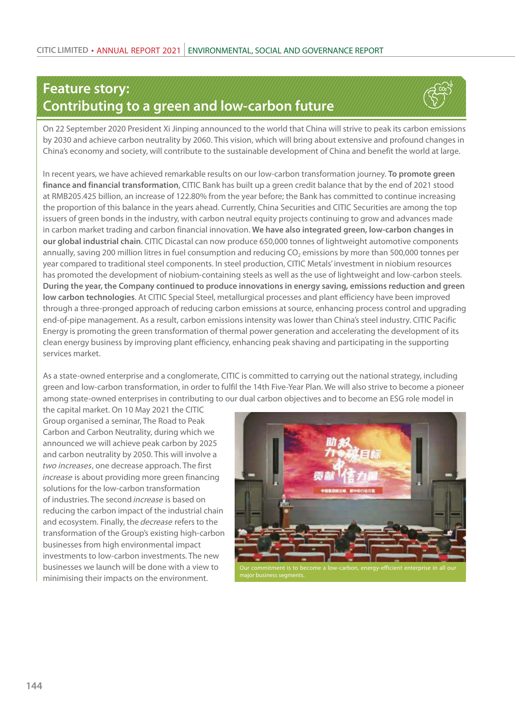# Feature story:
# Contributing to a green and low-carbon future

On 22 September 2020 President Xi Jinping announced to the world that China will strive to peak its carbon emissions by 2030 and achieve carbon neutrality by 2060. This vision, which will bring about extensive and profound changes in China's economy and society, will contribute to the sustainable development of China and benefit the world at large.

In recent years, we have achieved remarkable results on our low-carbon transformation journey. **To promote green finance and financial transformation**, CITIC Bank has built up a green credit balance that by the end of 2021 stood at RMB205.425 billion, an increase of 122.80% from the year before; the Bank has committed to continue increasing the proportion of this balance in the years ahead. Currently, China Securities and CITIC Securities are among the top issuers of green bonds in the industry, with carbon neutral equity projects continuing to grow and advances made in carbon market trading and carbon financial innovation. **We have also integrated green, low-carbon changes in our global industrial chain.** CITIC Dicastal can now produce 650,000 tonnes of lightweight automotive components annually, saving 200 million litres in fuel consumption and reducing $CO_2$ emissions by more than 500,000 tonnes per year compared to traditional steel components. In steel production, CITIC Metals' investment in niobium resources has promoted the development of niobium-containing steels as well as the use of lightweight and low-carbon steels. **During the year, the Company continued to produce innovations in energy saving, emissions reduction and green low carbon technologies.** At CITIC Special Steel, metallurgical processes and plant efficiency have been improved through a three-pronged approach of reducing carbon emissions at source, enhancing process control and upgrading end-of-pipe management. As a result, carbon emissions intensity was lower than China's steel industry. CITIC Pacific Energy is promoting the green transformation of thermal power generation and accelerating the development of its clean energy business by improving plant efficiency, enhancing peak shaving and participating in the supporting services market.

As a state-owned enterprise and a conglomerate, CITIC is committed to carrying out the national strategy, including green and low-carbon transformation, in order to fulfil the 14th Five-Year Plan. We will also strive to become a pioneer among state-owned enterprises in contributing to our dual carbon objectives and to become an ESG role model in the capital market. On 10 May 2021 the CITIC Group organised a seminar, The Road to Peak Carbon and Carbon Neutrality, during which we announced we will achieve peak carbon by 2025 and carbon neutrality by 2050. This will involve a *two increases*, one decrease approach. The first *increase* is about providing more green financing solutions for the low-carbon transformation of industries. The second *increase* is based on reducing the carbon impact of the industrial chain and ecosystem. Finally, the *decrease* refers to the transformation of the Group's existing high-carbon businesses from high environmental impact investments to low-carbon investments. The new businesses we launch will be done with a view to minimising their impacts on the environment.

Our commitment is to become a low-carbon, energy-efficient enterprise in all our major business segments.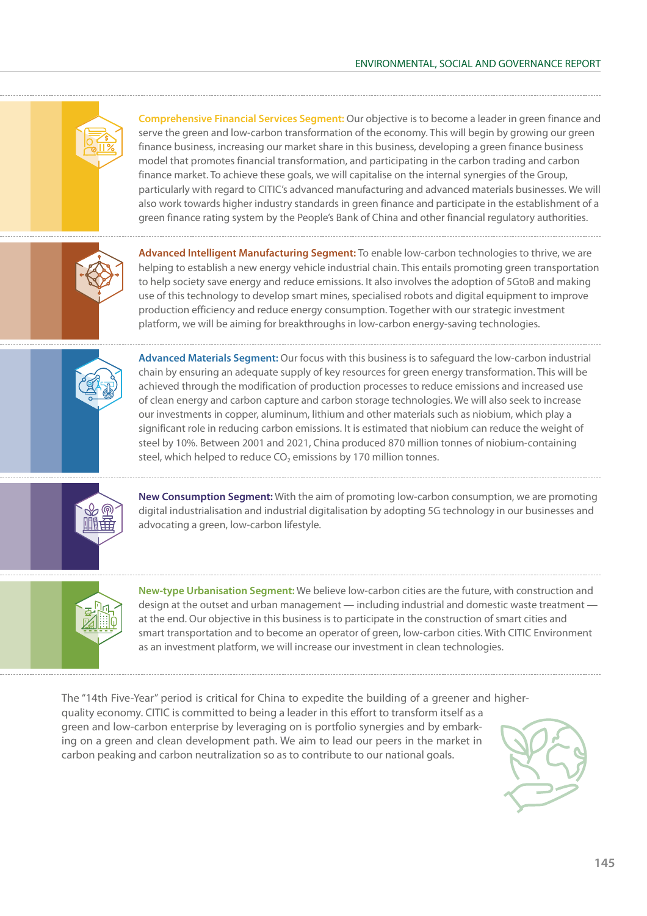**Comprehensive Financial Services Segment:** Our objective is to become a leader in green finance and serve the green and low-carbon transformation of the economy. This will begin by growing our green finance business, increasing our market share in this business, developing a green finance business model that promotes financial transformation, and participating in the carbon trading and carbon finance market. To achieve these goals, we will capitalise on the internal synergies of the Group, particularly with regard to CITIC's advanced manufacturing and advanced materials businesses. We will also work towards higher industry standards in green finance and participate in the establishment of a green finance rating system by the People's Bank of China and other financial regulatory authorities.

**Advanced Intelligent Manufacturing Segment:** To enable low-carbon technologies to thrive, we are helping to establish a new energy vehicle industrial chain. This entails promoting green transportation to help society save energy and reduce emissions. It also involves the adoption of 5GtoB and making use of this technology to develop smart mines, specialised robots and digital equipment to improve production efficiency and reduce energy consumption. Together with our strategic investment platform, we will be aiming for breakthroughs in low-carbon energy-saving technologies.

**Advanced Materials Segment:** Our focus with this business is to safeguard the low-carbon industrial chain by ensuring an adequate supply of key resources for green energy transformation. This will be achieved through the modification of production processes to reduce emissions and increased use of clean energy and carbon capture and carbon storage technologies. We will also seek to increase our investments in copper, aluminum, lithium and other materials such as niobium, which play a significant role in reducing carbon emissions. It is estimated that niobium can reduce the weight of steel by 10%. Between 2001 and 2021, China produced 870 million tonnes of niobium-containing steel, which helped to reduce $CO_2$ emissions by 170 million tonnes.

**New Consumption Segment:** With the aim of promoting low-carbon consumption, we are promoting digital industrialisation and industrial digitalisation by adopting 5G technology in our businesses and advocating a green, low-carbon lifestyle.

**New-type Urbanisation Segment:** We believe low-carbon cities are the future, with construction and design at the outset and urban management — including industrial and domestic waste treatment — at the end. Our objective in this business is to participate in the construction of smart cities and smart transportation and to become an operator of green, low-carbon cities. With CITIC Environment as an investment platform, we will increase our investment in clean technologies.

The "14th Five-Year" period is critical for China to expedite the building of a greener and higher-quality economy. CITIC is committed to being a leader in this effort to transform itself as a green and low-carbon enterprise by leveraging on is portfolio synergies and by embarking on a green and clean development path. We aim to lead our peers in the market in carbon peaking and carbon neutralization so as to contribute to our national goals.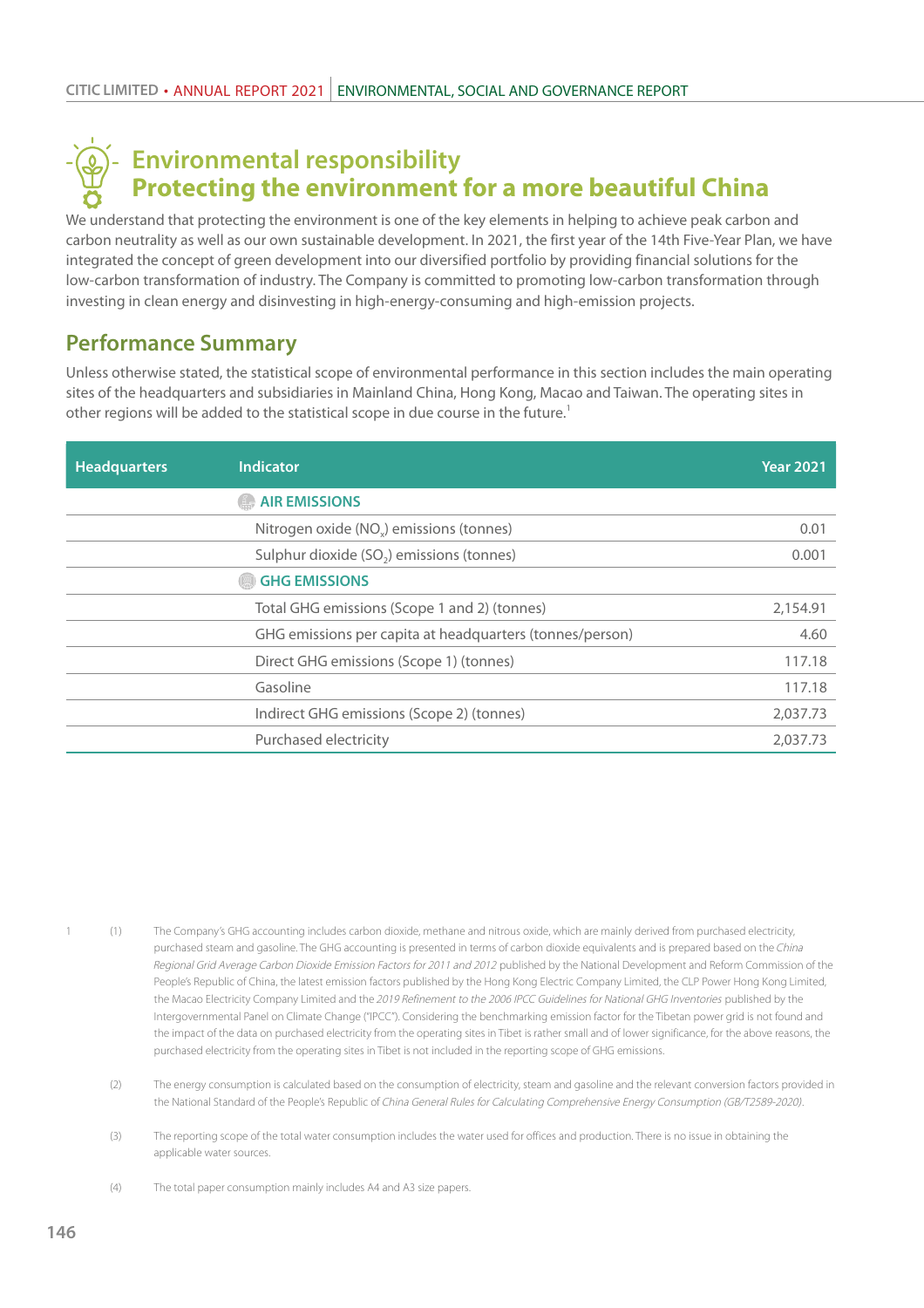# Environmental responsibility
# Protecting the environment for a more beautiful China

We understand that protecting the environment is one of the key elements in helping to achieve peak carbon and carbon neutrality as well as our own sustainable development. In 2021, the first year of the 14th Five-Year Plan, we have integrated the concept of green development into our diversified portfolio by providing financial solutions for the low-carbon transformation of industry. The Company is committed to promoting low-carbon transformation through investing in clean energy and disinvesting in high-energy-consuming and high-emission projects.

## Performance Summary

Unless otherwise stated, the statistical scope of environmental performance in this section includes the main operating sites of the headquarters and subsidiaries in Mainland China, Hong Kong, Macao and Taiwan. The operating sites in other regions will be added to the statistical scope in due course in the future.[1]

| Headquarters | Indicator | Year 2021 |
|---|---|---|
| | **AIR EMISSIONS** | |
| | Nitrogen oxide ($NO_x$) emissions (tonnes) | 0.01 |
| | Sulphur dioxide ($SO_2$) emissions (tonnes) | 0.001 |
| | **GHG EMISSIONS** | |
| | Total GHG emissions (Scope 1 and 2) (tonnes) | 2,154.91 |
| | GHG emissions per capita at headquarters (tonnes/person) | 4.60 |
| | Direct GHG emissions (Scope 1) (tonnes) | 117.18 |
| | Gasoline | 117.18 |
| | Indirect GHG emissions (Scope 2) (tonnes) | 2,037.73 |
| | Purchased electricity | 2,037.73 |

1 (1) The Company's GHG accounting includes carbon dioxide, methane and nitrous oxide, which are mainly derived from purchased electricity, purchased steam and gasoline. The GHG accounting is presented in terms of carbon dioxide equivalents and is prepared based on the *China Regional Grid Average Carbon Dioxide Emission Factors for 2011 and 2012* published by the National Development and Reform Commission of the People's Republic of China, the latest emission factors published by the Hong Kong Electric Company Limited, the CLP Power Hong Kong Limited, the Macao Electricity Company Limited and the *2019 Refinement to the 2006 IPCC Guidelines for National GHG Inventories* published by the Intergovernmental Panel on Climate Change ("IPCC"). Considering the benchmarking emission factor for the Tibetan power grid is not found and the impact of the data on purchased electricity from the operating sites in Tibet is rather small and of lower significance, for the above reasons, the purchased electricity from the operating sites in Tibet is not included in the reporting scope of GHG emissions.

(2) The energy consumption is calculated based on the consumption of electricity, steam and gasoline and the relevant conversion factors provided in the National Standard of the People's Republic of *China General Rules for Calculating Comprehensive Energy Consumption (GB/T2589-2020)*.

(3) The reporting scope of the total water consumption includes the water used for offices and production. There is no issue in obtaining the applicable water sources.

(4) The total paper consumption mainly includes A4 and A3 size papers.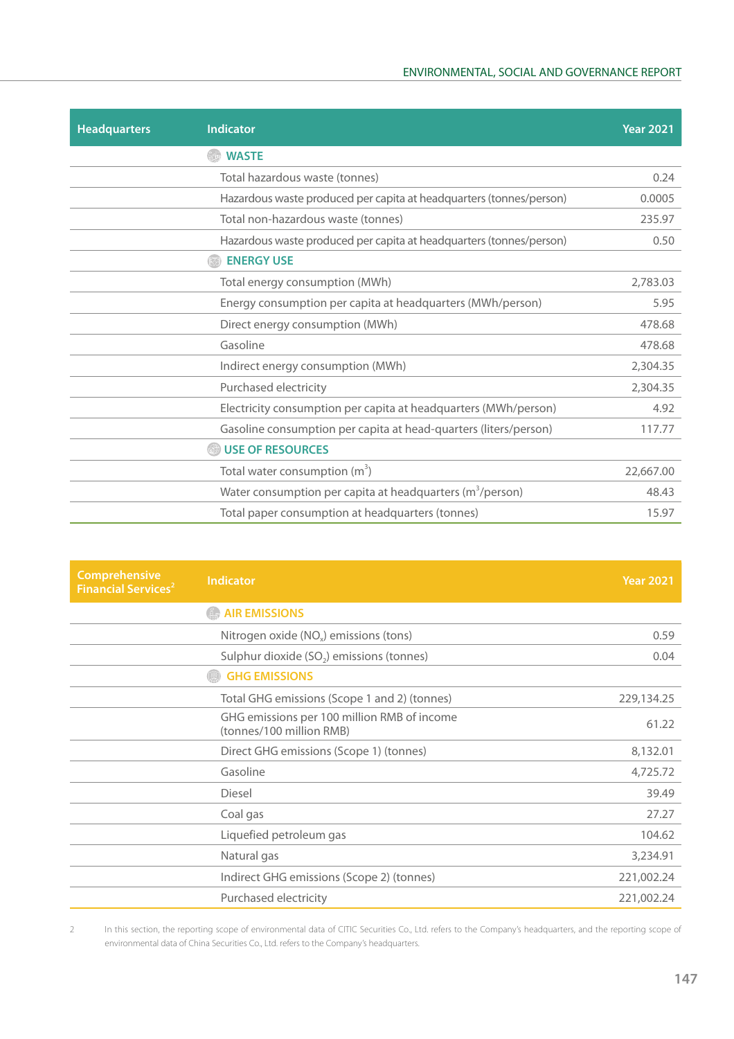| Headquarters | Indicator | Year 2021 |
|---|---|---|
| | **WASTE** | |
| | Total hazardous waste (tonnes) | 0.24 |
| | Hazardous waste produced per capita at headquarters (tonnes/person) | 0.0005 |
| | Total non-hazardous waste (tonnes) | 235.97 |
| | Hazardous waste produced per capita at headquarters (tonnes/person) | 0.50 |
| | **ENERGY USE** | |
| | Total energy consumption (MWh) | 2,783.03 |
| | Energy consumption per capita at headquarters (MWh/person) | 5.95 |
| | Direct energy consumption (MWh) | 478.68 |
| | Gasoline | 478.68 |
| | Indirect energy consumption (MWh) | 2,304.35 |
| | Purchased electricity | 2,304.35 |
| | Electricity consumption per capita at headquarters (MWh/person) | 4.92 |
| | Gasoline consumption per capita at head-quarters (liters/person) | 117.77 |
| | **USE OF RESOURCES** | |
| | Total water consumption ($m^3$) | 22,667.00 |
| | Water consumption per capita at headquarters ($m^3$/person) | 48.43 |
| | Total paper consumption at headquarters (tonnes) | 15.97 |

| Comprehensive Financial Services[2] | Indicator | Year 2021 |
|---|---|---|
| | **AIR EMISSIONS** | |
| | Nitrogen oxide ($NO_x$) emissions (tons) | 0.59 |
| | Sulphur dioxide ($SO_2$) emissions (tonnes) | 0.04 |
| | **GHG EMISSIONS** | |
| | Total GHG emissions (Scope 1 and 2) (tonnes) | 229,134.25 |
| | GHG emissions per 100 million RMB of income (tonnes/100 million RMB) | 61.22 |
| | Direct GHG emissions (Scope 1) (tonnes) | 8,132.01 |
| | Gasoline | 4,725.72 |
| | Diesel | 39.49 |
| | Coal gas | 27.27 |
| | Liquefied petroleum gas | 104.62 |
| | Natural gas | 3,234.91 |
| | Indirect GHG emissions (Scope 2) (tonnes) | 221,002.24 |
| | Purchased electricity | 221,002.24 |

2 In this section, the reporting scope of environmental data of CITIC Securities Co., Ltd. refers to the Company's headquarters, and the reporting scope of environmental data of China Securities Co., Ltd. refers to the Company's headquarters.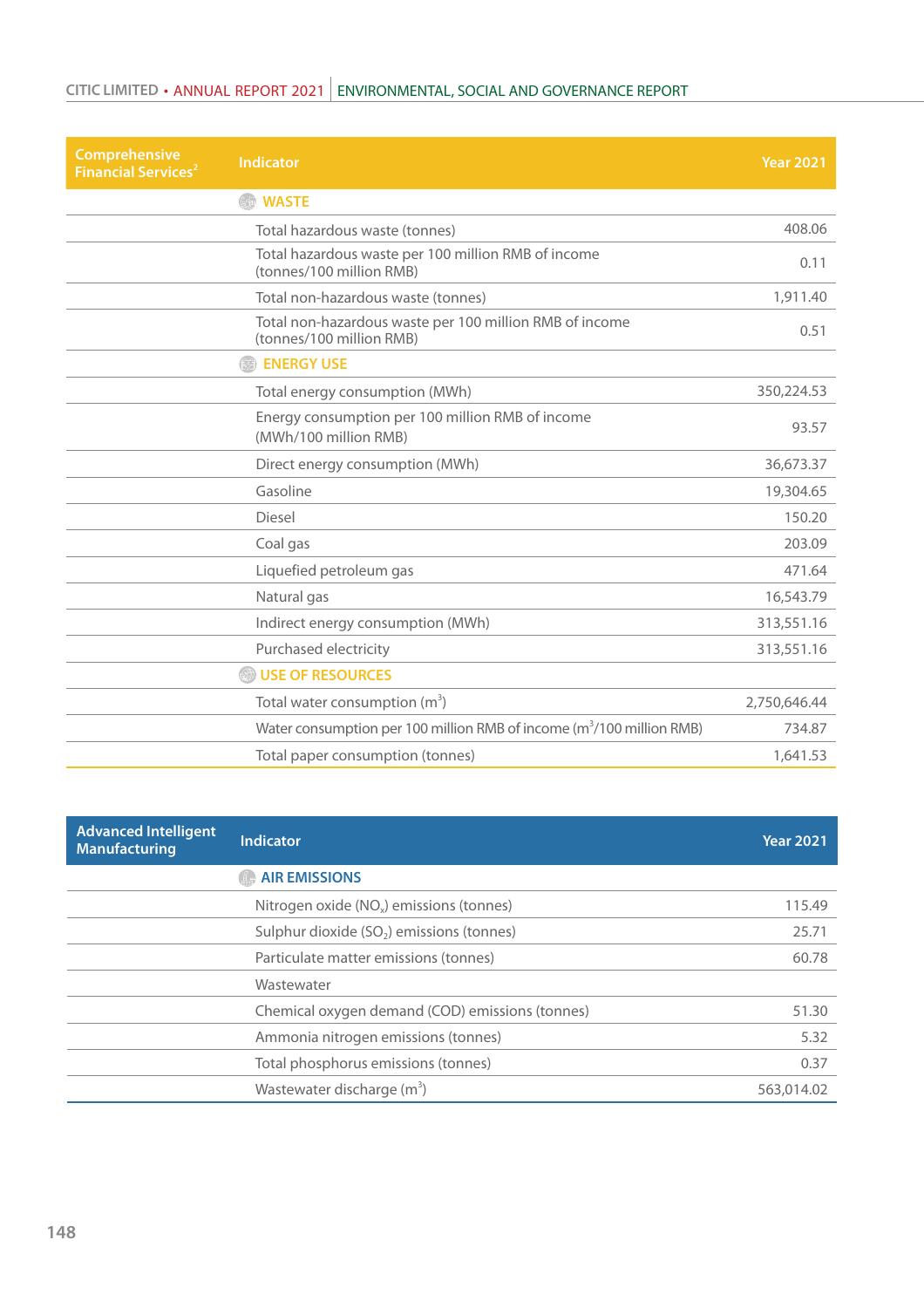| Comprehensive Financial Services[2] | Indicator | Year 2021 |
|---|---|---|
| | **WASTE** | |
| | Total hazardous waste (tonnes) | 408.06 |
| | Total hazardous waste per 100 million RMB of income (tonnes/100 million RMB) | 0.11 |
| | Total non-hazardous waste (tonnes) | 1,911.40 |
| | Total non-hazardous waste per 100 million RMB of income (tonnes/100 million RMB) | 0.51 |
| | **ENERGY USE** | |
| | Total energy consumption (MWh) | 350,224.53 |
| | Energy consumption per 100 million RMB of income (MWh/100 million RMB) | 93.57 |
| | Direct energy consumption (MWh) | 36,673.37 |
| | Gasoline | 19,304.65 |
| | Diesel | 150.20 |
| | Coal gas | 203.09 |
| | Liquefied petroleum gas | 471.64 |
| | Natural gas | 16,543.79 |
| | Indirect energy consumption (MWh) | 313,551.16 |
| | Purchased electricity | 313,551.16 |
| | **USE OF RESOURCES** | |
| | Total water consumption ($m^3$) | 2,750,646.44 |
| | Water consumption per 100 million RMB of income ($m^3$/100 million RMB) | 734.87 |
| | Total paper consumption (tonnes) | 1,641.53 |

| Advanced Intelligent Manufacturing | Indicator | Year 2021 |
|---|---|---|
| | **AIR EMISSIONS** | |
| | Nitrogen oxide ($NO_x$) emissions (tonnes) | 115.49 |
| | Sulphur dioxide ($SO_2$) emissions (tonnes) | 25.71 |
| | Particulate matter emissions (tonnes) | 60.78 |
| | Wastewater | |
| | Chemical oxygen demand (COD) emissions (tonnes) | 51.30 |
| | Ammonia nitrogen emissions (tonnes) | 5.32 |
| | Total phosphorus emissions (tonnes) | 0.37 |
| | Wastewater discharge ($m^3$) | 563,014.02 |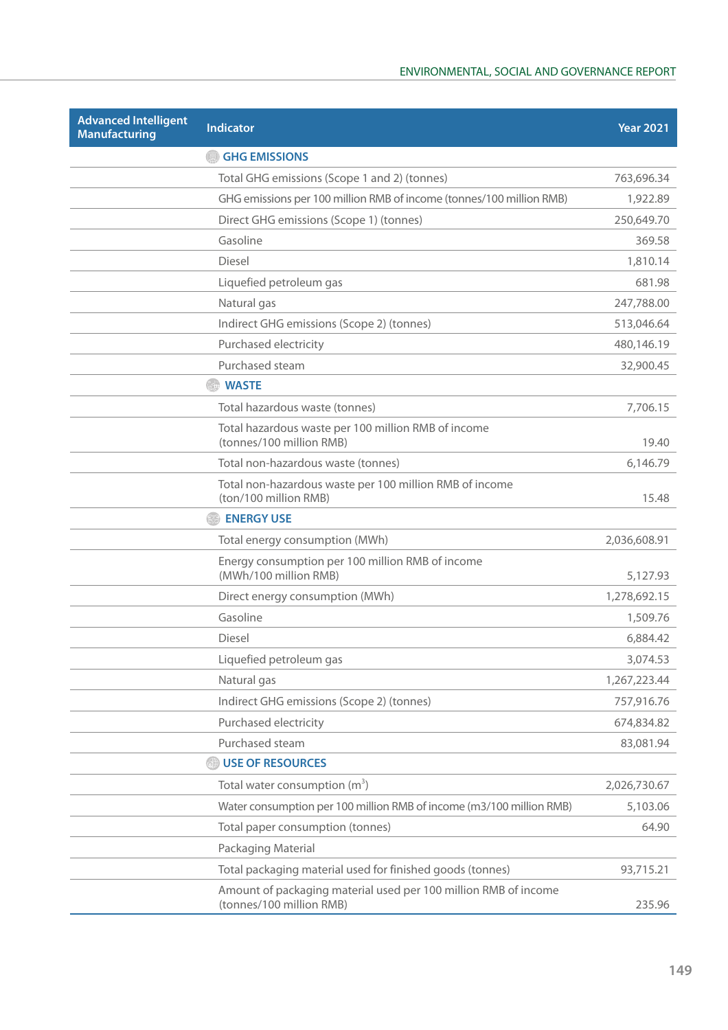| Advanced Intelligent Manufacturing | Indicator | Year 2021 |
|---|---|---|
| | **GHG EMISSIONS** | |
| | Total GHG emissions (Scope 1 and 2) (tonnes) | 763,696.34 |
| | GHG emissions per 100 million RMB of income (tonnes/100 million RMB) | 1,922.89 |
| | Direct GHG emissions (Scope 1) (tonnes) | 250,649.70 |
| | Gasoline | 369.58 |
| | Diesel | 1,810.14 |
| | Liquefied petroleum gas | 681.98 |
| | Natural gas | 247,788.00 |
| | Indirect GHG emissions (Scope 2) (tonnes) | 513,046.64 |
| | Purchased electricity | 480,146.19 |
| | Purchased steam | 32,900.45 |
| | **WASTE** | |
| | Total hazardous waste (tonnes) | 7,706.15 |
| | Total hazardous waste per 100 million RMB of income (tonnes/100 million RMB) | 19.40 |
| | Total non-hazardous waste (tonnes) | 6,146.79 |
| | Total non-hazardous waste per 100 million RMB of income (ton/100 million RMB) | 15.48 |
| | **ENERGY USE** | |
| | Total energy consumption (MWh) | 2,036,608.91 |
| | Energy consumption per 100 million RMB of income (MWh/100 million RMB) | 5,127.93 |
| | Direct energy consumption (MWh) | 1,278,692.15 |
| | Gasoline | 1,509.76 |
| | Diesel | 6,884.42 |
| | Liquefied petroleum gas | 3,074.53 |
| | Natural gas | 1,267,223.44 |
| | Indirect GHG emissions (Scope 2) (tonnes) | 757,916.76 |
| | Purchased electricity | 674,834.82 |
| | Purchased steam | 83,081.94 |
| | **USE OF RESOURCES** | |
| | Total water consumption ($m^3$) | 2,026,730.67 |
| | Water consumption per 100 million RMB of income (m3/100 million RMB) | 5,103.06 |
| | Total paper consumption (tonnes) | 64.90 |
| | Packaging Material | |
| | Total packaging material used for finished goods (tonnes) | 93,715.21 |
| | Amount of packaging material used per 100 million RMB of income (tonnes/100 million RMB) | 235.96 |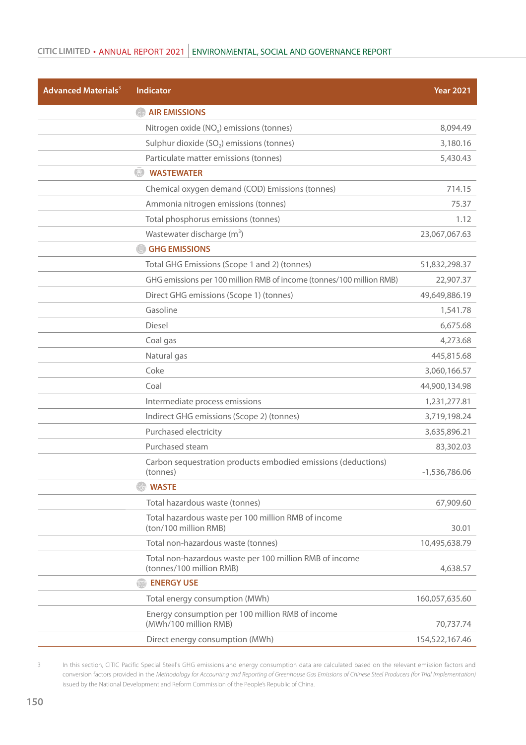| Advanced Materials[3] | Indicator | Year 2021 |
|---|---|---|
| | **AIR EMISSIONS** | |
| | Nitrogen oxide ($NO_x$) emissions (tonnes) | 8,094.49 |
| | Sulphur dioxide ($SO_2$) emissions (tonnes) | 3,180.16 |
| | Particulate matter emissions (tonnes) | 5,430.43 |
| | **WASTEWATER** | |
| | Chemical oxygen demand (COD) Emissions (tonnes) | 714.15 |
| | Ammonia nitrogen emissions (tonnes) | 75.37 |
| | Total phosphorus emissions (tonnes) | 1.12 |
| | Wastewater discharge ($m^3$) | 23,067,067.63 |
| | **GHG EMISSIONS** | |
| | Total GHG Emissions (Scope 1 and 2) (tonnes) | 51,832,298.37 |
| | GHG emissions per 100 million RMB of income (tonnes/100 million RMB) | 22,907.37 |
| | Direct GHG emissions (Scope 1) (tonnes) | 49,649,886.19 |
| | Gasoline | 1,541.78 |
| | Diesel | 6,675.68 |
| | Coal gas | 4,273.68 |
| | Natural gas | 445,815.68 |
| | Coke | 3,060,166.57 |
| | Coal | 44,900,134.98 |
| | Intermediate process emissions | 1,231,277.81 |
| | Indirect GHG emissions (Scope 2) (tonnes) | 3,719,198.24 |
| | Purchased electricity | 3,635,896.21 |
| | Purchased steam | 83,302.03 |
| | Carbon sequestration products embodied emissions (deductions) (tonnes) | -1,536,786.06 |
| | **WASTE** | |
| | Total hazardous waste (tonnes) | 67,909.60 |
| | Total hazardous waste per 100 million RMB of income (ton/100 million RMB) | 30.01 |
| | Total non-hazardous waste (tonnes) | 10,495,638.79 |
| | Total non-hazardous waste per 100 million RMB of income (tonnes/100 million RMB) | 4,638.57 |
| | **ENERGY USE** | |
| | Total energy consumption (MWh) | 160,057,635.60 |
| | Energy consumption per 100 million RMB of income (MWh/100 million RMB) | 70,737.74 |
| | Direct energy consumption (MWh) | 154,522,167.46 |

3 In this section, CITIC Pacific Special Steel's GHG emissions and energy consumption data are calculated based on the relevant emission factors and conversion factors provided in the *Methodology for Accounting and Reporting of Greenhouse Gas Emissions of Chinese Steel Producers (for Trial Implementation)* issued by the National Development and Reform Commission of the People's Republic of China.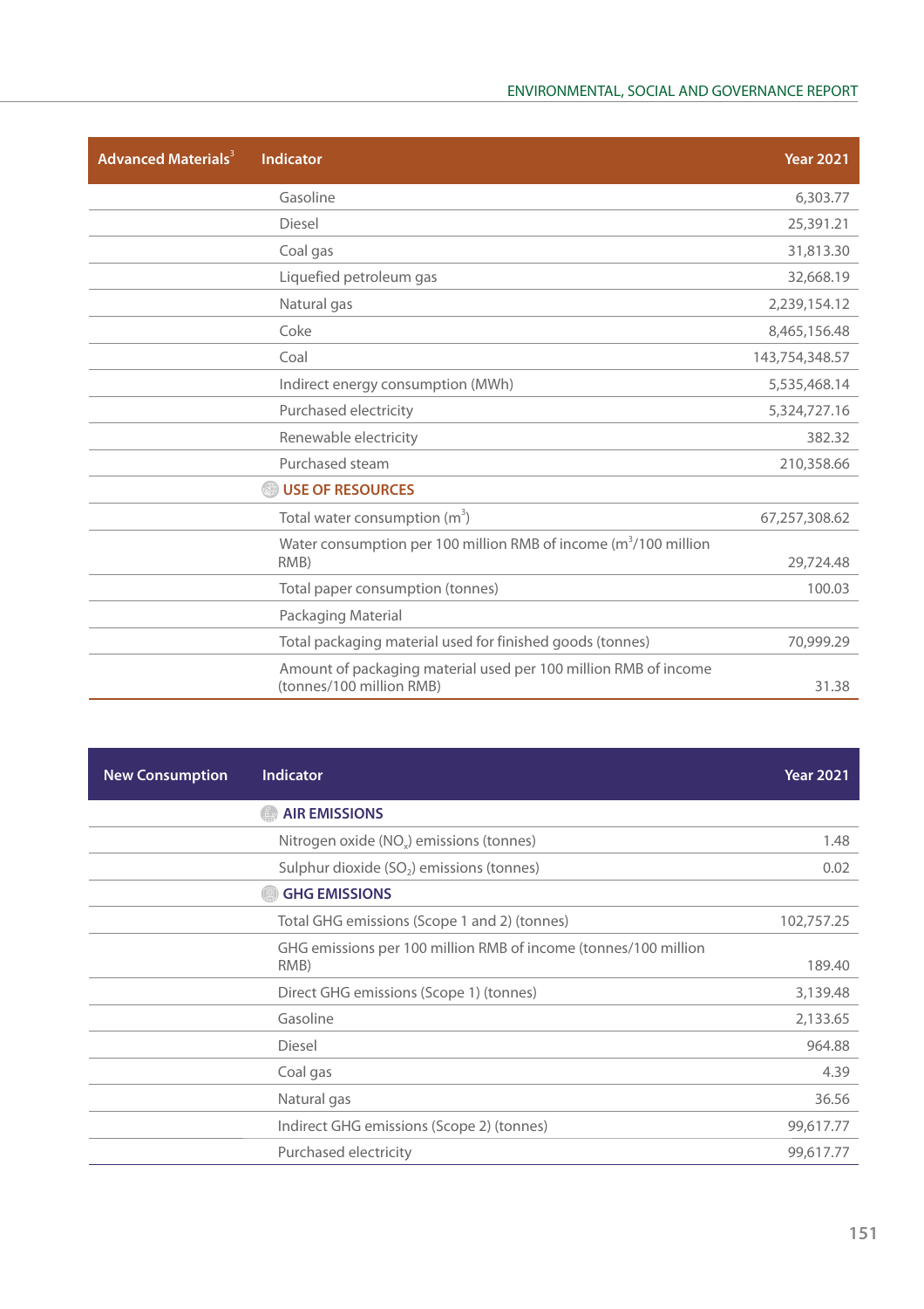| Advanced Materials[3] | Indicator | Year 2021 |
|---|---|---|
| | Gasoline | 6,303.77 |
| | Diesel | 25,391.21 |
| | Coal gas | 31,813.30 |
| | Liquefied petroleum gas | 32,668.19 |
| | Natural gas | 2,239,154.12 |
| | Coke | 8,465,156.48 |
| | Coal | 143,754,348.57 |
| | Indirect energy consumption (MWh) | 5,535,468.14 |
| | Purchased electricity | 5,324,727.16 |
| | Renewable electricity | 382.32 |
| | Purchased steam | 210,358.66 |
| | **USE OF RESOURCES** | |
| | Total water consumption ($m^3$) | 67,257,308.62 |
| | Water consumption per 100 million RMB of income ($m^3$/100 million RMB) | 29,724.48 |
| | Total paper consumption (tonnes) | 100.03 |
| | Packaging Material | |
| | Total packaging material used for finished goods (tonnes) | 70,999.29 |
| | Amount of packaging material used per 100 million RMB of income (tonnes/100 million RMB) | 31.38 |

| New Consumption | Indicator | Year 2021 |
|---|---|---|
| | **AIR EMISSIONS** | |
| | Nitrogen oxide ($NO_x$) emissions (tonnes) | 1.48 |
| | Sulphur dioxide ($SO_2$) emissions (tonnes) | 0.02 |
| | **GHG EMISSIONS** | |
| | Total GHG emissions (Scope 1 and 2) (tonnes) | 102,757.25 |
| | GHG emissions per 100 million RMB of income (tonnes/100 million RMB) | 189.40 |
| | Direct GHG emissions (Scope 1) (tonnes) | 3,139.48 |
| | Gasoline | 2,133.65 |
| | Diesel | 964.88 |
| | Coal gas | 4.39 |
| | Natural gas | 36.56 |
| | Indirect GHG emissions (Scope 2) (tonnes) | 99,617.77 |
| | Purchased electricity | 99,617.77 |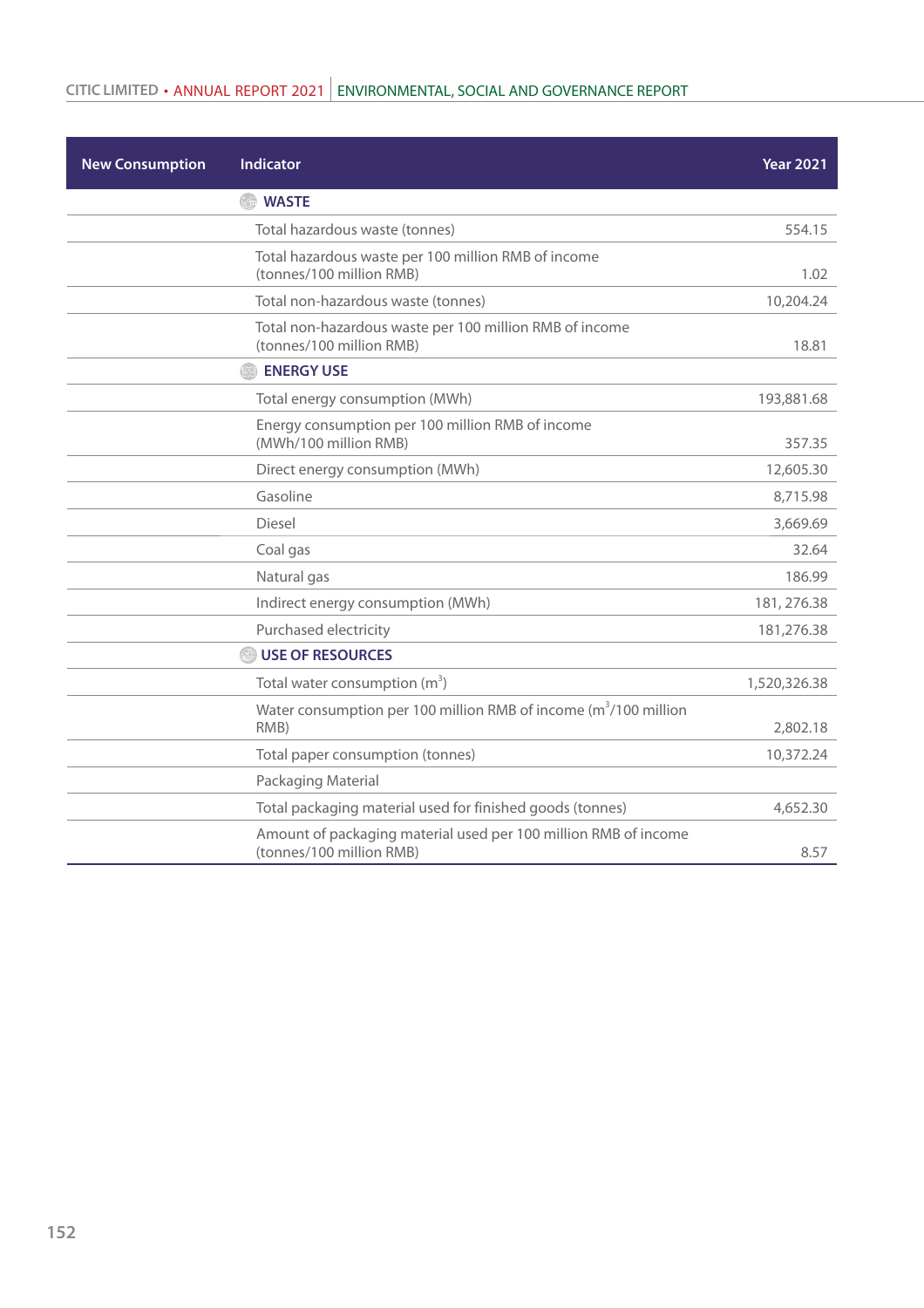| New Consumption | Indicator | Year 2021 |
|---|---|---|
| | **WASTE** | |
| | Total hazardous waste (tonnes) | 554.15 |
| | Total hazardous waste per 100 million RMB of income (tonnes/100 million RMB) | 1.02 |
| | Total non-hazardous waste (tonnes) | 10,204.24 |
| | Total non-hazardous waste per 100 million RMB of income (tonnes/100 million RMB) | 18.81 |
| | **ENERGY USE** | |
| | Total energy consumption (MWh) | 193,881.68 |
| | Energy consumption per 100 million RMB of income (MWh/100 million RMB) | 357.35 |
| | Direct energy consumption (MWh) | 12,605.30 |
| | Gasoline | 8,715.98 |
| | Diesel | 3,669.69 |
| | Coal gas | 32.64 |
| | Natural gas | 186.99 |
| | Indirect energy consumption (MWh) | 181, 276.38 |
| | Purchased electricity | 181,276.38 |
| | **USE OF RESOURCES** | |
| | Total water consumption ($m^3$) | 1,520,326.38 |
| | Water consumption per 100 million RMB of income ($m^3$/100 million RMB) | 2,802.18 |
| | Total paper consumption (tonnes) | 10,372.24 |
| | Packaging Material | |
| | Total packaging material used for finished goods (tonnes) | 4,652.30 |
| | Amount of packaging material used per 100 million RMB of income (tonnes/100 million RMB) | 8.57 |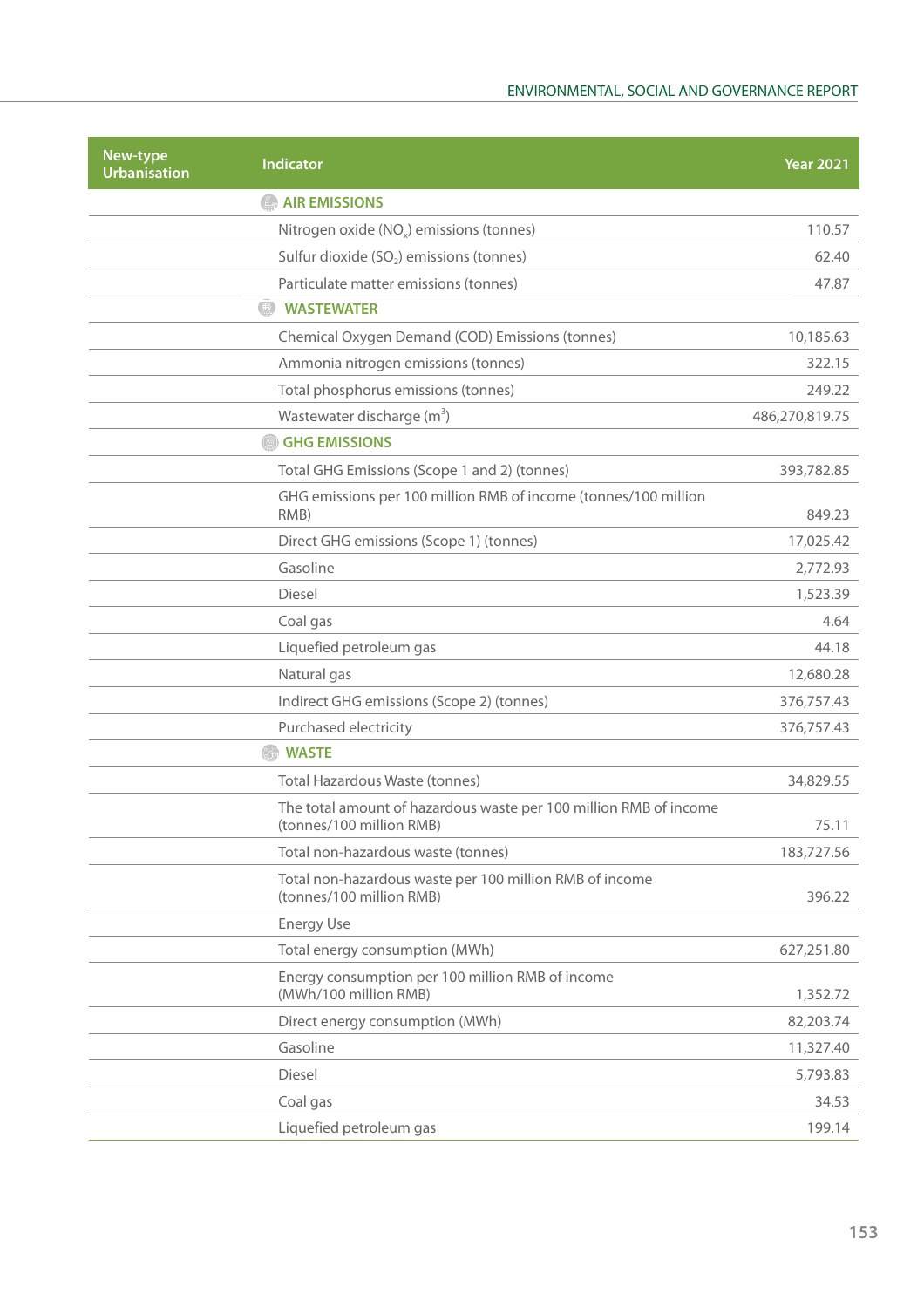| New-type Urbanisation | Indicator | Year 2021 |
|---|---|---|
| | **AIR EMISSIONS** | |
| | Nitrogen oxide ($NO_x$) emissions (tonnes) | 110.57 |
| | Sulfur dioxide ($SO_2$) emissions (tonnes) | 62.40 |
| | Particulate matter emissions (tonnes) | 47.87 |
| | **WASTEWATER** | |
| | Chemical Oxygen Demand (COD) Emissions (tonnes) | 10,185.63 |
| | Ammonia nitrogen emissions (tonnes) | 322.15 |
| | Total phosphorus emissions (tonnes) | 249.22 |
| | Wastewater discharge ($m^3$) | 486,270,819.75 |
| | **GHG EMISSIONS** | |
| | Total GHG Emissions (Scope 1 and 2) (tonnes) | 393,782.85 |
| | GHG emissions per 100 million RMB of income (tonnes/100 million RMB) | 849.23 |
| | Direct GHG emissions (Scope 1) (tonnes) | 17,025.42 |
| | Gasoline | 2,772.93 |
| | Diesel | 1,523.39 |
| | Coal gas | 4.64 |
| | Liquefied petroleum gas | 44.18 |
| | Natural gas | 12,680.28 |
| | Indirect GHG emissions (Scope 2) (tonnes) | 376,757.43 |
| | Purchased electricity | 376,757.43 |
| | **WASTE** | |
| | Total Hazardous Waste (tonnes) | 34,829.55 |
| | The total amount of hazardous waste per 100 million RMB of income (tonnes/100 million RMB) | 75.11 |
| | Total non-hazardous waste (tonnes) | 183,727.56 |
| | Total non-hazardous waste per 100 million RMB of income (tonnes/100 million RMB) | 396.22 |
| | Energy Use | |
| | Total energy consumption (MWh) | 627,251.80 |
| | Energy consumption per 100 million RMB of income (MWh/100 million RMB) | 1,352.72 |
| | Direct energy consumption (MWh) | 82,203.74 |
| | Gasoline | 11,327.40 |
| | Diesel | 5,793.83 |
| | Coal gas | 34.53 |
| | Liquefied petroleum gas | 199.14 |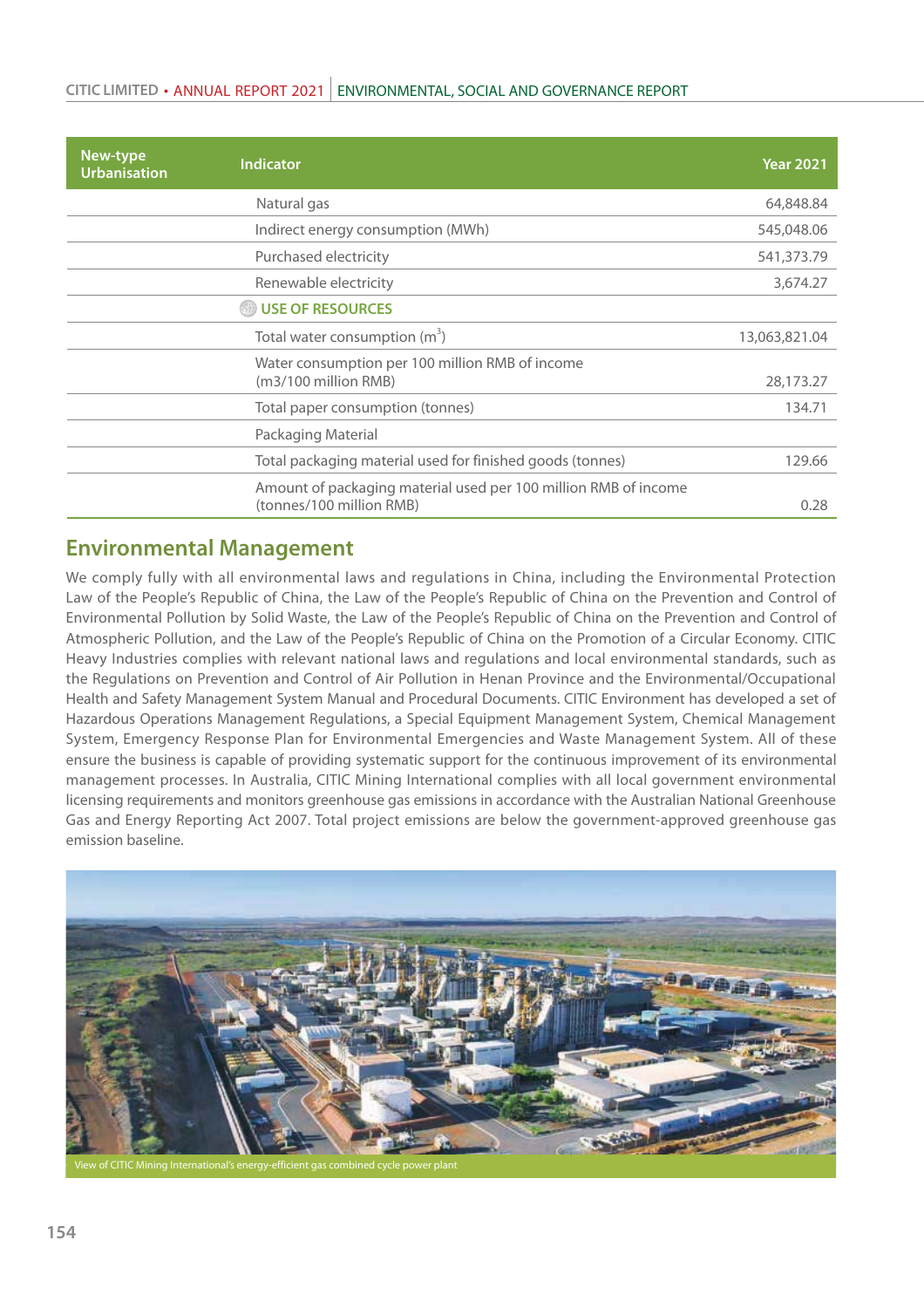| New-type Urbanisation | Indicator | Year 2021 |
|---|---|---|
| | Natural gas | 64,848.84 |
| | Indirect energy consumption (MWh) | 545,048.06 |
| | Purchased electricity | 541,373.79 |
| | Renewable electricity | 3,674.27 |
| | USE OF RESOURCES | |
| | Total water consumption ($m^3$) | 13,063,821.04 |
| | Water consumption per 100 million RMB of income (m3/100 million RMB) | 28,173.27 |
| | Total paper consumption (tonnes) | 134.71 |
| | Packaging Material | |
| | Total packaging material used for finished goods (tonnes) | 129.66 |
| | Amount of packaging material used per 100 million RMB of income (tonnes/100 million RMB) | 0.28 |

## Environmental Management

We comply fully with all environmental laws and regulations in China, including the Environmental Protection Law of the People's Republic of China, the Law of the People's Republic of China on the Prevention and Control of Environmental Pollution by Solid Waste, the Law of the People's Republic of China on the Prevention and Control of Atmospheric Pollution, and the Law of the People's Republic of China on the Promotion of a Circular Economy. CITIC Heavy Industries complies with relevant national laws and regulations and local environmental standards, such as the Regulations on Prevention and Control of Air Pollution in Henan Province and the Environmental/Occupational Health and Safety Management System Manual and Procedural Documents. CITIC Environment has developed a set of Hazardous Operations Management Regulations, a Special Equipment Management System, Chemical Management System, Emergency Response Plan for Environmental Emergencies and Waste Management System. All of these ensure the business is capable of providing systematic support for the continuous improvement of its environmental management processes. In Australia, CITIC Mining International complies with all local government environmental licensing requirements and monitors greenhouse gas emissions in accordance with the Australian National Greenhouse Gas and Energy Reporting Act 2007. Total project emissions are below the government-approved greenhouse gas emission baseline.

View of CITIC Mining International's energy-efficient gas combined cycle power plant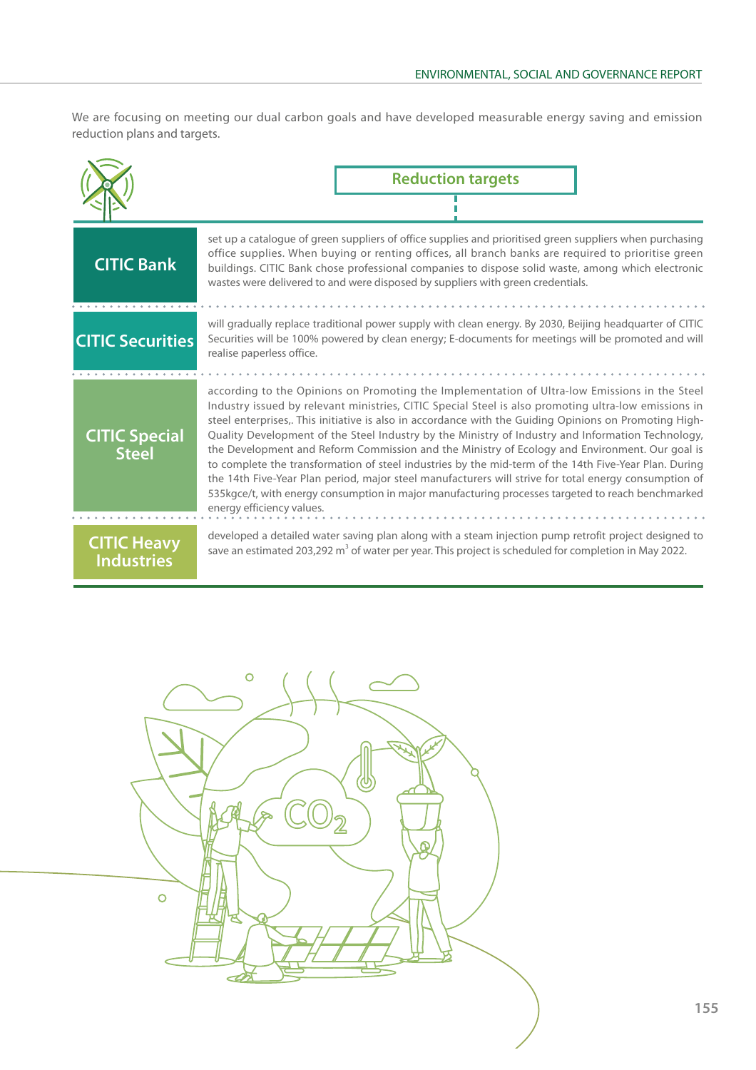We are focusing on meeting our dual carbon goals and have developed measurable energy saving and emission reduction plans and targets.

## Reduction targets

| | |
|---|---|
| **CITIC Bank** | set up a catalogue of green suppliers of office supplies and prioritised green suppliers when purchasing office supplies. When buying or renting offices, all branch banks are required to prioritise green buildings. CITIC Bank chose professional companies to dispose solid waste, among which electronic wastes were delivered to and were disposed by suppliers with green credentials. |
| **CITIC Securities** | will gradually replace traditional power supply with clean energy. By 2030, Beijing headquarter of CITIC Securities will be 100% powered by clean energy; E-documents for meetings will be promoted and will realise paperless office. |
| **CITIC Special Steel** | according to the Opinions on Promoting the Implementation of Ultra-low Emissions in the Steel Industry issued by relevant ministries, CITIC Special Steel is also promoting ultra-low emissions in steel enterprises,. This initiative is also in accordance with the Guiding Opinions on Promoting High-Quality Development of the Steel Industry by the Ministry of Industry and Information Technology, the Development and Reform Commission and the Ministry of Ecology and Environment. Our goal is to complete the transformation of steel industries by the mid-term of the 14th Five-Year Plan. During the 14th Five-Year Plan period, major steel manufacturers will strive for total energy consumption of 535kgce/t, with energy consumption in major manufacturing processes targeted to reach benchmarked energy efficiency values. |
| **CITIC Heavy Industries** | developed a detailed water saving plan along with a steam injection pump retrofit project designed to save an estimated 203,292 $m^3$ of water per year. This project is scheduled for completion in May 2022. |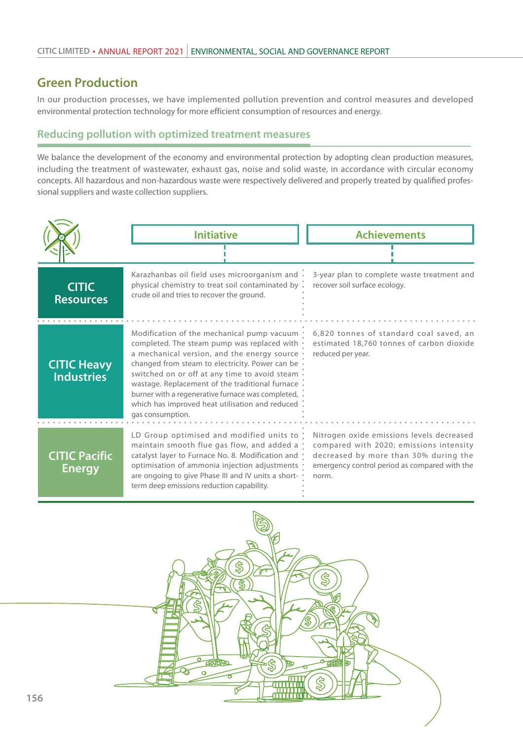## Green Production

In our production processes, we have implemented pollution prevention and control measures and developed environmental protection technology for more efficient consumption of resources and energy.

### Reducing pollution with optimized treatment measures

We balance the development of the economy and environmental protection by adopting clean production measures, including the treatment of wastewater, exhaust gas, noise and solid waste, in accordance with circular economy concepts. All hazardous and non-hazardous waste were respectively delivered and properly treated by qualified professional suppliers and waste collection suppliers.

| | Initiative | Achievements |
|---|---|---|
| CITIC Resources | Karazhanbas oil field uses microorganism and physical chemistry to treat soil contaminated by crude oil and tries to recover the ground. | 3-year plan to complete waste treatment and recover soil surface ecology. |
| CITIC Heavy Industries | Modification of the mechanical pump vacuum completed. The steam pump was replaced with a mechanical version, and the energy source changed from steam to electricity. Power can be switched on or off at any time to avoid steam wastage. Replacement of the traditional furnace burner with a regenerative furnace was completed, which has improved heat utilisation and reduced gas consumption. | 6,820 tonnes of standard coal saved, an estimated 18,760 tonnes of carbon dioxide reduced per year. |
| CITIC Pacific Energy | LD Group optimised and modified units to maintain smooth flue gas flow, and added a catalyst layer to Furnace No. 8. Modification and optimisation of ammonia injection adjustments are ongoing to give Phase III and IV units a short-term deep emissions reduction capability. | Nitrogen oxide emissions levels decreased compared with 2020; emissions intensity decreased by more than 30% during the emergency control period as compared with the norm. |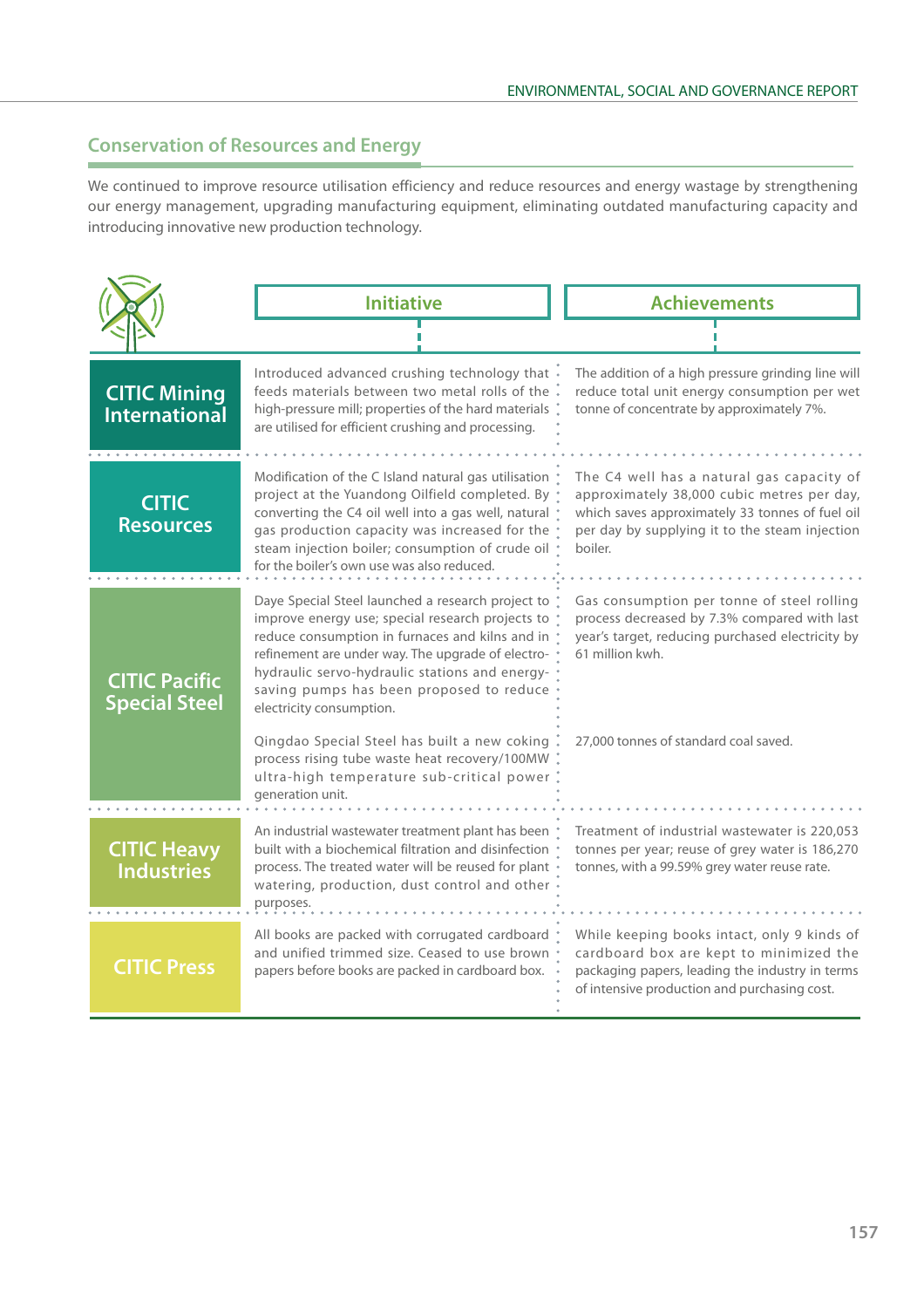## Conservation of Resources and Energy

We continued to improve resource utilisation efficiency and reduce resources and energy wastage by strengthening our energy management, upgrading manufacturing equipment, eliminating outdated manufacturing capacity and introducing innovative new production technology.

| | Initiative | Achievements |
|---|---|---|
| CITIC Mining International | Introduced advanced crushing technology that feeds materials between two metal rolls of the high-pressure mill; properties of the hard materials are utilised for efficient crushing and processing. | The addition of a high pressure grinding line will reduce total unit energy consumption per wet tonne of concentrate by approximately 7%. |
| CITIC Resources | Modification of the C Island natural gas utilisation project at the Yuandong Oilfield completed. By converting the C4 oil well into a gas well, natural gas production capacity was increased for the steam injection boiler; consumption of crude oil for the boiler's own use was also reduced. | The C4 well has a natural gas capacity of approximately 38,000 cubic metres per day, which saves approximately 33 tonnes of fuel oil per day by supplying it to the steam injection boiler. |
| CITIC Pacific Special Steel | Daye Special Steel launched a research project to improve energy use; special research projects to reduce consumption in furnaces and kilns and in refinement are under way. The upgrade of electro-hydraulic servo-hydraulic stations and energy-saving pumps has been proposed to reduce electricity consumption. | Gas consumption per tonne of steel rolling process decreased by 7.3% compared with last year's target, reducing purchased electricity by 61 million kwh. |
| | Qingdao Special Steel has built a new coking process rising tube waste heat recovery/100MW ultra-high temperature sub-critical power generation unit. | 27,000 tonnes of standard coal saved. |
| CITIC Heavy Industries | An industrial wastewater treatment plant has been built with a biochemical filtration and disinfection process. The treated water will be reused for plant watering, production, dust control and other purposes. | Treatment of industrial wastewater is 220,053 tonnes per year; reuse of grey water is 186,270 tonnes, with a 99.59% grey water reuse rate. |
| CITIC Press | All books are packed with corrugated cardboard and unified trimmed size. Ceased to use brown papers before books are packed in cardboard box. | While keeping books intact, only 9 kinds of cardboard box are kept to minimized the packaging papers, leading the industry in terms of intensive production and purchasing cost. |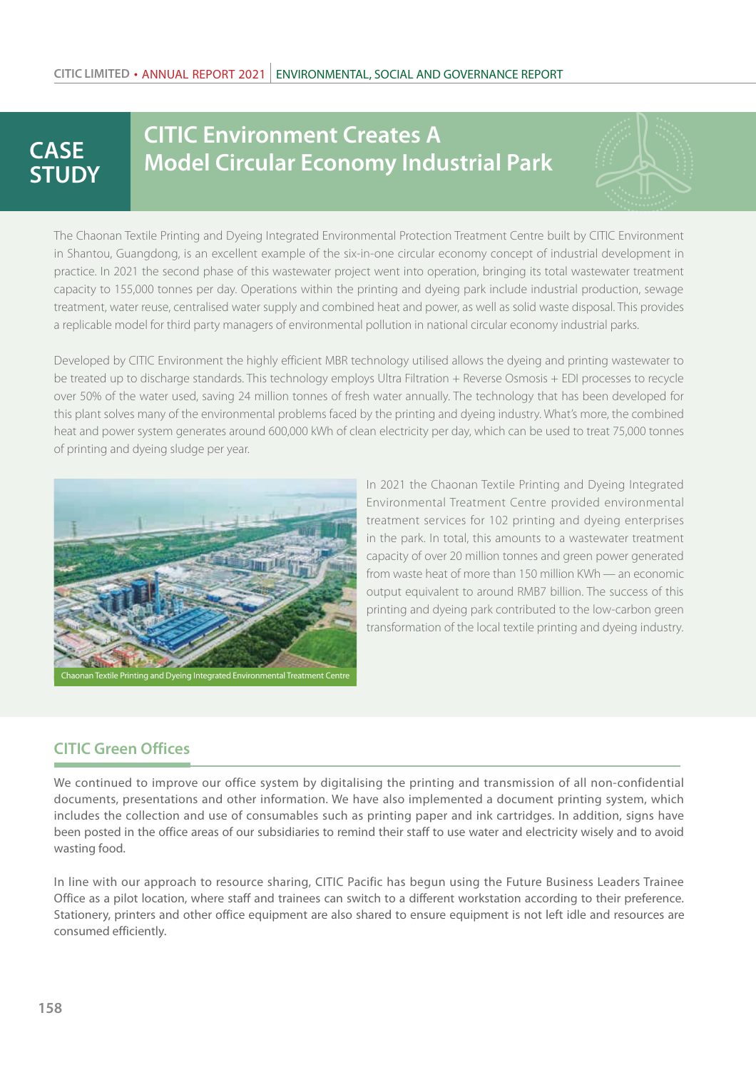## CASE STUDY

# CITIC Environment Creates A Model Circular Economy Industrial Park

The Chaonan Textile Printing and Dyeing Integrated Environmental Protection Treatment Centre built by CITIC Environment in Shantou, Guangdong, is an excellent example of the six-in-one circular economy concept of industrial development in practice. In 2021 the second phase of this wastewater project went into operation, bringing its total wastewater treatment capacity to 155,000 tonnes per day. Operations within the printing and dyeing park include industrial production, sewage treatment, water reuse, centralised water supply and combined heat and power, as well as solid waste disposal. This provides a replicable model for third party managers of environmental pollution in national circular economy industrial parks.

Developed by CITIC Environment the highly efficient MBR technology utilised allows the dyeing and printing wastewater to be treated up to discharge standards. This technology employs Ultra Filtration + Reverse Osmosis + EDI processes to recycle over 50% of the water used, saving 24 million tonnes of fresh water annually. The technology that has been developed for this plant solves many of the environmental problems faced by the printing and dyeing industry. What's more, the combined heat and power system generates around 600,000 kWh of clean electricity per day, which can be used to treat 75,000 tonnes of printing and dyeing sludge per year.

Chaonan Textile Printing and Dyeing Integrated Environmental Treatment Centre

In 2021 the Chaonan Textile Printing and Dyeing Integrated Environmental Treatment Centre provided environmental treatment services for 102 printing and dyeing enterprises in the park. In total, this amounts to a wastewater treatment capacity of over 20 million tonnes and green power generated from waste heat of more than 150 million KWh — an economic output equivalent to around RMB7 billion. The success of this printing and dyeing park contributed to the low-carbon green transformation of the local textile printing and dyeing industry.

## CITIC Green Offices

We continued to improve our office system by digitalising the printing and transmission of all non-confidential documents, presentations and other information. We have also implemented a document printing system, which includes the collection and use of consumables such as printing paper and ink cartridges. In addition, signs have been posted in the office areas of our subsidiaries to remind their staff to use water and electricity wisely and to avoid wasting food.

In line with our approach to resource sharing, CITIC Pacific has begun using the Future Business Leaders Trainee Office as a pilot location, where staff and trainees can switch to a different workstation according to their preference. Stationery, printers and other office equipment are also shared to ensure equipment is not left idle and resources are consumed efficiently.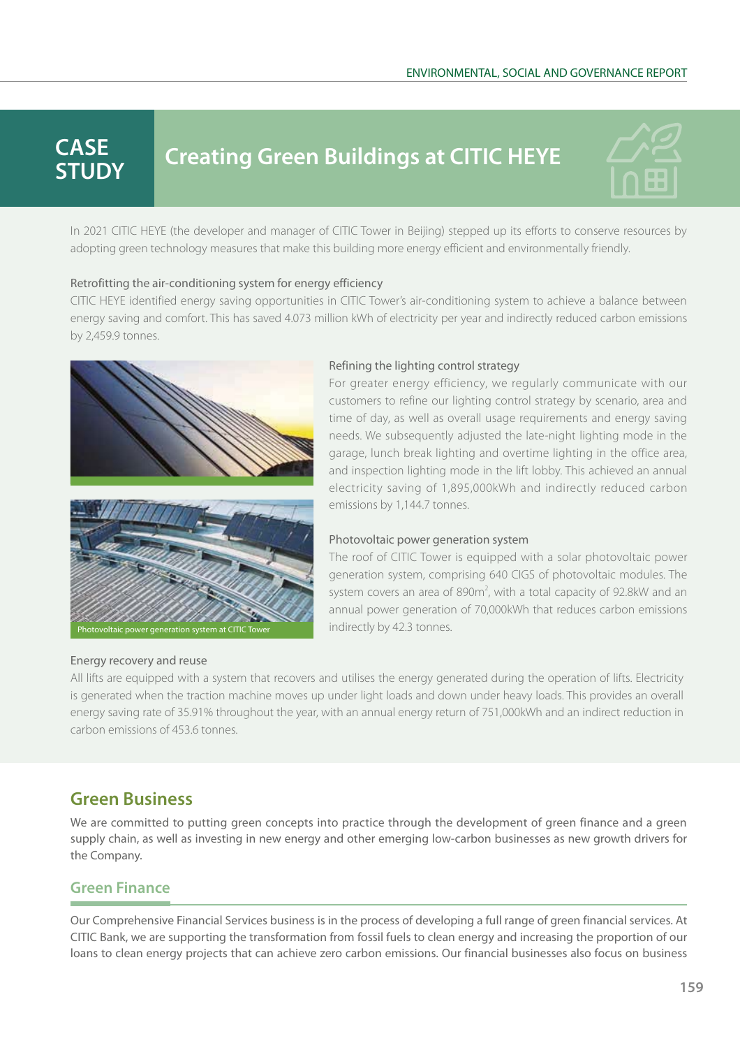# CASE STUDY

## Creating Green Buildings at CITIC HEYE

In 2021 CITIC HEYE (the developer and manager of CITIC Tower in Beijing) stepped up its efforts to conserve resources by adopting green technology measures that make this building more energy efficient and environmentally friendly.

### Retrofitting the air-conditioning system for energy efficiency

CITIC HEYE identified energy saving opportunities in CITIC Tower's air-conditioning system to achieve a balance between energy saving and comfort. This has saved 4.073 million kWh of electricity per year and indirectly reduced carbon emissions by 2,459.9 tonnes.

### Refining the lighting control strategy

For greater energy efficiency, we regularly communicate with our customers to refine our lighting control strategy by scenario, area and time of day, as well as overall usage requirements and energy saving needs. We subsequently adjusted the late-night lighting mode in the garage, lunch break lighting and overtime lighting in the office area, and inspection lighting mode in the lift lobby. This achieved an annual electricity saving of 1,895,000kWh and indirectly reduced carbon emissions by 1,144.7 tonnes.

### Photovoltaic power generation system

The roof of CITIC Tower is equipped with a solar photovoltaic power generation system, comprising 640 CIGS of photovoltaic modules. The system covers an area of 890m$^2$, with a total capacity of 92.8kW and an annual power generation of 70,000kWh that reduces carbon emissions indirectly by 42.3 tonnes.

Photovoltaic power generation system at CITIC Tower

### Energy recovery and reuse

All lifts are equipped with a system that recovers and utilises the energy generated during the operation of lifts. Electricity is generated when the traction machine moves up under light loads and down under heavy loads. This provides an overall energy saving rate of 35.91% throughout the year, with an annual energy return of 751,000kWh and an indirect reduction in carbon emissions of 453.6 tonnes.

## Green Business

We are committed to putting green concepts into practice through the development of green finance and a green supply chain, as well as investing in new energy and other emerging low-carbon businesses as new growth drivers for the Company.

### Green Finance

Our Comprehensive Financial Services business is in the process of developing a full range of green financial services. At CITIC Bank, we are supporting the transformation from fossil fuels to clean energy and increasing the proportion of our loans to clean energy projects that can achieve zero carbon emissions. Our financial businesses also focus on business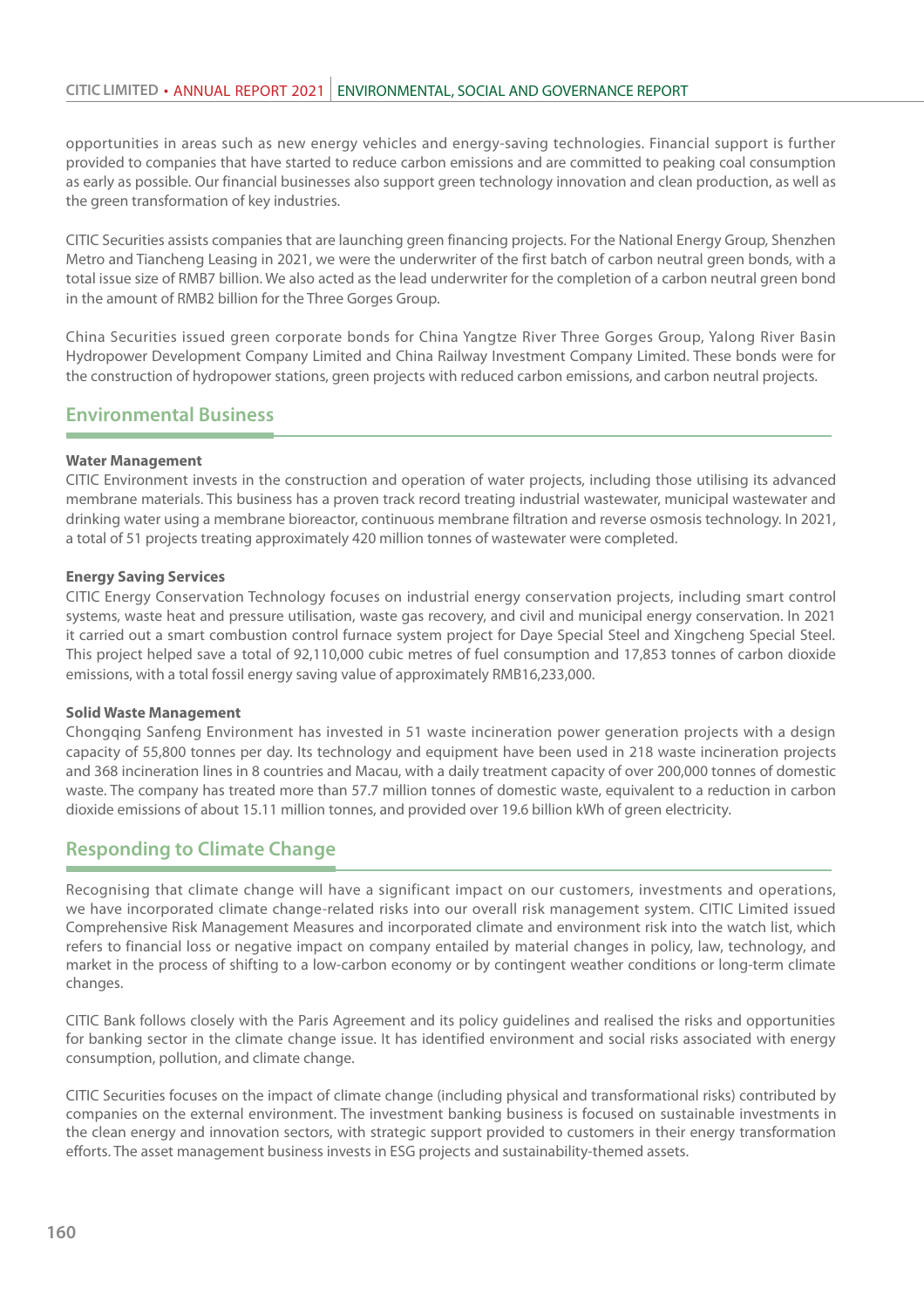opportunities in areas such as new energy vehicles and energy-saving technologies. Financial support is further provided to companies that have started to reduce carbon emissions and are committed to peaking coal consumption as early as possible. Our financial businesses also support green technology innovation and clean production, as well as the green transformation of key industries.

CITIC Securities assists companies that are launching green financing projects. For the National Energy Group, Shenzhen Metro and Tiancheng Leasing in 2021, we were the underwriter of the first batch of carbon neutral green bonds, with a total issue size of RMB7 billion. We also acted as the lead underwriter for the completion of a carbon neutral green bond in the amount of RMB2 billion for the Three Gorges Group.

China Securities issued green corporate bonds for China Yangtze River Three Gorges Group, Yalong River Basin Hydropower Development Company Limited and China Railway Investment Company Limited. These bonds were for the construction of hydropower stations, green projects with reduced carbon emissions, and carbon neutral projects.

## Environmental Business

**Water Management**

CITIC Environment invests in the construction and operation of water projects, including those utilising its advanced membrane materials. This business has a proven track record treating industrial wastewater, municipal wastewater and drinking water using a membrane bioreactor, continuous membrane filtration and reverse osmosis technology. In 2021, a total of 51 projects treating approximately 420 million tonnes of wastewater were completed.

**Energy Saving Services**

CITIC Energy Conservation Technology focuses on industrial energy conservation projects, including smart control systems, waste heat and pressure utilisation, waste gas recovery, and civil and municipal energy conservation. In 2021 it carried out a smart combustion control furnace system project for Daye Special Steel and Xingcheng Special Steel. This project helped save a total of 92,110,000 cubic metres of fuel consumption and 17,853 tonnes of carbon dioxide emissions, with a total fossil energy saving value of approximately RMB16,233,000.

**Solid Waste Management**

Chongqing Sanfeng Environment has invested in 51 waste incineration power generation projects with a design capacity of 55,800 tonnes per day. Its technology and equipment have been used in 218 waste incineration projects and 368 incineration lines in 8 countries and Macau, with a daily treatment capacity of over 200,000 tonnes of domestic waste. The company has treated more than 57.7 million tonnes of domestic waste, equivalent to a reduction in carbon dioxide emissions of about 15.11 million tonnes, and provided over 19.6 billion kWh of green electricity.

## Responding to Climate Change

Recognising that climate change will have a significant impact on our customers, investments and operations, we have incorporated climate change-related risks into our overall risk management system. CITIC Limited issued Comprehensive Risk Management Measures and incorporated climate and environment risk into the watch list, which refers to financial loss or negative impact on company entailed by material changes in policy, law, technology, and market in the process of shifting to a low-carbon economy or by contingent weather conditions or long-term climate changes.

CITIC Bank follows closely with the Paris Agreement and its policy guidelines and realised the risks and opportunities for banking sector in the climate change issue. It has identified environment and social risks associated with energy consumption, pollution, and climate change.

CITIC Securities focuses on the impact of climate change (including physical and transformational risks) contributed by companies on the external environment. The investment banking business is focused on sustainable investments in the clean energy and innovation sectors, with strategic support provided to customers in their energy transformation efforts. The asset management business invests in ESG projects and sustainability-themed assets.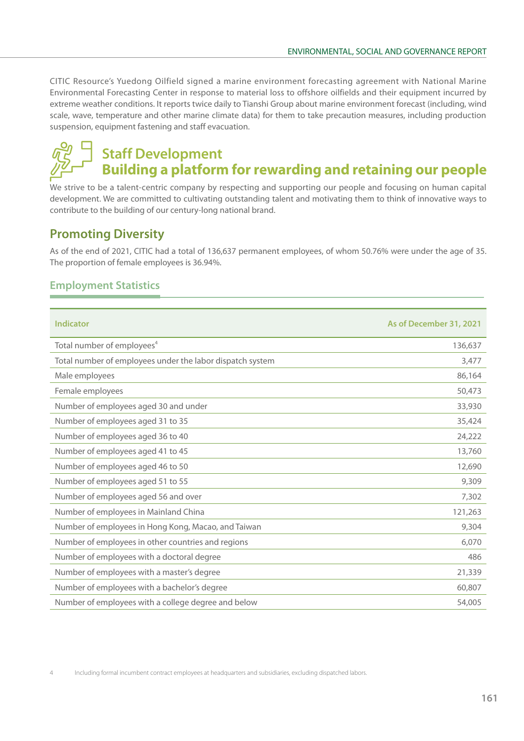CITIC Resource's Yuedong Oilfield signed a marine environment forecasting agreement with National Marine Environmental Forecasting Center in response to material loss to offshore oilfields and their equipment incurred by extreme weather conditions. It reports twice daily to Tianshi Group about marine environment forecast (including, wind scale, wave, temperature and other marine climate data) for them to take precaution measures, including production suspension, equipment fastening and staff evacuation.

## Staff Development
## Building a platform for rewarding and retaining our people

We strive to be a talent-centric company by respecting and supporting our people and focusing on human capital development. We are committed to cultivating outstanding talent and motivating them to think of innovative ways to contribute to the building of our century-long national brand.

### Promoting Diversity

As of the end of 2021, CITIC had a total of 136,637 permanent employees, of whom 50.76% were under the age of 35. The proportion of female employees is 36.94%.

#### Employment Statistics

| Indicator | As of December 31, 2021 |
|---|---|
| Total number of employees[4] | 136,637 |
| Total number of employees under the labor dispatch system | 3,477 |
| Male employees | 86,164 |
| Female employees | 50,473 |
| Number of employees aged 30 and under | 33,930 |
| Number of employees aged 31 to 35 | 35,424 |
| Number of employees aged 36 to 40 | 24,222 |
| Number of employees aged 41 to 45 | 13,760 |
| Number of employees aged 46 to 50 | 12,690 |
| Number of employees aged 51 to 55 | 9,309 |
| Number of employees aged 56 and over | 7,302 |
| Number of employees in Mainland China | 121,263 |
| Number of employees in Hong Kong, Macao, and Taiwan | 9,304 |
| Number of employees in other countries and regions | 6,070 |
| Number of employees with a doctoral degree | 486 |
| Number of employees with a master's degree | 21,339 |
| Number of employees with a bachelor's degree | 60,807 |
| Number of employees with a college degree and below | 54,005 |

4 Including formal incumbent contract employees at headquarters and subsidiaries, excluding dispatched labors.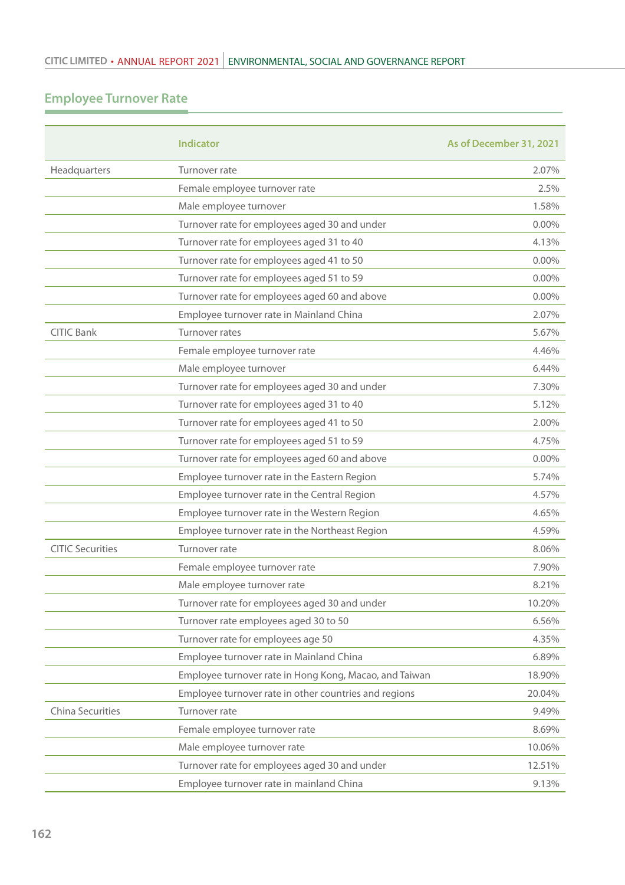## Employee Turnover Rate

| | Indicator | As of December 31, 2021 |
|---|---|---|
| Headquarters | Turnover rate | 2.07% |
| | Female employee turnover rate | 2.5% |
| | Male employee turnover | 1.58% |
| | Turnover rate for employees aged 30 and under | 0.00% |
| | Turnover rate for employees aged 31 to 40 | 4.13% |
| | Turnover rate for employees aged 41 to 50 | 0.00% |
| | Turnover rate for employees aged 51 to 59 | 0.00% |
| | Turnover rate for employees aged 60 and above | 0.00% |
| | Employee turnover rate in Mainland China | 2.07% |
| CITIC Bank | Turnover rates | 5.67% |
| | Female employee turnover rate | 4.46% |
| | Male employee turnover | 6.44% |
| | Turnover rate for employees aged 30 and under | 7.30% |
| | Turnover rate for employees aged 31 to 40 | 5.12% |
| | Turnover rate for employees aged 41 to 50 | 2.00% |
| | Turnover rate for employees aged 51 to 59 | 4.75% |
| | Turnover rate for employees aged 60 and above | 0.00% |
| | Employee turnover rate in the Eastern Region | 5.74% |
| | Employee turnover rate in the Central Region | 4.57% |
| | Employee turnover rate in the Western Region | 4.65% |
| | Employee turnover rate in the Northeast Region | 4.59% |
| CITIC Securities | Turnover rate | 8.06% |
| | Female employee turnover rate | 7.90% |
| | Male employee turnover rate | 8.21% |
| | Turnover rate for employees aged 30 and under | 10.20% |
| | Turnover rate employees aged 30 to 50 | 6.56% |
| | Turnover rate for employees age 50 | 4.35% |
| | Employee turnover rate in Mainland China | 6.89% |
| | Employee turnover rate in Hong Kong, Macao, and Taiwan | 18.90% |
| | Employee turnover rate in other countries and regions | 20.04% |
| China Securities | Turnover rate | 9.49% |
| | Female employee turnover rate | 8.69% |
| | Male employee turnover rate | 10.06% |
| | Turnover rate for employees aged 30 and under | 12.51% |
| | Employee turnover rate in mainland China | 9.13% |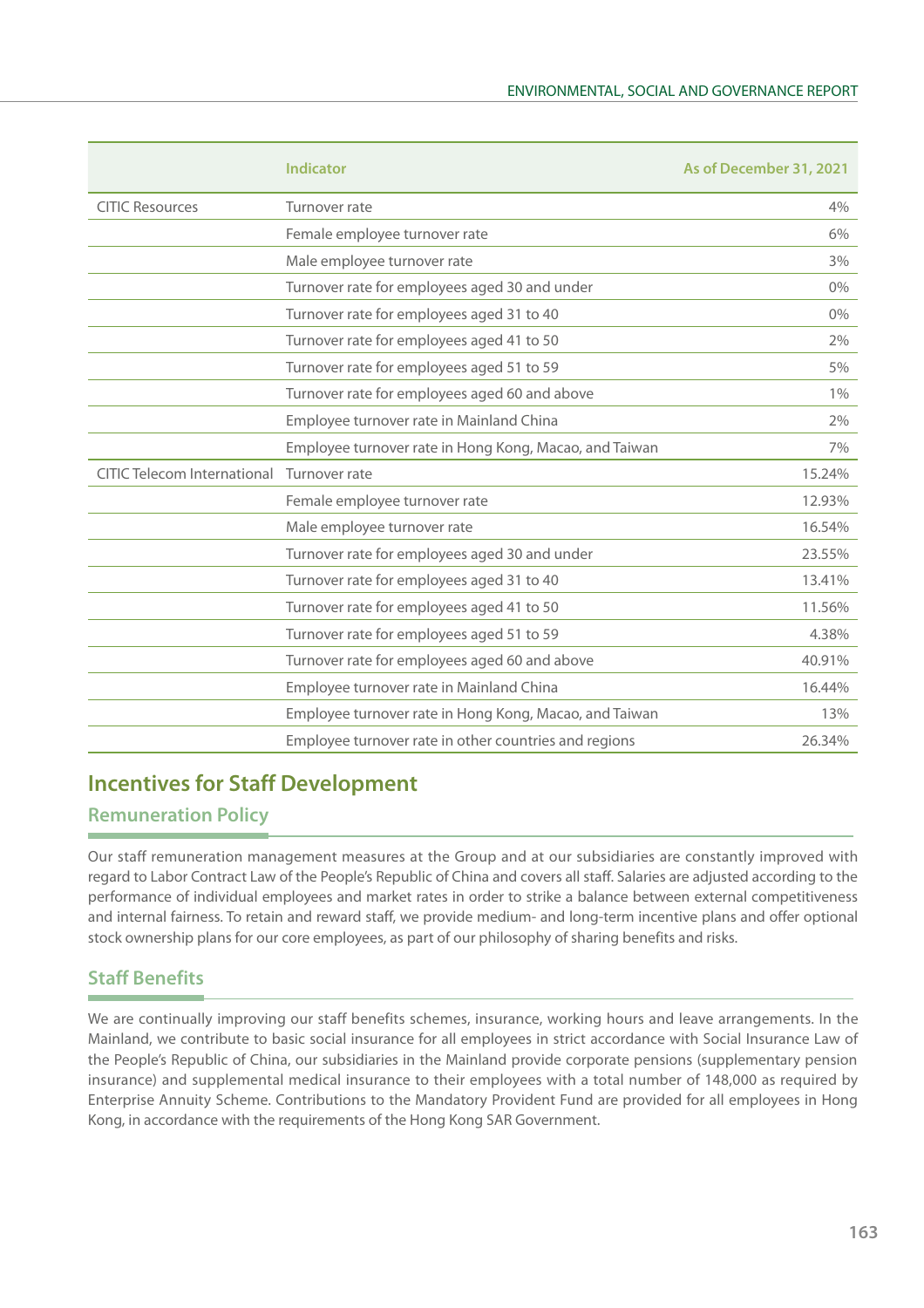| | Indicator | As of December 31, 2021 |
|---|---|---|
| CITIC Resources | Turnover rate | 4% |
| | Female employee turnover rate | 6% |
| | Male employee turnover rate | 3% |
| | Turnover rate for employees aged 30 and under | 0% |
| | Turnover rate for employees aged 31 to 40 | 0% |
| | Turnover rate for employees aged 41 to 50 | 2% |
| | Turnover rate for employees aged 51 to 59 | 5% |
| | Turnover rate for employees aged 60 and above | 1% |
| | Employee turnover rate in Mainland China | 2% |
| | Employee turnover rate in Hong Kong, Macao, and Taiwan | 7% |
| CITIC Telecom International | Turnover rate | 15.24% |
| | Female employee turnover rate | 12.93% |
| | Male employee turnover rate | 16.54% |
| | Turnover rate for employees aged 30 and under | 23.55% |
| | Turnover rate for employees aged 31 to 40 | 13.41% |
| | Turnover rate for employees aged 41 to 50 | 11.56% |
| | Turnover rate for employees aged 51 to 59 | 4.38% |
| | Turnover rate for employees aged 60 and above | 40.91% |
| | Employee turnover rate in Mainland China | 16.44% |
| | Employee turnover rate in Hong Kong, Macao, and Taiwan | 13% |
| | Employee turnover rate in other countries and regions | 26.34% |

## Incentives for Staff Development

### Remuneration Policy

Our staff remuneration management measures at the Group and at our subsidiaries are constantly improved with regard to Labor Contract Law of the People's Republic of China and covers all staff. Salaries are adjusted according to the performance of individual employees and market rates in order to strike a balance between external competitiveness and internal fairness. To retain and reward staff, we provide medium- and long-term incentive plans and offer optional stock ownership plans for our core employees, as part of our philosophy of sharing benefits and risks.

### Staff Benefits

We are continually improving our staff benefits schemes, insurance, working hours and leave arrangements. In the Mainland, we contribute to basic social insurance for all employees in strict accordance with Social Insurance Law of the People's Republic of China, our subsidiaries in the Mainland provide corporate pensions (supplementary pension insurance) and supplemental medical insurance to their employees with a total number of 148,000 as required by Enterprise Annuity Scheme. Contributions to the Mandatory Provident Fund are provided for all employees in Hong Kong, in accordance with the requirements of the Hong Kong SAR Government.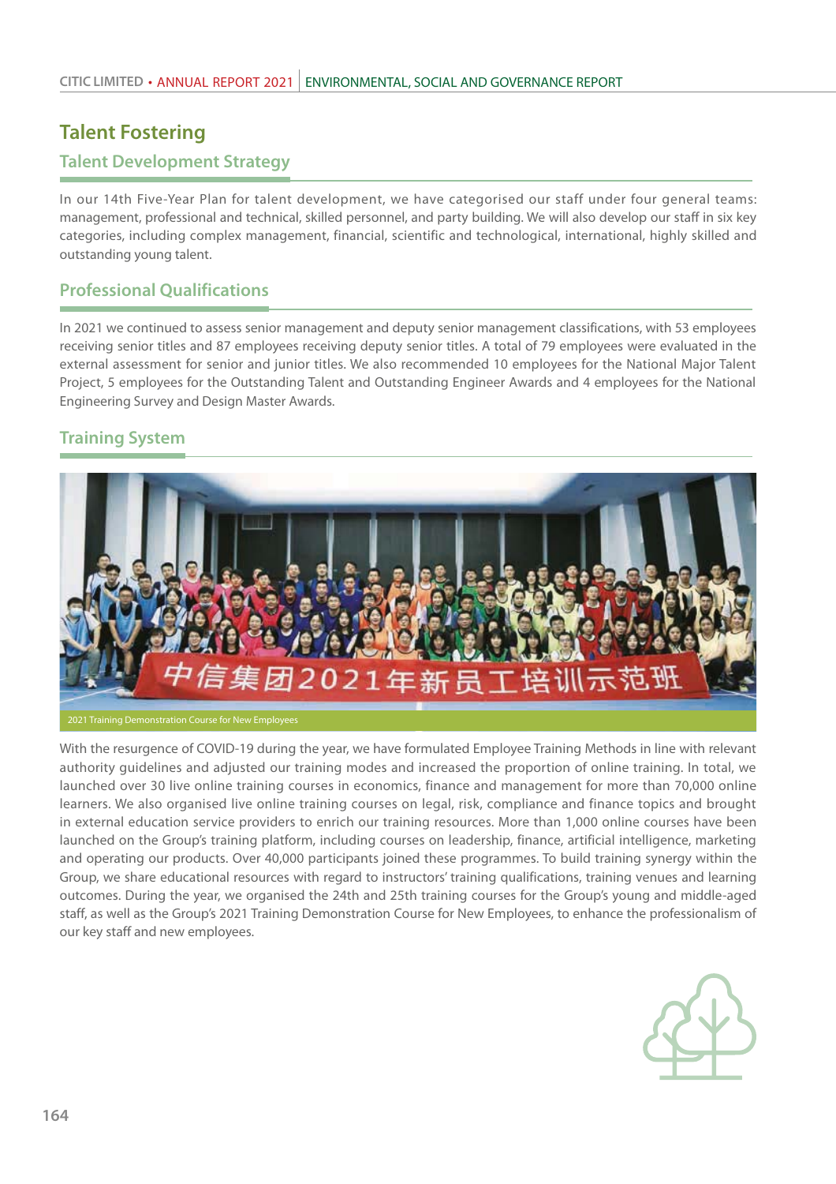## Talent Fostering

### Talent Development Strategy

In our 14th Five-Year Plan for talent development, we have categorised our staff under four general teams: management, professional and technical, skilled personnel, and party building. We will also develop our staff in six key categories, including complex management, financial, scientific and technological, international, highly skilled and outstanding young talent.

### Professional Qualifications

In 2021 we continued to assess senior management and deputy senior management classifications, with 53 employees receiving senior titles and 87 employees receiving deputy senior titles. A total of 79 employees were evaluated in the external assessment for senior and junior titles. We also recommended 10 employees for the National Major Talent Project, 5 employees for the Outstanding Talent and Outstanding Engineer Awards and 4 employees for the National Engineering Survey and Design Master Awards.

### Training System

2021 Training Demonstration Course for New Employees

With the resurgence of COVID-19 during the year, we have formulated Employee Training Methods in line with relevant authority guidelines and adjusted our training modes and increased the proportion of online training. In total, we launched over 30 live online training courses in economics, finance and management for more than 70,000 online learners. We also organised live online training courses on legal, risk, compliance and finance topics and brought in external education service providers to enrich our training resources. More than 1,000 online courses have been launched on the Group's training platform, including courses on leadership, finance, artificial intelligence, marketing and operating our products. Over 40,000 participants joined these programmes. To build training synergy within the Group, we share educational resources with regard to instructors' training qualifications, training venues and learning outcomes. During the year, we organised the 24th and 25th training courses for the Group's young and middle-aged staff, as well as the Group's 2021 Training Demonstration Course for New Employees, to enhance the professionalism of our key staff and new employees.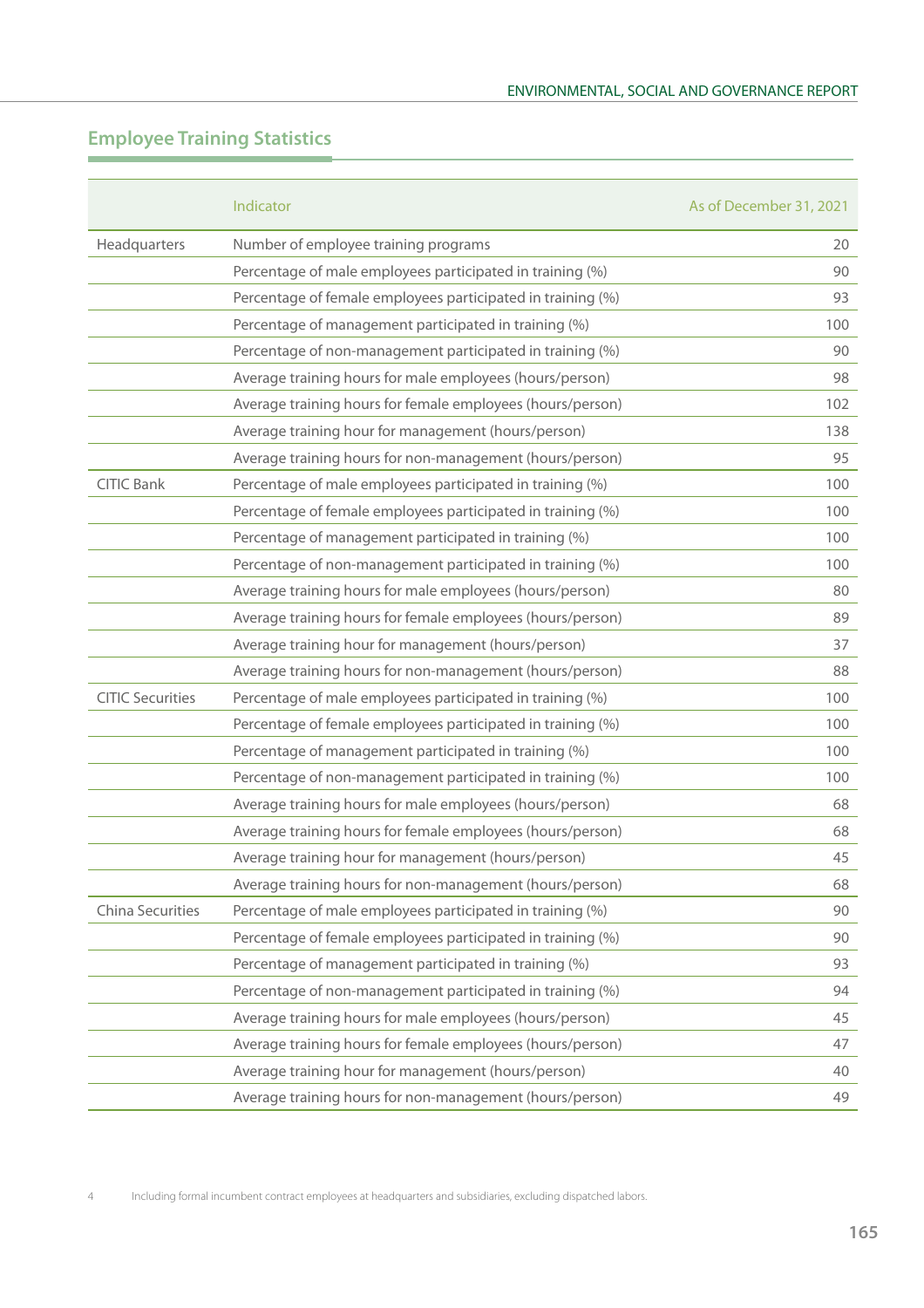## Employee Training Statistics

| | Indicator | As of December 31, 2021 |
|---|---|---|
| Headquarters | Number of employee training programs | 20 |
| | Percentage of male employees participated in training (%) | 90 |
| | Percentage of female employees participated in training (%) | 93 |
| | Percentage of management participated in training (%) | 100 |
| | Percentage of non-management participated in training (%) | 90 |
| | Average training hours for male employees (hours/person) | 98 |
| | Average training hours for female employees (hours/person) | 102 |
| | Average training hour for management (hours/person) | 138 |
| | Average training hours for non-management (hours/person) | 95 |
| CITIC Bank | Percentage of male employees participated in training (%) | 100 |
| | Percentage of female employees participated in training (%) | 100 |
| | Percentage of management participated in training (%) | 100 |
| | Percentage of non-management participated in training (%) | 100 |
| | Average training hours for male employees (hours/person) | 80 |
| | Average training hours for female employees (hours/person) | 89 |
| | Average training hour for management (hours/person) | 37 |
| | Average training hours for non-management (hours/person) | 88 |
| CITIC Securities | Percentage of male employees participated in training (%) | 100 |
| | Percentage of female employees participated in training (%) | 100 |
| | Percentage of management participated in training (%) | 100 |
| | Percentage of non-management participated in training (%) | 100 |
| | Average training hours for male employees (hours/person) | 68 |
| | Average training hours for female employees (hours/person) | 68 |
| | Average training hour for management (hours/person) | 45 |
| | Average training hours for non-management (hours/person) | 68 |
| China Securities | Percentage of male employees participated in training (%) | 90 |
| | Percentage of female employees participated in training (%) | 90 |
| | Percentage of management participated in training (%) | 93 |
| | Percentage of non-management participated in training (%) | 94 |
| | Average training hours for male employees (hours/person) | 45 |
| | Average training hours for female employees (hours/person) | 47 |
| | Average training hour for management (hours/person) | 40 |
| | Average training hours for non-management (hours/person) | 49 |

4 Including formal incumbent contract employees at headquarters and subsidiaries, excluding dispatched labors.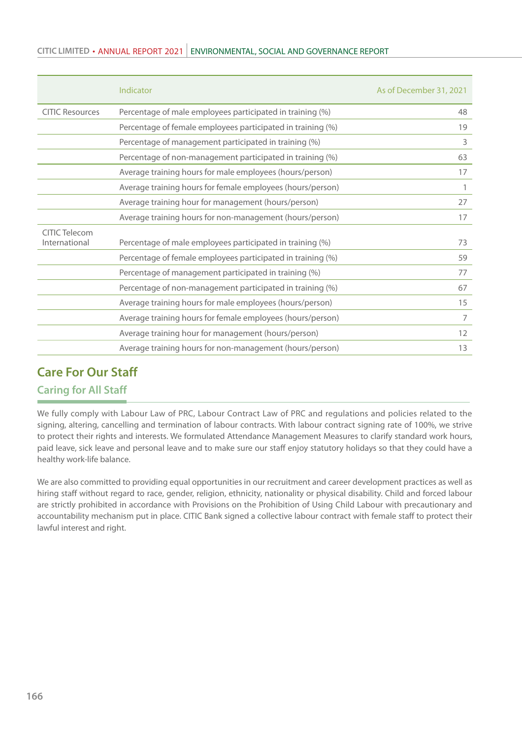| | Indicator | As of December 31, 2021 |
|---|---|---|
| CITIC Resources | Percentage of male employees participated in training (%) | 48 |
| | Percentage of female employees participated in training (%) | 19 |
| | Percentage of management participated in training (%) | 3 |
| | Percentage of non-management participated in training (%) | 63 |
| | Average training hours for male employees (hours/person) | 17 |
| | Average training hours for female employees (hours/person) | 1 |
| | Average training hour for management (hours/person) | 27 |
| | Average training hours for non-management (hours/person) | 17 |
| CITIC Telecom International | Percentage of male employees participated in training (%) | 73 |
| | Percentage of female employees participated in training (%) | 59 |
| | Percentage of management participated in training (%) | 77 |
| | Percentage of non-management participated in training (%) | 67 |
| | Average training hours for male employees (hours/person) | 15 |
| | Average training hours for female employees (hours/person) | 7 |
| | Average training hour for management (hours/person) | 12 |
| | Average training hours for non-management (hours/person) | 13 |

## Care For Our Staff

### Caring for All Staff

We fully comply with Labour Law of PRC, Labour Contract Law of PRC and regulations and policies related to the signing, altering, cancelling and termination of labour contracts. With labour contract signing rate of 100%, we strive to protect their rights and interests. We formulated Attendance Management Measures to clarify standard work hours, paid leave, sick leave and personal leave and to make sure our staff enjoy statutory holidays so that they could have a healthy work-life balance.

We are also committed to providing equal opportunities in our recruitment and career development practices as well as hiring staff without regard to race, gender, religion, ethnicity, nationality or physical disability. Child and forced labour are strictly prohibited in accordance with Provisions on the Prohibition of Using Child Labour with precautionary and accountability mechanism put in place. CITIC Bank signed a collective labour contract with female staff to protect their lawful interest and right.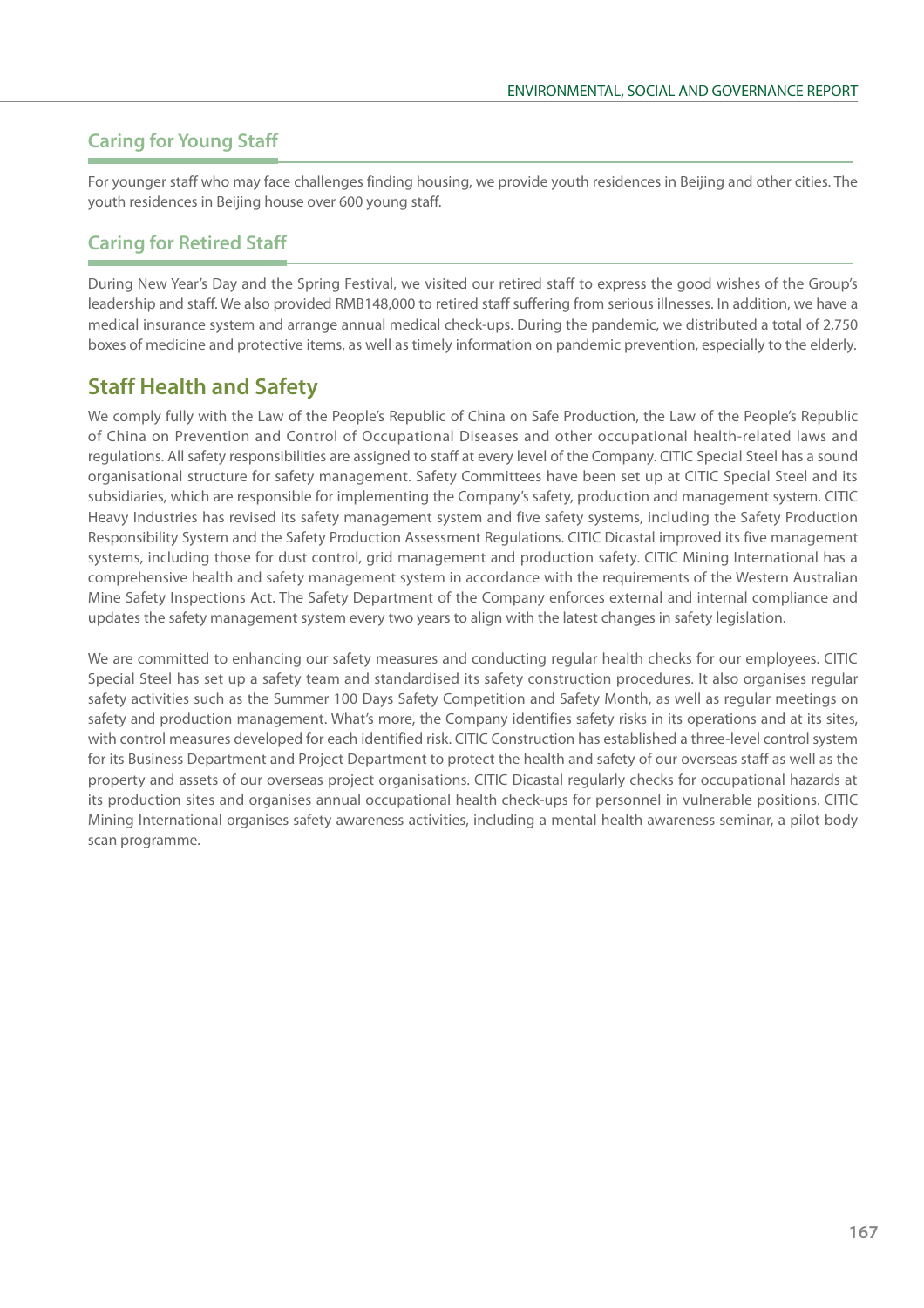### Caring for Young Staff

For younger staff who may face challenges finding housing, we provide youth residences in Beijing and other cities. The youth residences in Beijing house over 600 young staff.

### Caring for Retired Staff

During New Year's Day and the Spring Festival, we visited our retired staff to express the good wishes of the Group's leadership and staff. We also provided RMB148,000 to retired staff suffering from serious illnesses. In addition, we have a medical insurance system and arrange annual medical check-ups. During the pandemic, we distributed a total of 2,750 boxes of medicine and protective items, as well as timely information on pandemic prevention, especially to the elderly.

## Staff Health and Safety

We comply fully with the Law of the People's Republic of China on Safe Production, the Law of the People's Republic of China on Prevention and Control of Occupational Diseases and other occupational health-related laws and regulations. All safety responsibilities are assigned to staff at every level of the Company. CITIC Special Steel has a sound organisational structure for safety management. Safety Committees have been set up at CITIC Special Steel and its subsidiaries, which are responsible for implementing the Company's safety, production and management system. CITIC Heavy Industries has revised its safety management system and five safety systems, including the Safety Production Responsibility System and the Safety Production Assessment Regulations. CITIC Dicastal improved its five management systems, including those for dust control, grid management and production safety. CITIC Mining International has a comprehensive health and safety management system in accordance with the requirements of the Western Australian Mine Safety Inspections Act. The Safety Department of the Company enforces external and internal compliance and updates the safety management system every two years to align with the latest changes in safety legislation.

We are committed to enhancing our safety measures and conducting regular health checks for our employees. CITIC Special Steel has set up a safety team and standardised its safety construction procedures. It also organises regular safety activities such as the Summer 100 Days Safety Competition and Safety Month, as well as regular meetings on safety and production management. What's more, the Company identifies safety risks in its operations and at its sites, with control measures developed for each identified risk. CITIC Construction has established a three-level control system for its Business Department and Project Department to protect the health and safety of our overseas staff as well as the property and assets of our overseas project organisations. CITIC Dicastal regularly checks for occupational hazards at its production sites and organises annual occupational health check-ups for personnel in vulnerable positions. CITIC Mining International organises safety awareness activities, including a mental health awareness seminar, a pilot body scan programme.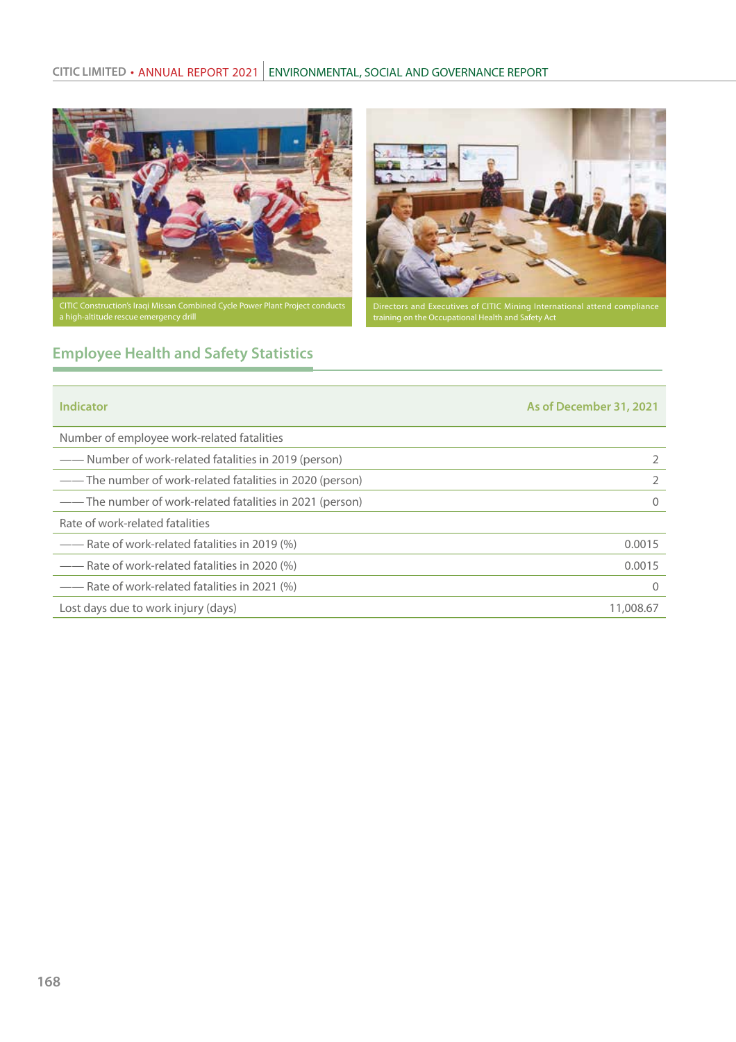CITIC Construction's Iraqi Missan Combined Cycle Power Plant Project conducts a high-altitude rescue emergency drill

Directors and Executives of CITIC Mining International attend compliance training on the Occupational Health and Safety Act

## Employee Health and Safety Statistics

| Indicator | As of December 31, 2021 |
|---|---|
| Number of employee work-related fatalities | |
| —— Number of work-related fatalities in 2019 (person) | 2 |
| —— The number of work-related fatalities in 2020 (person) | 2 |
| —— The number of work-related fatalities in 2021 (person) | 0 |
| Rate of work-related fatalities | |
| —— Rate of work-related fatalities in 2019 (%) | 0.0015 |
| —— Rate of work-related fatalities in 2020 (%) | 0.0015 |
| —— Rate of work-related fatalities in 2021 (%) | 0 |
| Lost days due to work injury (days) | 11,008.67 |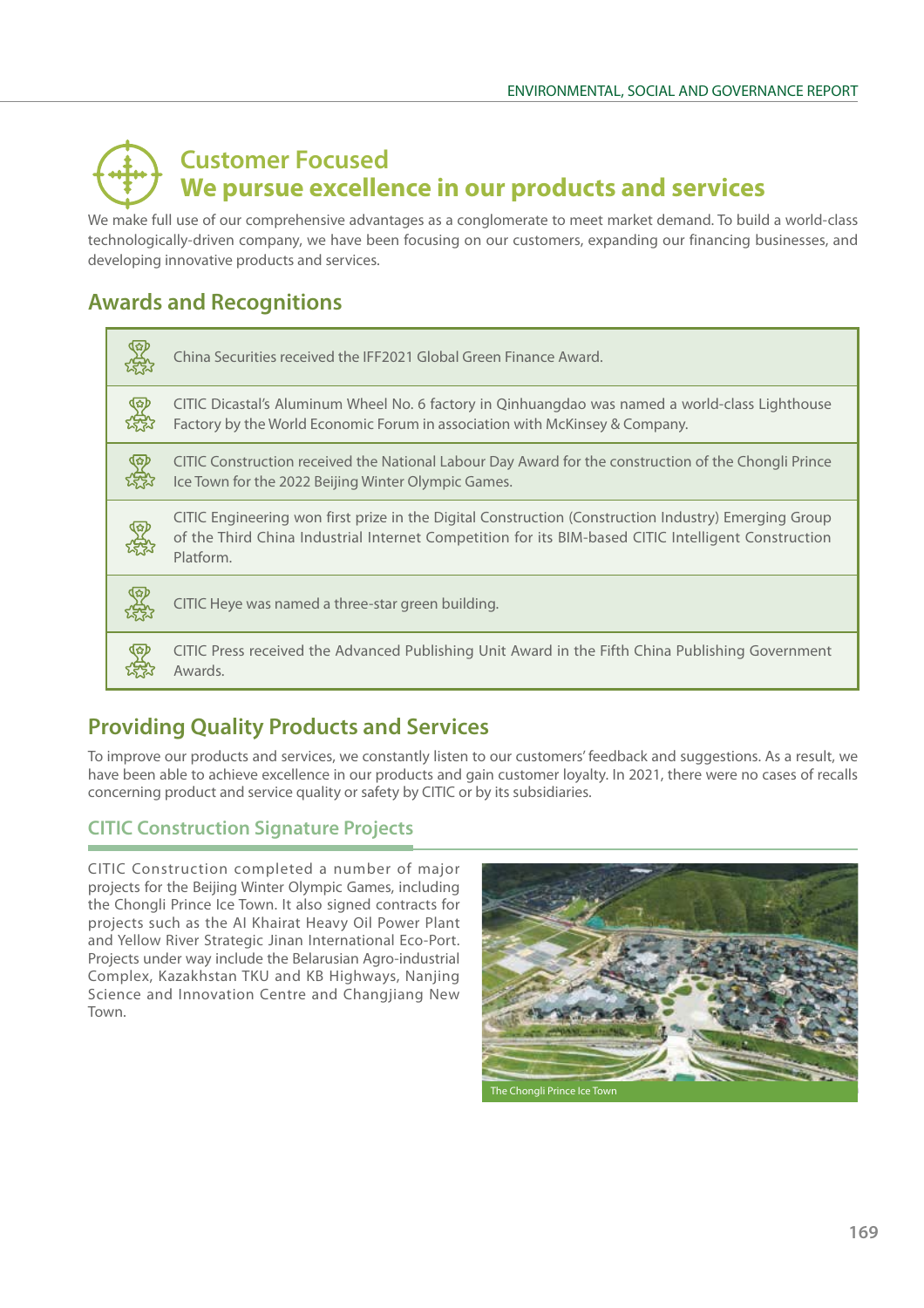# Customer Focused
# We pursue excellence in our products and services

We make full use of our comprehensive advantages as a conglomerate to meet market demand. To build a world-class technologically-driven company, we have been focusing on our customers, expanding our financing businesses, and developing innovative products and services.

## Awards and Recognitions

- China Securities received the IFF2021 Global Green Finance Award.
- CITIC Dicastal's Aluminum Wheel No. 6 factory in Qinhuangdao was named a world-class Lighthouse Factory by the World Economic Forum in association with McKinsey & Company.
- CITIC Construction received the National Labour Day Award for the construction of the Chongli Prince Ice Town for the 2022 Beijing Winter Olympic Games.
- CITIC Engineering won first prize in the Digital Construction (Construction Industry) Emerging Group of the Third China Industrial Internet Competition for its BIM-based CITIC Intelligent Construction Platform.
- CITIC Heye was named a three-star green building.
- CITIC Press received the Advanced Publishing Unit Award in the Fifth China Publishing Government Awards.

## Providing Quality Products and Services

To improve our products and services, we constantly listen to our customers' feedback and suggestions. As a result, we have been able to achieve excellence in our products and gain customer loyalty. In 2021, there were no cases of recalls concerning product and service quality or safety by CITIC or by its subsidiaries.

### CITIC Construction Signature Projects

CITIC Construction completed a number of major projects for the Beijing Winter Olympic Games, including the Chongli Prince Ice Town. It also signed contracts for projects such as the Al Khairat Heavy Oil Power Plant and Yellow River Strategic Jinan International Eco-Port. Projects under way include the Belarusian Agro-industrial Complex, Kazakhstan TKU and KB Highways, Nanjing Science and Innovation Centre and Changjiang New Town.

The Chongli Prince Ice Town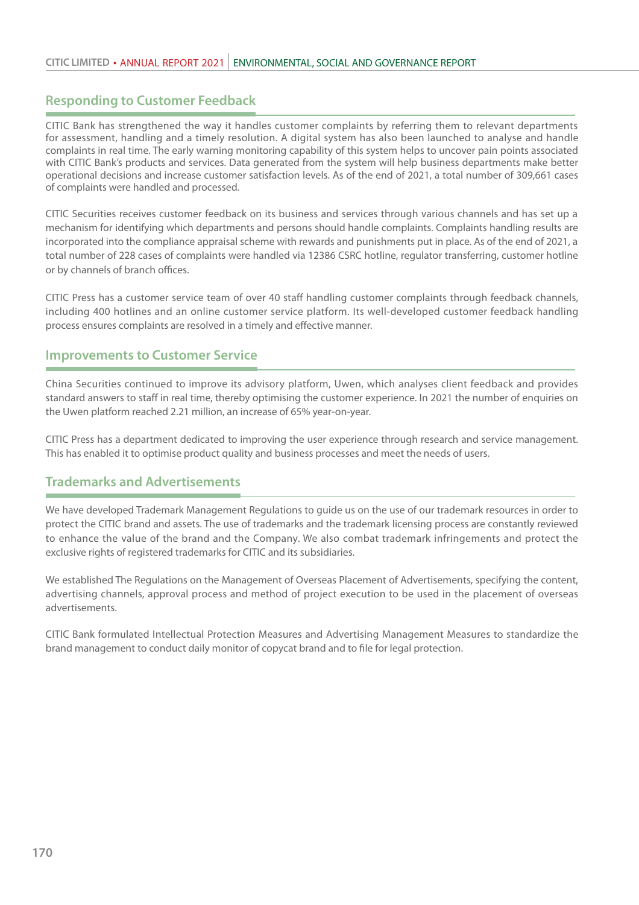## Responding to Customer Feedback

CITIC Bank has strengthened the way it handles customer complaints by referring them to relevant departments for assessment, handling and a timely resolution. A digital system has also been launched to analyse and handle complaints in real time. The early warning monitoring capability of this system helps to uncover pain points associated with CITIC Bank's products and services. Data generated from the system will help business departments make better operational decisions and increase customer satisfaction levels. As of the end of 2021, a total number of 309,661 cases of complaints were handled and processed.

CITIC Securities receives customer feedback on its business and services through various channels and has set up a mechanism for identifying which departments and persons should handle complaints. Complaints handling results are incorporated into the compliance appraisal scheme with rewards and punishments put in place. As of the end of 2021, a total number of 228 cases of complaints were handled via 12386 CSRC hotline, regulator transferring, customer hotline or by channels of branch offices.

CITIC Press has a customer service team of over 40 staff handling customer complaints through feedback channels, including 400 hotlines and an online customer service platform. Its well-developed customer feedback handling process ensures complaints are resolved in a timely and effective manner.

## Improvements to Customer Service

China Securities continued to improve its advisory platform, Uwen, which analyses client feedback and provides standard answers to staff in real time, thereby optimising the customer experience. In 2021 the number of enquiries on the Uwen platform reached 2.21 million, an increase of 65% year-on-year.

CITIC Press has a department dedicated to improving the user experience through research and service management. This has enabled it to optimise product quality and business processes and meet the needs of users.

## Trademarks and Advertisements

We have developed Trademark Management Regulations to guide us on the use of our trademark resources in order to protect the CITIC brand and assets. The use of trademarks and the trademark licensing process are constantly reviewed to enhance the value of the brand and the Company. We also combat trademark infringements and protect the exclusive rights of registered trademarks for CITIC and its subsidiaries.

We established The Regulations on the Management of Overseas Placement of Advertisements, specifying the content, advertising channels, approval process and method of project execution to be used in the placement of overseas advertisements.

CITIC Bank formulated Intellectual Protection Measures and Advertising Management Measures to standardize the brand management to conduct daily monitor of copycat brand and to file for legal protection.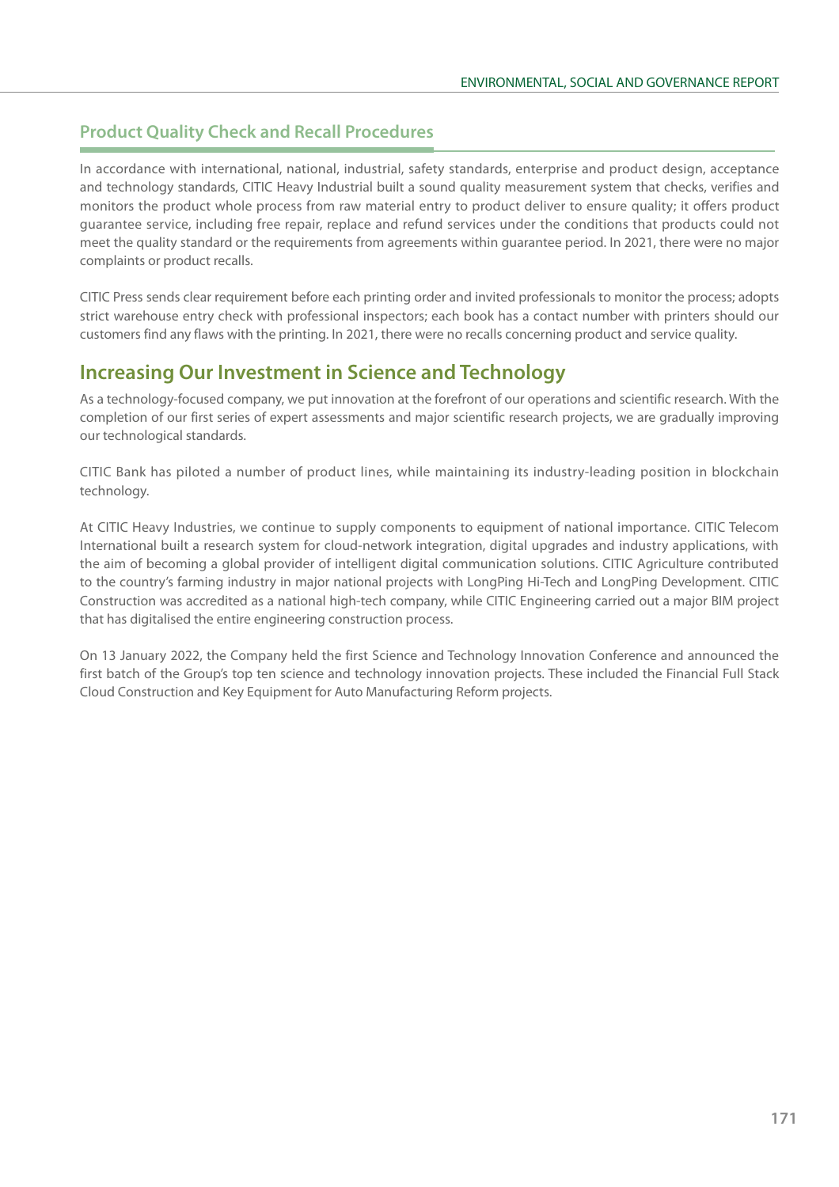### Product Quality Check and Recall Procedures

In accordance with international, national, industrial, safety standards, enterprise and product design, acceptance and technology standards, CITIC Heavy Industrial built a sound quality measurement system that checks, verifies and monitors the product whole process from raw material entry to product deliver to ensure quality; it offers product guarantee service, including free repair, replace and refund services under the conditions that products could not meet the quality standard or the requirements from agreements within guarantee period. In 2021, there were no major complaints or product recalls.

CITIC Press sends clear requirement before each printing order and invited professionals to monitor the process; adopts strict warehouse entry check with professional inspectors; each book has a contact number with printers should our customers find any flaws with the printing. In 2021, there were no recalls concerning product and service quality.

## Increasing Our Investment in Science and Technology

As a technology-focused company, we put innovation at the forefront of our operations and scientific research. With the completion of our first series of expert assessments and major scientific research projects, we are gradually improving our technological standards.

CITIC Bank has piloted a number of product lines, while maintaining its industry-leading position in blockchain technology.

At CITIC Heavy Industries, we continue to supply components to equipment of national importance. CITIC Telecom International built a research system for cloud-network integration, digital upgrades and industry applications, with the aim of becoming a global provider of intelligent digital communication solutions. CITIC Agriculture contributed to the country's farming industry in major national projects with LongPing Hi-Tech and LongPing Development. CITIC Construction was accredited as a national high-tech company, while CITIC Engineering carried out a major BIM project that has digitalised the entire engineering construction process.

On 13 January 2022, the Company held the first Science and Technology Innovation Conference and announced the first batch of the Group's top ten science and technology innovation projects. These included the Financial Full Stack Cloud Construction and Key Equipment for Auto Manufacturing Reform projects.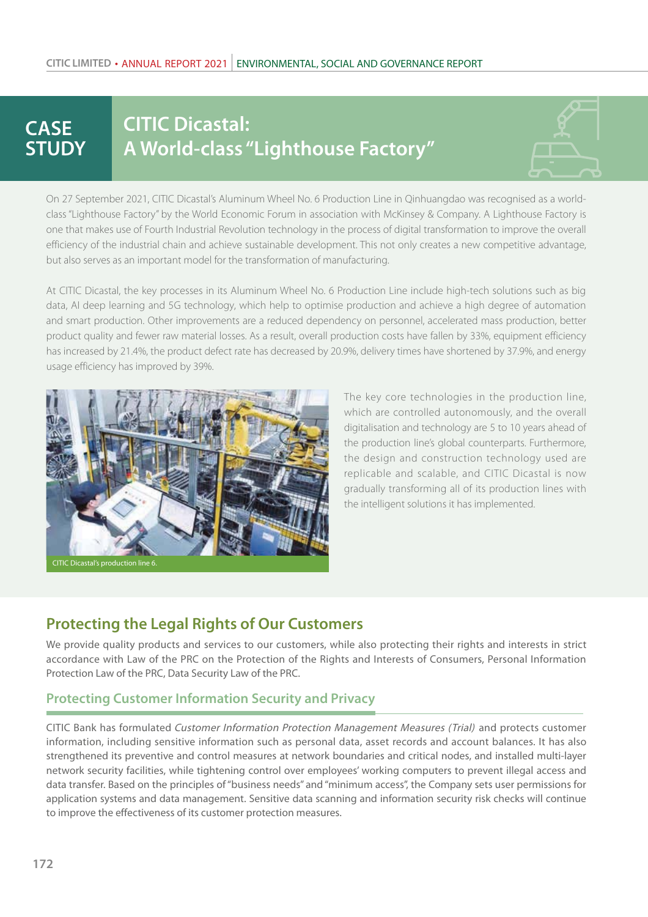# CASE STUDY

## CITIC Dicastal: A World-class "Lighthouse Factory"

On 27 September 2021, CITIC Dicastal's Aluminum Wheel No. 6 Production Line in Qinhuangdao was recognised as a world-class "Lighthouse Factory" by the World Economic Forum in association with McKinsey & Company. A Lighthouse Factory is one that makes use of Fourth Industrial Revolution technology in the process of digital transformation to improve the overall efficiency of the industrial chain and achieve sustainable development. This not only creates a new competitive advantage, but also serves as an important model for the transformation of manufacturing.

At CITIC Dicastal, the key processes in its Aluminum Wheel No. 6 Production Line include high-tech solutions such as big data, AI deep learning and 5G technology, which help to optimise production and achieve a high degree of automation and smart production. Other improvements are a reduced dependency on personnel, accelerated mass production, better product quality and fewer raw material losses. As a result, overall production costs have fallen by 33%, equipment efficiency has increased by 21.4%, the product defect rate has decreased by 20.9%, delivery times have shortened by 37.9%, and energy usage efficiency has improved by 39%.

CITIC Dicastal's production line 6.

The key core technologies in the production line, which are controlled autonomously, and the overall digitalisation and technology are 5 to 10 years ahead of the production line's global counterparts. Furthermore, the design and construction technology used are replicable and scalable, and CITIC Dicastal is now gradually transforming all of its production lines with the intelligent solutions it has implemented.

## Protecting the Legal Rights of Our Customers

We provide quality products and services to our customers, while also protecting their rights and interests in strict accordance with Law of the PRC on the Protection of the Rights and Interests of Consumers, Personal Information Protection Law of the PRC, Data Security Law of the PRC.

### Protecting Customer Information Security and Privacy

CITIC Bank has formulated *Customer Information Protection Management Measures (Trial)* and protects customer information, including sensitive information such as personal data, asset records and account balances. It has also strengthened its preventive and control measures at network boundaries and critical nodes, and installed multi-layer network security facilities, while tightening control over employees' working computers to prevent illegal access and data transfer. Based on the principles of "business needs" and "minimum access", the Company sets user permissions for application systems and data management. Sensitive data scanning and information security risk checks will continue to improve the effectiveness of its customer protection measures.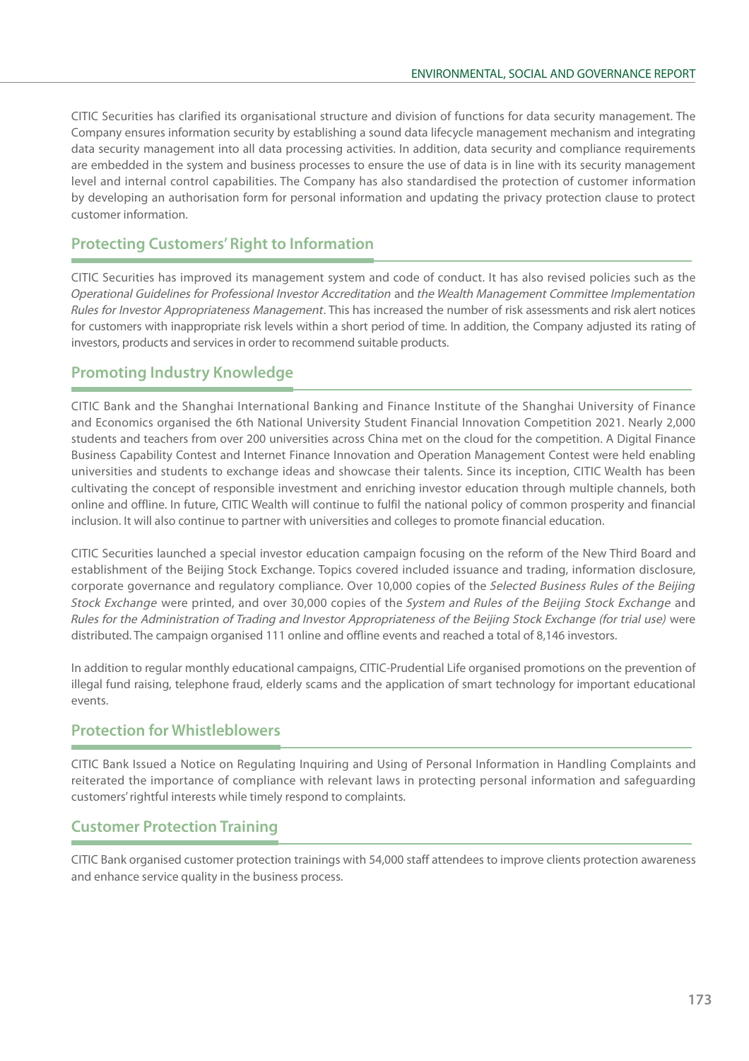CITIC Securities has clarified its organisational structure and division of functions for data security management. The Company ensures information security by establishing a sound data lifecycle management mechanism and integrating data security management into all data processing activities. In addition, data security and compliance requirements are embedded in the system and business processes to ensure the use of data is in line with its security management level and internal control capabilities. The Company has also standardised the protection of customer information by developing an authorisation form for personal information and updating the privacy protection clause to protect customer information.

## Protecting Customers' Right to Information

CITIC Securities has improved its management system and code of conduct. It has also revised policies such as the *Operational Guidelines for Professional Investor Accreditation* and *the Wealth Management Committee Implementation Rules for Investor Appropriateness Management*. This has increased the number of risk assessments and risk alert notices for customers with inappropriate risk levels within a short period of time. In addition, the Company adjusted its rating of investors, products and services in order to recommend suitable products.

## Promoting Industry Knowledge

CITIC Bank and the Shanghai International Banking and Finance Institute of the Shanghai University of Finance and Economics organised the 6th National University Student Financial Innovation Competition 2021. Nearly 2,000 students and teachers from over 200 universities across China met on the cloud for the competition. A Digital Finance Business Capability Contest and Internet Finance Innovation and Operation Management Contest were held enabling universities and students to exchange ideas and showcase their talents. Since its inception, CITIC Wealth has been cultivating the concept of responsible investment and enriching investor education through multiple channels, both online and offline. In future, CITIC Wealth will continue to fulfil the national policy of common prosperity and financial inclusion. It will also continue to partner with universities and colleges to promote financial education.

CITIC Securities launched a special investor education campaign focusing on the reform of the New Third Board and establishment of the Beijing Stock Exchange. Topics covered included issuance and trading, information disclosure, corporate governance and regulatory compliance. Over 10,000 copies of the *Selected Business Rules of the Beijing Stock Exchange* were printed, and over 30,000 copies of the *System and Rules of the Beijing Stock Exchange* and *Rules for the Administration of Trading and Investor Appropriateness of the Beijing Stock Exchange (for trial use)* were distributed. The campaign organised 111 online and offline events and reached a total of 8,146 investors.

In addition to regular monthly educational campaigns, CITIC-Prudential Life organised promotions on the prevention of illegal fund raising, telephone fraud, elderly scams and the application of smart technology for important educational events.

## Protection for Whistleblowers

CITIC Bank Issued a Notice on Regulating Inquiring and Using of Personal Information in Handling Complaints and reiterated the importance of compliance with relevant laws in protecting personal information and safeguarding customers' rightful interests while timely respond to complaints.

## Customer Protection Training

CITIC Bank organised customer protection trainings with 54,000 staff attendees to improve clients protection awareness and enhance service quality in the business process.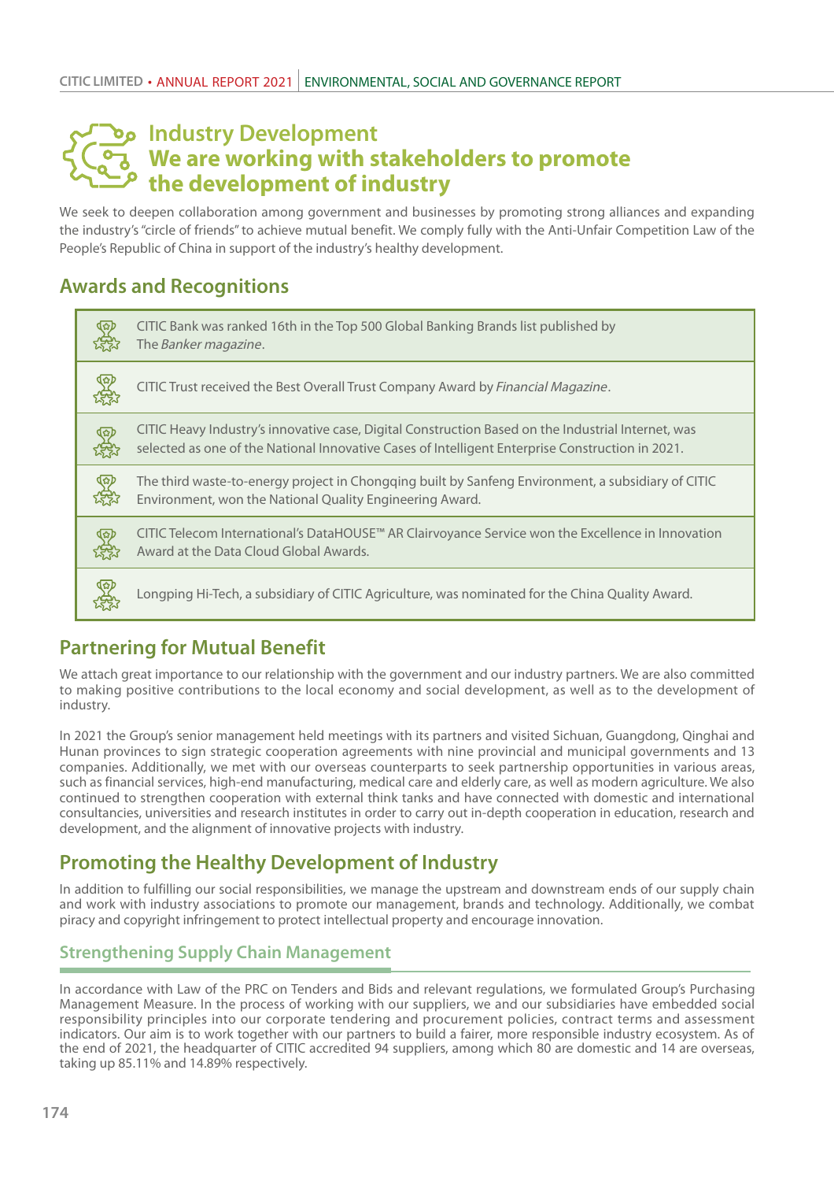# Industry Development
# We are working with stakeholders to promote the development of industry

We seek to deepen collaboration among government and businesses by promoting strong alliances and expanding the industry's "circle of friends" to achieve mutual benefit. We comply fully with the Anti-Unfair Competition Law of the People's Republic of China in support of the industry's healthy development.

## Awards and Recognitions

- CITIC Bank was ranked 16th in the Top 500 Global Banking Brands list published by The *Banker magazine*.
- CITIC Trust received the Best Overall Trust Company Award by *Financial Magazine*.
- CITIC Heavy Industry's innovative case, Digital Construction Based on the Industrial Internet, was selected as one of the National Innovative Cases of Intelligent Enterprise Construction in 2021.
- The third waste-to-energy project in Chongqing built by Sanfeng Environment, a subsidiary of CITIC Environment, won the National Quality Engineering Award.
- CITIC Telecom International's DataHOUSE™ AR Clairvoyance Service won the Excellence in Innovation Award at the Data Cloud Global Awards.
- Longping Hi-Tech, a subsidiary of CITIC Agriculture, was nominated for the China Quality Award.

## Partnering for Mutual Benefit

We attach great importance to our relationship with the government and our industry partners. We are also committed to making positive contributions to the local economy and social development, as well as to the development of industry.

In 2021 the Group's senior management held meetings with its partners and visited Sichuan, Guangdong, Qinghai and Hunan provinces to sign strategic cooperation agreements with nine provincial and municipal governments and 13 companies. Additionally, we met with our overseas counterparts to seek partnership opportunities in various areas, such as financial services, high-end manufacturing, medical care and elderly care, as well as modern agriculture. We also continued to strengthen cooperation with external think tanks and have connected with domestic and international consultancies, universities and research institutes in order to carry out in-depth cooperation in education, research and development, and the alignment of innovative projects with industry.

## Promoting the Healthy Development of Industry

In addition to fulfilling our social responsibilities, we manage the upstream and downstream ends of our supply chain and work with industry associations to promote our management, brands and technology. Additionally, we combat piracy and copyright infringement to protect intellectual property and encourage innovation.

### Strengthening Supply Chain Management

In accordance with Law of the PRC on Tenders and Bids and relevant regulations, we formulated Group's Purchasing Management Measure. In the process of working with our suppliers, we and our subsidiaries have embedded social responsibility principles into our corporate tendering and procurement policies, contract terms and assessment indicators. Our aim is to work together with our partners to build a fairer, more responsible industry ecosystem. As of the end of 2021, the headquarter of CITIC accredited 94 suppliers, among which 80 are domestic and 14 are overseas, taking up 85.11% and 14.89% respectively.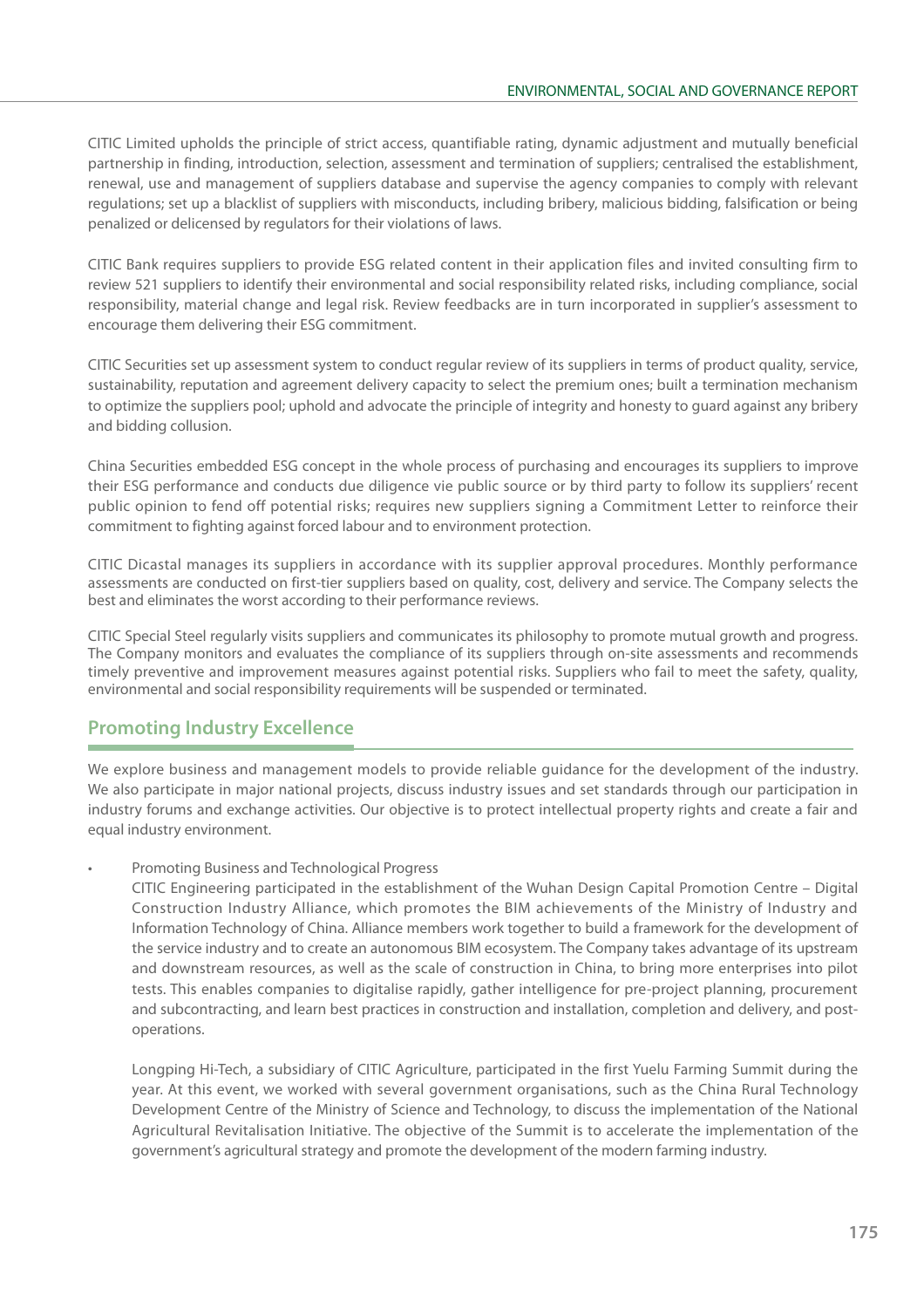CITIC Limited upholds the principle of strict access, quantifiable rating, dynamic adjustment and mutually beneficial partnership in finding, introduction, selection, assessment and termination of suppliers; centralised the establishment, renewal, use and management of suppliers database and supervise the agency companies to comply with relevant regulations; set up a blacklist of suppliers with misconducts, including bribery, malicious bidding, falsification or being penalized or delicensed by regulators for their violations of laws.

CITIC Bank requires suppliers to provide ESG related content in their application files and invited consulting firm to review 521 suppliers to identify their environmental and social responsibility related risks, including compliance, social responsibility, material change and legal risk. Review feedbacks are in turn incorporated in supplier's assessment to encourage them delivering their ESG commitment.

CITIC Securities set up assessment system to conduct regular review of its suppliers in terms of product quality, service, sustainability, reputation and agreement delivery capacity to select the premium ones; built a termination mechanism to optimize the suppliers pool; uphold and advocate the principle of integrity and honesty to guard against any bribery and bidding collusion.

China Securities embedded ESG concept in the whole process of purchasing and encourages its suppliers to improve their ESG performance and conducts due diligence vie public source or by third party to follow its suppliers' recent public opinion to fend off potential risks; requires new suppliers signing a Commitment Letter to reinforce their commitment to fighting against forced labour and to environment protection.

CITIC Dicastal manages its suppliers in accordance with its supplier approval procedures. Monthly performance assessments are conducted on first-tier suppliers based on quality, cost, delivery and service. The Company selects the best and eliminates the worst according to their performance reviews.

CITIC Special Steel regularly visits suppliers and communicates its philosophy to promote mutual growth and progress. The Company monitors and evaluates the compliance of its suppliers through on-site assessments and recommends timely preventive and improvement measures against potential risks. Suppliers who fail to meet the safety, quality, environmental and social responsibility requirements will be suspended or terminated.

## Promoting Industry Excellence

We explore business and management models to provide reliable guidance for the development of the industry. We also participate in major national projects, discuss industry issues and set standards through our participation in industry forums and exchange activities. Our objective is to protect intellectual property rights and create a fair and equal industry environment.

- Promoting Business and Technological Progress

  CITIC Engineering participated in the establishment of the Wuhan Design Capital Promotion Centre – Digital Construction Industry Alliance, which promotes the BIM achievements of the Ministry of Industry and Information Technology of China. Alliance members work together to build a framework for the development of the service industry and to create an autonomous BIM ecosystem. The Company takes advantage of its upstream and downstream resources, as well as the scale of construction in China, to bring more enterprises into pilot tests. This enables companies to digitalise rapidly, gather intelligence for pre-project planning, procurement and subcontracting, and learn best practices in construction and installation, completion and delivery, and post-operations.

  Longping Hi-Tech, a subsidiary of CITIC Agriculture, participated in the first Yuelu Farming Summit during the year. At this event, we worked with several government organisations, such as the China Rural Technology Development Centre of the Ministry of Science and Technology, to discuss the implementation of the National Agricultural Revitalisation Initiative. The objective of the Summit is to accelerate the implementation of the government's agricultural strategy and promote the development of the modern farming industry.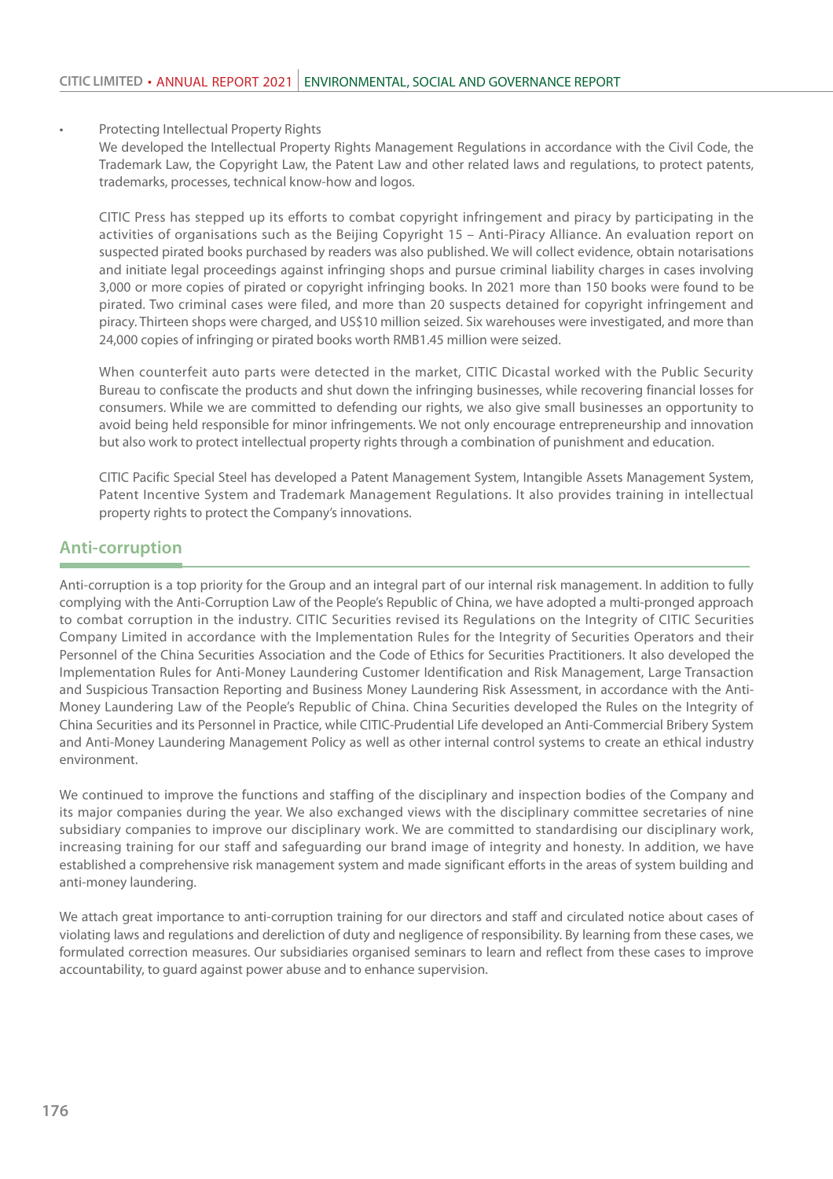- Protecting Intellectual Property Rights

  We developed the Intellectual Property Rights Management Regulations in accordance with the Civil Code, the Trademark Law, the Copyright Law, the Patent Law and other related laws and regulations, to protect patents, trademarks, processes, technical know-how and logos.

  CITIC Press has stepped up its efforts to combat copyright infringement and piracy by participating in the activities of organisations such as the Beijing Copyright 15 – Anti-Piracy Alliance. An evaluation report on suspected pirated books purchased by readers was also published. We will collect evidence, obtain notarisations and initiate legal proceedings against infringing shops and pursue criminal liability charges in cases involving 3,000 or more copies of pirated or copyright infringing books. In 2021 more than 150 books were found to be pirated. Two criminal cases were filed, and more than 20 suspects detained for copyright infringement and piracy. Thirteen shops were charged, and US$10 million seized. Six warehouses were investigated, and more than 24,000 copies of infringing or pirated books worth RMB1.45 million were seized.

  When counterfeit auto parts were detected in the market, CITIC Dicastal worked with the Public Security Bureau to confiscate the products and shut down the infringing businesses, while recovering financial losses for consumers. While we are committed to defending our rights, we also give small businesses an opportunity to avoid being held responsible for minor infringements. We not only encourage entrepreneurship and innovation but also work to protect intellectual property rights through a combination of punishment and education.

  CITIC Pacific Special Steel has developed a Patent Management System, Intangible Assets Management System, Patent Incentive System and Trademark Management Regulations. It also provides training in intellectual property rights to protect the Company's innovations.

## Anti-corruption

Anti-corruption is a top priority for the Group and an integral part of our internal risk management. In addition to fully complying with the Anti-Corruption Law of the People's Republic of China, we have adopted a multi-pronged approach to combat corruption in the industry. CITIC Securities revised its Regulations on the Integrity of CITIC Securities Company Limited in accordance with the Implementation Rules for the Integrity of Securities Operators and their Personnel of the China Securities Association and the Code of Ethics for Securities Practitioners. It also developed the Implementation Rules for Anti-Money Laundering Customer Identification and Risk Management, Large Transaction and Suspicious Transaction Reporting and Business Money Laundering Risk Assessment, in accordance with the Anti-Money Laundering Law of the People's Republic of China. China Securities developed the Rules on the Integrity of China Securities and its Personnel in Practice, while CITIC-Prudential Life developed an Anti-Commercial Bribery System and Anti-Money Laundering Management Policy as well as other internal control systems to create an ethical industry environment.

We continued to improve the functions and staffing of the disciplinary and inspection bodies of the Company and its major companies during the year. We also exchanged views with the disciplinary committee secretaries of nine subsidiary companies to improve our disciplinary work. We are committed to standardising our disciplinary work, increasing training for our staff and safeguarding our brand image of integrity and honesty. In addition, we have established a comprehensive risk management system and made significant efforts in the areas of system building and anti-money laundering.

We attach great importance to anti-corruption training for our directors and staff and circulated notice about cases of violating laws and regulations and dereliction of duty and negligence of responsibility. By learning from these cases, we formulated correction measures. Our subsidiaries organised seminars to learn and reflect from these cases to improve accountability, to guard against power abuse and to enhance supervision.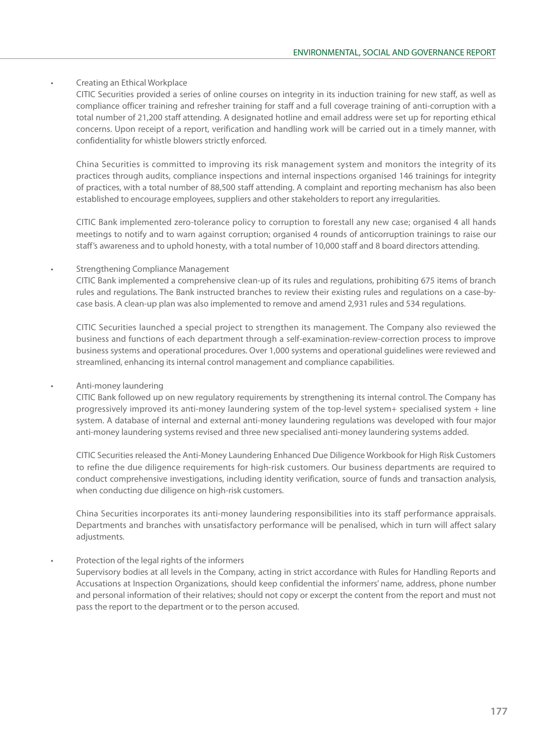- Creating an Ethical Workplace

  CITIC Securities provided a series of online courses on integrity in its induction training for new staff, as well as compliance officer training and refresher training for staff and a full coverage training of anti-corruption with a total number of 21,200 staff attending. A designated hotline and email address were set up for reporting ethical concerns. Upon receipt of a report, verification and handling work will be carried out in a timely manner, with confidentiality for whistle blowers strictly enforced.

  China Securities is committed to improving its risk management system and monitors the integrity of its practices through audits, compliance inspections and internal inspections organised 146 trainings for integrity of practices, with a total number of 88,500 staff attending. A complaint and reporting mechanism has also been established to encourage employees, suppliers and other stakeholders to report any irregularities.

  CITIC Bank implemented zero-tolerance policy to corruption to forestall any new case; organised 4 all hands meetings to notify and to warn against corruption; organised 4 rounds of anticorruption trainings to raise our staff's awareness and to uphold honesty, with a total number of 10,000 staff and 8 board directors attending.

- Strengthening Compliance Management

  CITIC Bank implemented a comprehensive clean-up of its rules and regulations, prohibiting 675 items of branch rules and regulations. The Bank instructed branches to review their existing rules and regulations on a case-by-case basis. A clean-up plan was also implemented to remove and amend 2,931 rules and 534 regulations.

  CITIC Securities launched a special project to strengthen its management. The Company also reviewed the business and functions of each department through a self-examination-review-correction process to improve business systems and operational procedures. Over 1,000 systems and operational guidelines were reviewed and streamlined, enhancing its internal control management and compliance capabilities.

- Anti-money laundering

  CITIC Bank followed up on new regulatory requirements by strengthening its internal control. The Company has progressively improved its anti-money laundering system of the top-level system+ specialised system + line system. A database of internal and external anti-money laundering regulations was developed with four major anti-money laundering systems revised and three new specialised anti-money laundering systems added.

  CITIC Securities released the Anti-Money Laundering Enhanced Due Diligence Workbook for High Risk Customers to refine the due diligence requirements for high-risk customers. Our business departments are required to conduct comprehensive investigations, including identity verification, source of funds and transaction analysis, when conducting due diligence on high-risk customers.

  China Securities incorporates its anti-money laundering responsibilities into its staff performance appraisals. Departments and branches with unsatisfactory performance will be penalised, which in turn will affect salary adjustments.

- Protection of the legal rights of the informers

  Supervisory bodies at all levels in the Company, acting in strict accordance with Rules for Handling Reports and Accusations at Inspection Organizations, should keep confidential the informers' name, address, phone number and personal information of their relatives; should not copy or excerpt the content from the report and must not pass the report to the department or to the person accused.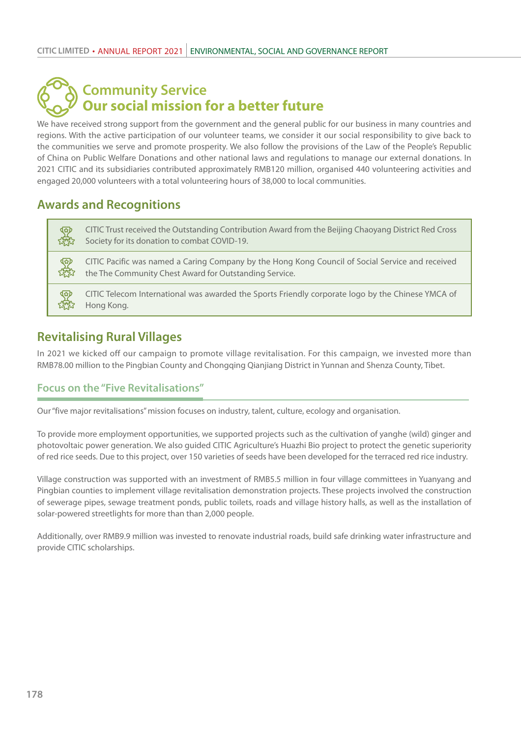# Community Service
## Our social mission for a better future

We have received strong support from the government and the general public for our business in many countries and regions. With the active participation of our volunteer teams, we consider it our social responsibility to give back to the communities we serve and promote prosperity. We also follow the provisions of the Law of the People's Republic of China on Public Welfare Donations and other national laws and regulations to manage our external donations. In 2021 CITIC and its subsidiaries contributed approximately RMB120 million, organised 440 volunteering activities and engaged 20,000 volunteers with a total volunteering hours of 38,000 to local communities.

## Awards and Recognitions

- CITIC Trust received the Outstanding Contribution Award from the Beijing Chaoyang District Red Cross Society for its donation to combat COVID-19.
- CITIC Pacific was named a Caring Company by the Hong Kong Council of Social Service and received the The Community Chest Award for Outstanding Service.
- CITIC Telecom International was awarded the Sports Friendly corporate logo by the Chinese YMCA of Hong Kong.

## Revitalising Rural Villages

In 2021 we kicked off our campaign to promote village revitalisation. For this campaign, we invested more than RMB78.00 million to the Pingbian County and Chongqing Qianjiang District in Yunnan and Shenza County, Tibet.

### Focus on the "Five Revitalisations"

Our "five major revitalisations" mission focuses on industry, talent, culture, ecology and organisation.

To provide more employment opportunities, we supported projects such as the cultivation of yanghe (wild) ginger and photovoltaic power generation. We also guided CITIC Agriculture's Huazhi Bio project to protect the genetic superiority of red rice seeds. Due to this project, over 150 varieties of seeds have been developed for the terraced red rice industry.

Village construction was supported with an investment of RMB5.5 million in four village committees in Yuanyang and Pingbian counties to implement village revitalisation demonstration projects. These projects involved the construction of sewerage pipes, sewage treatment ponds, public toilets, roads and village history halls, as well as the installation of solar-powered streetlights for more than than 2,000 people.

Additionally, over RMB9.9 million was invested to renovate industrial roads, build safe drinking water infrastructure and provide CITIC scholarships.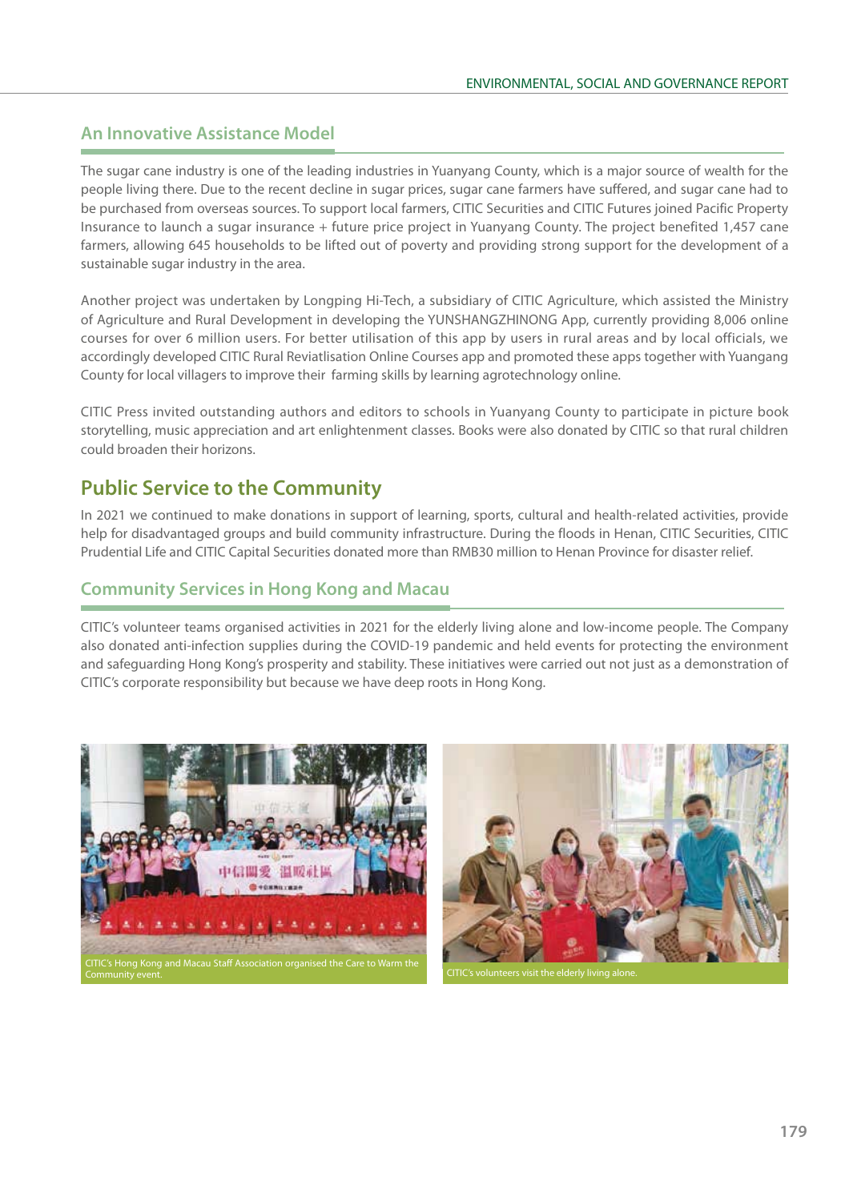## An Innovative Assistance Model

The sugar cane industry is one of the leading industries in Yuanyang County, which is a major source of wealth for the people living there. Due to the recent decline in sugar prices, sugar cane farmers have suffered, and sugar cane had to be purchased from overseas sources. To support local farmers, CITIC Securities and CITIC Futures joined Pacific Property Insurance to launch a sugar insurance + future price project in Yuanyang County. The project benefited 1,457 cane farmers, allowing 645 households to be lifted out of poverty and providing strong support for the development of a sustainable sugar industry in the area.

Another project was undertaken by Longping Hi-Tech, a subsidiary of CITIC Agriculture, which assisted the Ministry of Agriculture and Rural Development in developing the YUNSHANGZHINONG App, currently providing 8,006 online courses for over 6 million users. For better utilisation of this app by users in rural areas and by local officials, we accordingly developed CITIC Rural Reviatlisation Online Courses app and promoted these apps together with Yuangang County for local villagers to improve their farming skills by learning agrotechnology online.

CITIC Press invited outstanding authors and editors to schools in Yuanyang County to participate in picture book storytelling, music appreciation and art enlightenment classes. Books were also donated by CITIC so that rural children could broaden their horizons.

# Public Service to the Community

In 2021 we continued to make donations in support of learning, sports, cultural and health-related activities, provide help for disadvantaged groups and build community infrastructure. During the floods in Henan, CITIC Securities, CITIC Prudential Life and CITIC Capital Securities donated more than RMB30 million to Henan Province for disaster relief.

## Community Services in Hong Kong and Macau

CITIC's volunteer teams organised activities in 2021 for the elderly living alone and low-income people. The Company also donated anti-infection supplies during the COVID-19 pandemic and held events for protecting the environment and safeguarding Hong Kong's prosperity and stability. These initiatives were carried out not just as a demonstration of CITIC's corporate responsibility but because we have deep roots in Hong Kong.

CITIC's Hong Kong and Macau Staff Association organised the Care to Warm the Community event.

CITIC's volunteers visit the elderly living alone.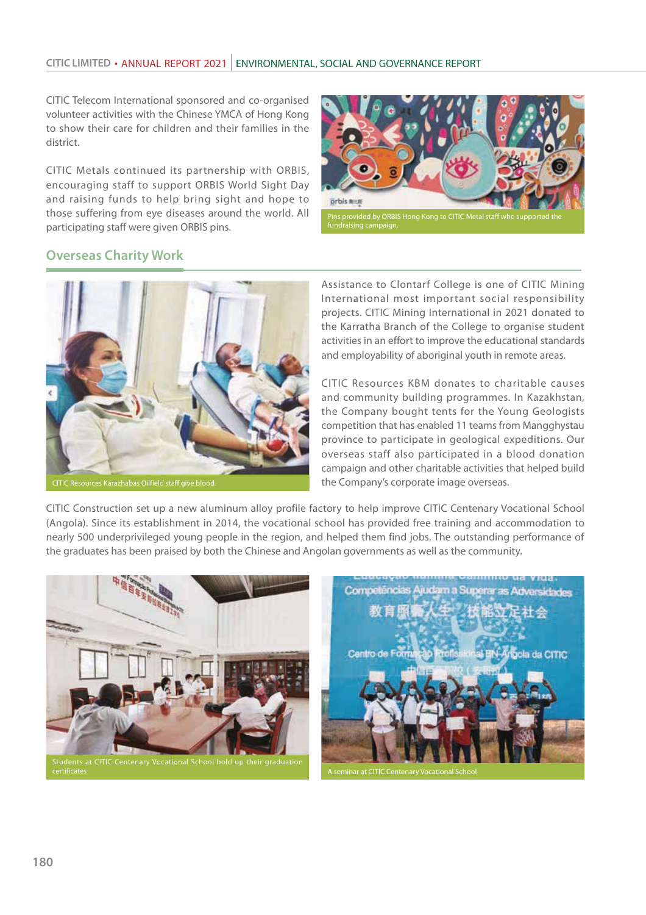CITIC Telecom International sponsored and co-organised volunteer activities with the Chinese YMCA of Hong Kong to show their care for children and their families in the district.

CITIC Metals continued its partnership with ORBIS, encouraging staff to support ORBIS World Sight Day and raising funds to help bring sight and hope to those suffering from eye diseases around the world. All participating staff were given ORBIS pins.

Pins provided by ORBIS Hong Kong to CITIC Metal staff who supported the fundraising campaign.

## Overseas Charity Work

CITIC Resources Karazhabas Oilfield staff give blood.

Assistance to Clontarf College is one of CITIC Mining International most important social responsibility projects. CITIC Mining International in 2021 donated to the Karratha Branch of the College to organise student activities in an effort to improve the educational standards and employability of aboriginal youth in remote areas.

CITIC Resources KBM donates to charitable causes and community building programmes. In Kazakhstan, the Company bought tents for the Young Geologists competition that has enabled 11 teams from Mangghystau province to participate in geological expeditions. Our overseas staff also participated in a blood donation campaign and other charitable activities that helped build the Company's corporate image overseas.

CITIC Construction set up a new aluminum alloy profile factory to help improve CITIC Centenary Vocational School (Angola). Since its establishment in 2014, the vocational school has provided free training and accommodation to nearly 500 underprivileged young people in the region, and helped them find jobs. The outstanding performance of the graduates has been praised by both the Chinese and Angolan governments as well as the community.

Students at CITIC Centenary Vocational School hold up their graduation certificates

A seminar at CITIC Centenary Vocational School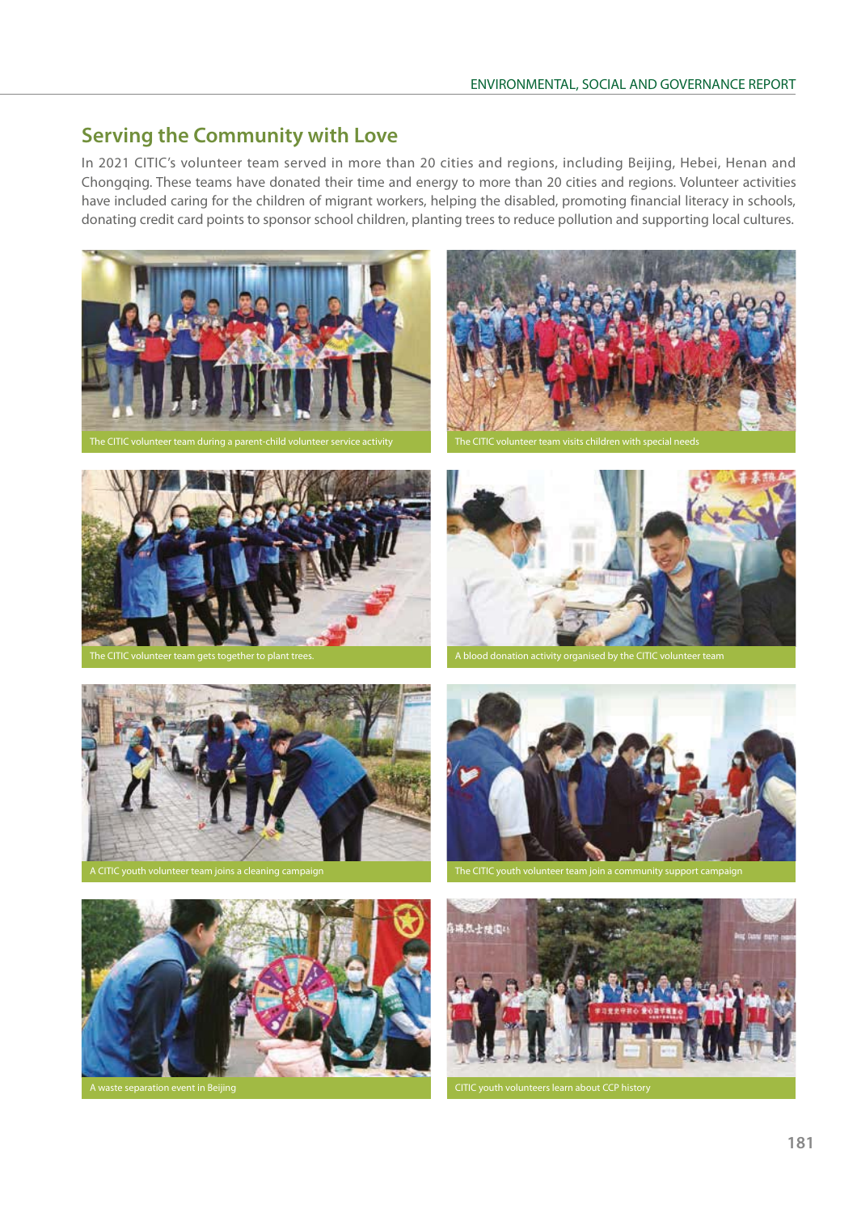## Serving the Community with Love

In 2021 CITIC's volunteer team served in more than 20 cities and regions, including Beijing, Hebei, Henan and Chongqing. These teams have donated their time and energy to more than 20 cities and regions. Volunteer activities have included caring for the children of migrant workers, helping the disabled, promoting financial literacy in schools, donating credit card points to sponsor school children, planting trees to reduce pollution and supporting local cultures.

The CITIC volunteer team during a parent-child volunteer service activity

The CITIC volunteer team visits children with special needs

The CITIC volunteer team gets together to plant trees.

A blood donation activity organised by the CITIC volunteer team

A CITIC youth volunteer team joins a cleaning campaign

The CITIC youth volunteer team join a community support campaign

A waste separation event in Beijing

CITIC youth volunteers learn about CCP history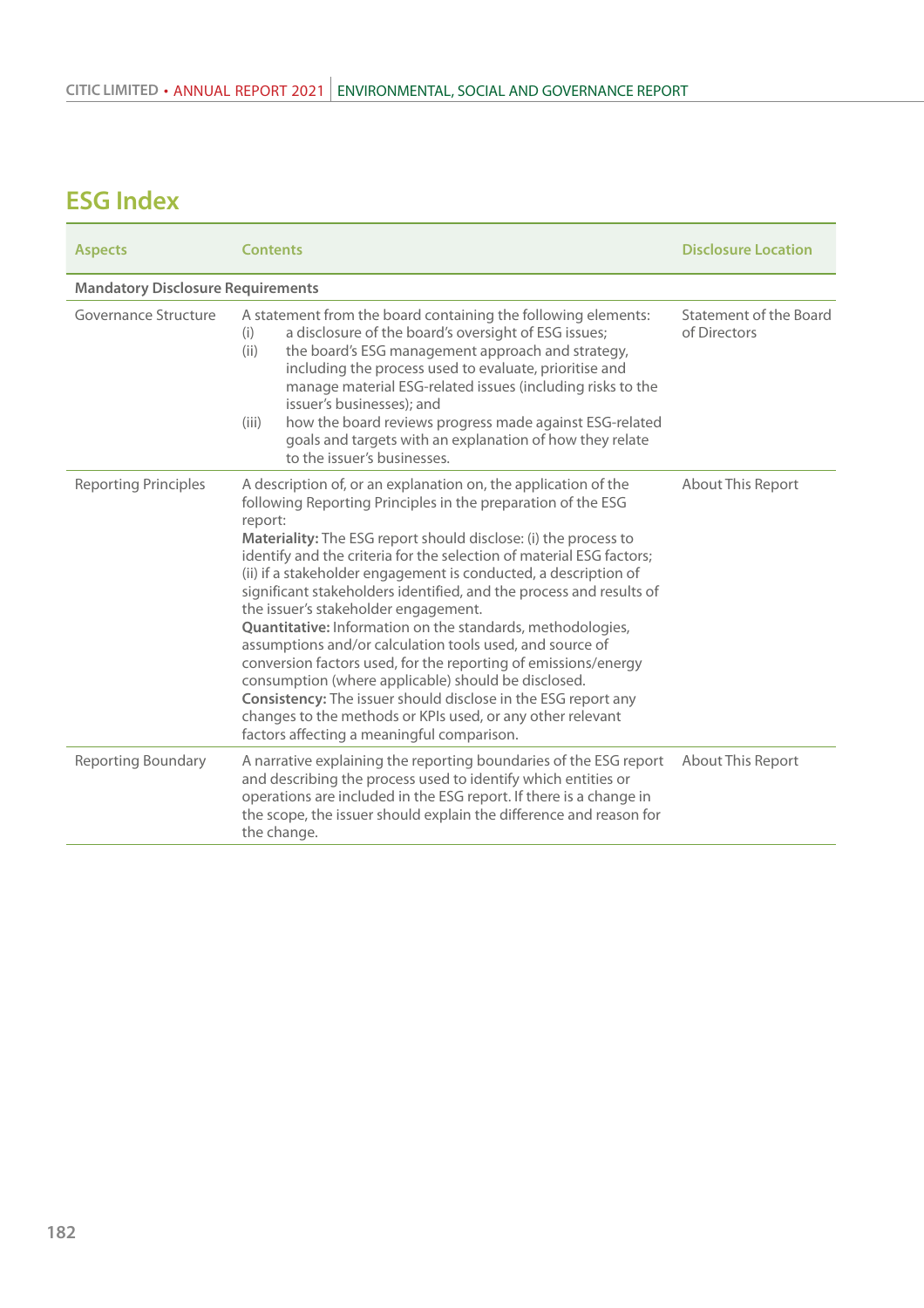## ESG Index

| Aspects | Contents | Disclosure Location |
|---|---|---|
| **Mandatory Disclosure Requirements** | | |
| Governance Structure | A statement from the board containing the following elements:<br>(i) a disclosure of the board's oversight of ESG issues;<br>(ii) the board's ESG management approach and strategy, including the process used to evaluate, prioritise and manage material ESG-related issues (including risks to the issuer's businesses); and<br>(iii) how the board reviews progress made against ESG-related goals and targets with an explanation of how they relate to the issuer's businesses. | Statement of the Board of Directors |
| Reporting Principles | A description of, or an explanation on, the application of the following Reporting Principles in the preparation of the ESG report:<br>**Materiality:** The ESG report should disclose: (i) the process to identify and the criteria for the selection of material ESG factors; (ii) if a stakeholder engagement is conducted, a description of significant stakeholders identified, and the process and results of the issuer's stakeholder engagement.<br>**Quantitative:** Information on the standards, methodologies, assumptions and/or calculation tools used, and source of conversion factors used, for the reporting of emissions/energy consumption (where applicable) should be disclosed.<br>**Consistency:** The issuer should disclose in the ESG report any changes to the methods or KPIs used, or any other relevant factors affecting a meaningful comparison. | About This Report |
| Reporting Boundary | A narrative explaining the reporting boundaries of the ESG report and describing the process used to identify which entities or operations are included in the ESG report. If there is a change in the scope, the issuer should explain the difference and reason for the change. | About This Report |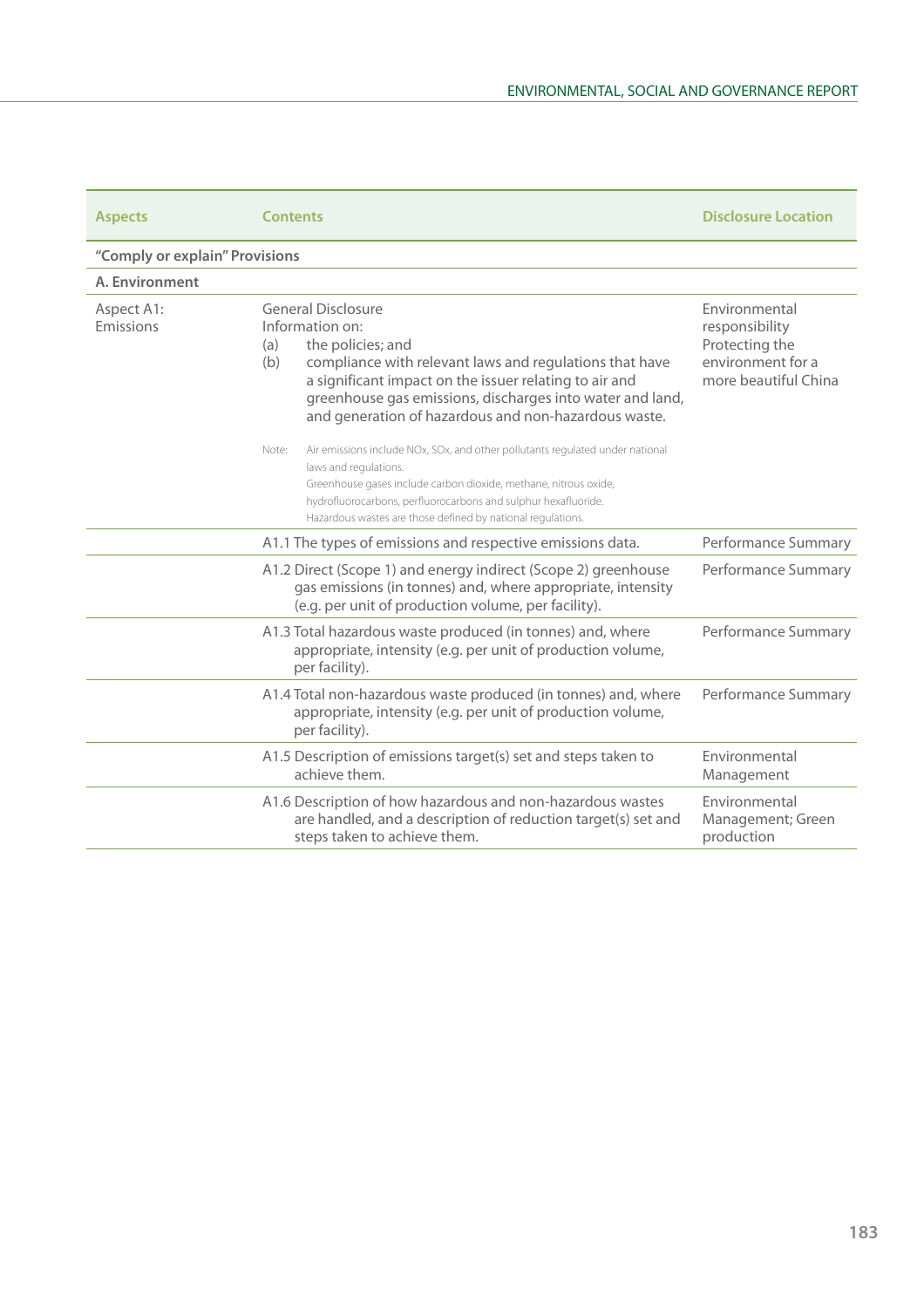| Aspects | Contents | Disclosure Location |
|---|---|---|
| **"Comply or explain" Provisions** | | |
| **A. Environment** | | |
| Aspect A1: Emissions | General Disclosure<br>Information on:<br>(a) the policies; and<br>(b) compliance with relevant laws and regulations that have a significant impact on the issuer relating to air and greenhouse gas emissions, discharges into water and land, and generation of hazardous and non-hazardous waste.<br><br>Note: Air emissions include NOx, SOx, and other pollutants regulated under national laws and regulations.<br>Greenhouse gases include carbon dioxide, methane, nitrous oxide, hydrofluorocarbons, perfluorocarbons and sulphur hexafluoride.<br>Hazardous wastes are those defined by national regulations. | Environmental responsibility Protecting the environment for a more beautiful China |
| | A1.1 The types of emissions and respective emissions data. | Performance Summary |
| | A1.2 Direct (Scope 1) and energy indirect (Scope 2) greenhouse gas emissions (in tonnes) and, where appropriate, intensity (e.g. per unit of production volume, per facility). | Performance Summary |
| | A1.3 Total hazardous waste produced (in tonnes) and, where appropriate, intensity (e.g. per unit of production volume, per facility). | Performance Summary |
| | A1.4 Total non-hazardous waste produced (in tonnes) and, where appropriate, intensity (e.g. per unit of production volume, per facility). | Performance Summary |
| | A1.5 Description of emissions target(s) set and steps taken to achieve them. | Environmental Management |
| | A1.6 Description of how hazardous and non-hazardous wastes are handled, and a description of reduction target(s) set and steps taken to achieve them. | Environmental Management; Green production |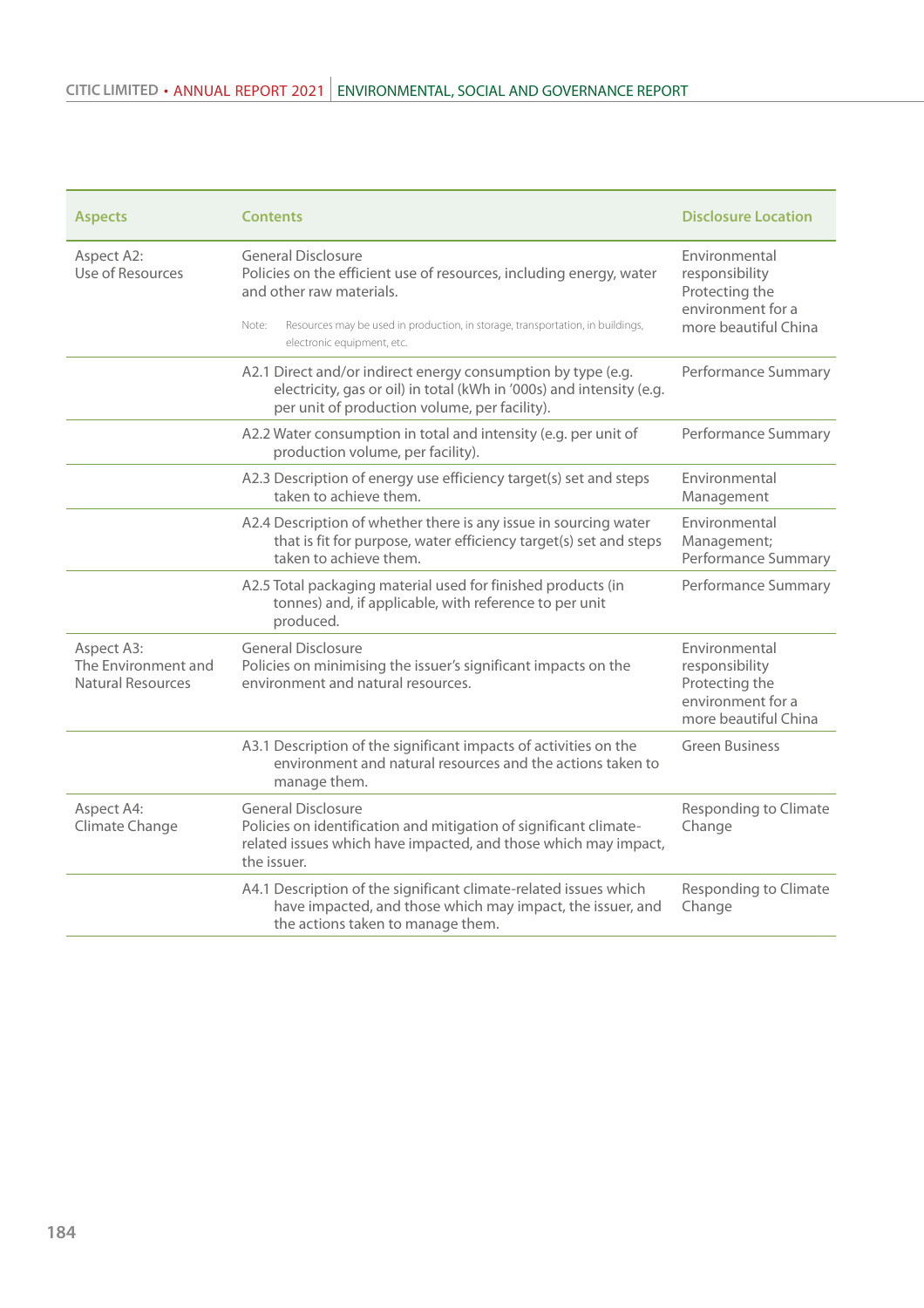| Aspects | Contents | Disclosure Location |
|---|---|---|
| Aspect A2: Use of Resources | General Disclosure Policies on the efficient use of resources, including energy, water and other raw materials. Note: Resources may be used in production, in storage, transportation, in buildings, electronic equipment, etc. | Environmental responsibility Protecting the environment for a more beautiful China |
| | A2.1 Direct and/or indirect energy consumption by type (e.g. electricity, gas or oil) in total (kWh in '000s) and intensity (e.g. per unit of production volume, per facility). | Performance Summary |
| | A2.2 Water consumption in total and intensity (e.g. per unit of production volume, per facility). | Performance Summary |
| | A2.3 Description of energy use efficiency target(s) set and steps taken to achieve them. | Environmental Management |
| | A2.4 Description of whether there is any issue in sourcing water that is fit for purpose, water efficiency target(s) set and steps taken to achieve them. | Environmental Management; Performance Summary |
| | A2.5 Total packaging material used for finished products (in tonnes) and, if applicable, with reference to per unit produced. | Performance Summary |
| Aspect A3: The Environment and Natural Resources | General Disclosure Policies on minimising the issuer's significant impacts on the environment and natural resources. | Environmental responsibility Protecting the environment for a more beautiful China |
| | A3.1 Description of the significant impacts of activities on the environment and natural resources and the actions taken to manage them. | Green Business |
| Aspect A4: Climate Change | General Disclosure Policies on identification and mitigation of significant climate-related issues which have impacted, and those which may impact, the issuer. | Responding to Climate Change |
| | A4.1 Description of the significant climate-related issues which have impacted, and those which may impact, the issuer, and the actions taken to manage them. | Responding to Climate Change |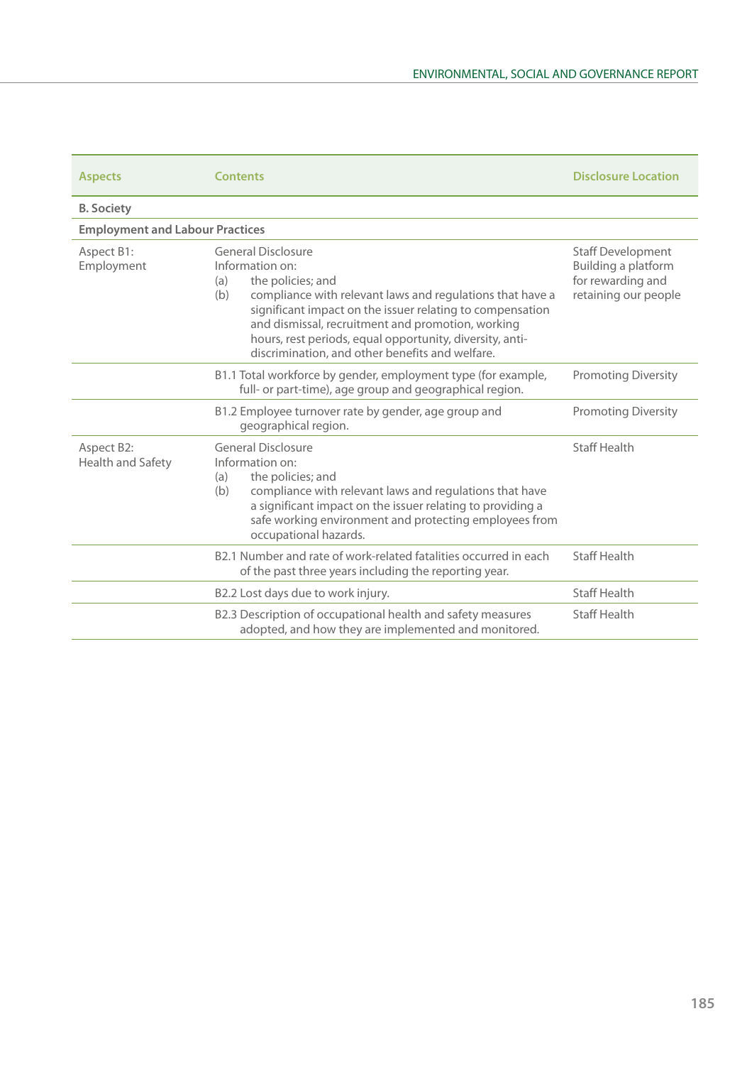| Aspects | Contents | Disclosure Location |
|---|---|---|
| **B. Society** | | |
| **Employment and Labour Practices** | | |
| Aspect B1: Employment | General Disclosure<br>Information on:<br>(a) the policies; and<br>(b) compliance with relevant laws and regulations that have a significant impact on the issuer relating to compensation and dismissal, recruitment and promotion, working hours, rest periods, equal opportunity, diversity, anti-discrimination, and other benefits and welfare. | Staff Development Building a platform for rewarding and retaining our people |
| | B1.1 Total workforce by gender, employment type (for example, full- or part-time), age group and geographical region. | Promoting Diversity |
| | B1.2 Employee turnover rate by gender, age group and geographical region. | Promoting Diversity |
| Aspect B2: Health and Safety | General Disclosure<br>Information on:<br>(a) the policies; and<br>(b) compliance with relevant laws and regulations that have a significant impact on the issuer relating to providing a safe working environment and protecting employees from occupational hazards. | Staff Health |
| | B2.1 Number and rate of work-related fatalities occurred in each of the past three years including the reporting year. | Staff Health |
| | B2.2 Lost days due to work injury. | Staff Health |
| | B2.3 Description of occupational health and safety measures adopted, and how they are implemented and monitored. | Staff Health |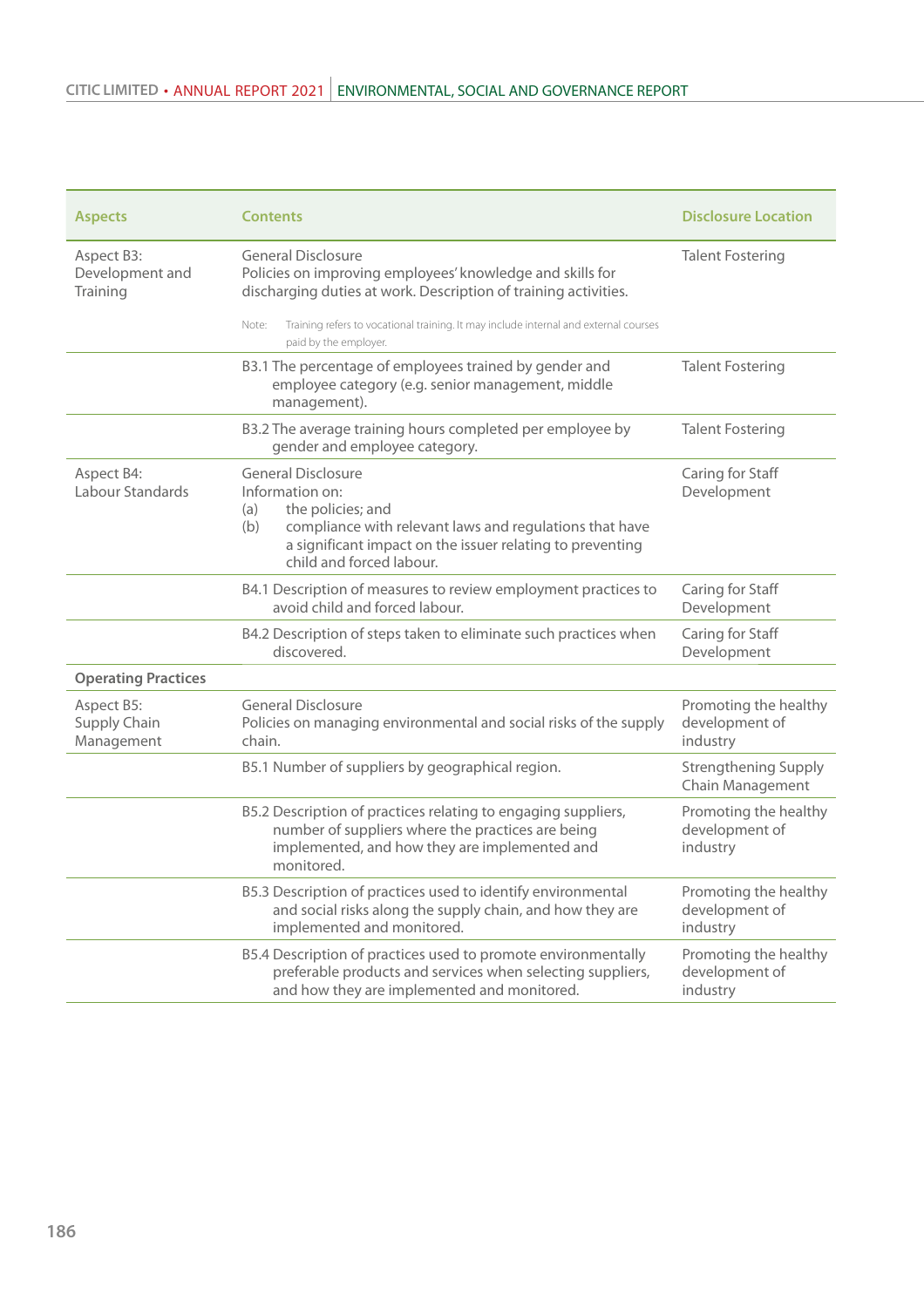| Aspects | Contents | Disclosure Location |
|---|---|---|
| Aspect B3: Development and Training | General Disclosure<br>Policies on improving employees' knowledge and skills for discharging duties at work. Description of training activities.<br><br>Note: Training refers to vocational training. It may include internal and external courses paid by the employer. | Talent Fostering |
| | B3.1 The percentage of employees trained by gender and employee category (e.g. senior management, middle management). | Talent Fostering |
| | B3.2 The average training hours completed per employee by gender and employee category. | Talent Fostering |
| Aspect B4: Labour Standards | General Disclosure<br>Information on:<br>(a) the policies; and<br>(b) compliance with relevant laws and regulations that have a significant impact on the issuer relating to preventing child and forced labour. | Caring for Staff Development |
| | B4.1 Description of measures to review employment practices to avoid child and forced labour. | Caring for Staff Development |
| | B4.2 Description of steps taken to eliminate such practices when discovered. | Caring for Staff Development |
| **Operating Practices** | | |
| Aspect B5: Supply Chain Management | General Disclosure<br>Policies on managing environmental and social risks of the supply chain. | Promoting the healthy development of industry |
| | B5.1 Number of suppliers by geographical region. | Strengthening Supply Chain Management |
| | B5.2 Description of practices relating to engaging suppliers, number of suppliers where the practices are being implemented, and how they are implemented and monitored. | Promoting the healthy development of industry |
| | B5.3 Description of practices used to identify environmental and social risks along the supply chain, and how they are implemented and monitored. | Promoting the healthy development of industry |
| | B5.4 Description of practices used to promote environmentally preferable products and services when selecting suppliers, and how they are implemented and monitored. | Promoting the healthy development of industry |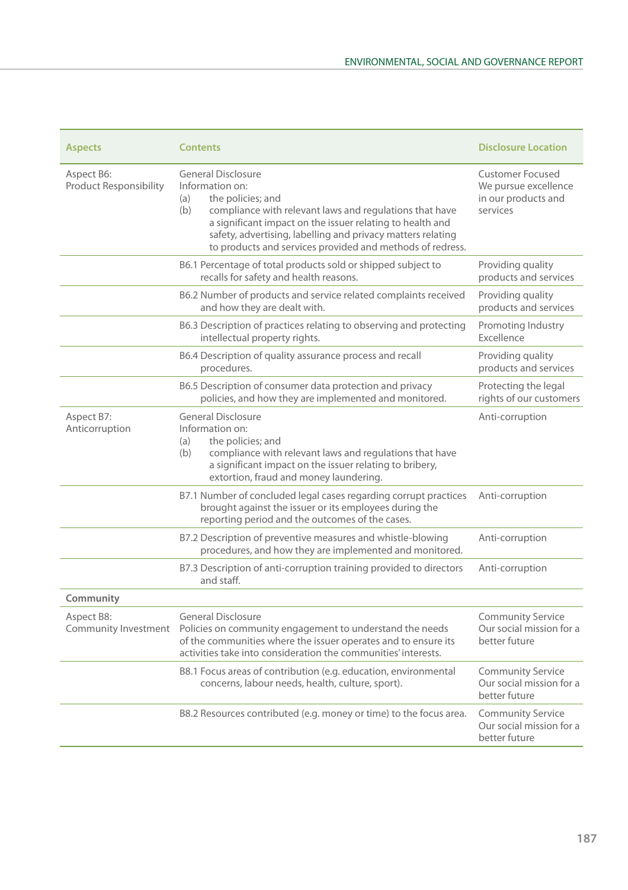| Aspects | Contents | Disclosure Location |
|---|---|---|
| Aspect B6: Product Responsibility | General Disclosure<br>Information on:<br>(a) the policies; and<br>(b) compliance with relevant laws and regulations that have a significant impact on the issuer relating to health and safety, advertising, labelling and privacy matters relating to products and services provided and methods of redress. | Customer Focused<br>We pursue excellence in our products and services |
| | B6.1 Percentage of total products sold or shipped subject to recalls for safety and health reasons. | Providing quality products and services |
| | B6.2 Number of products and service related complaints received and how they are dealt with. | Providing quality products and services |
| | B6.3 Description of practices relating to observing and protecting intellectual property rights. | Promoting Industry Excellence |
| | B6.4 Description of quality assurance process and recall procedures. | Providing quality products and services |
| | B6.5 Description of consumer data protection and privacy policies, and how they are implemented and monitored. | Protecting the legal rights of our customers |
| Aspect B7: Anticorruption | General Disclosure<br>Information on:<br>(a) the policies; and<br>(b) compliance with relevant laws and regulations that have a significant impact on the issuer relating to bribery, extortion, fraud and money laundering. | Anti-corruption |
| | B7.1 Number of concluded legal cases regarding corrupt practices brought against the issuer or its employees during the reporting period and the outcomes of the cases. | Anti-corruption |
| | B7.2 Description of preventive measures and whistle-blowing procedures, and how they are implemented and monitored. | Anti-corruption |
| | B7.3 Description of anti-corruption training provided to directors and staff. | Anti-corruption |
| **Community** | | |
| Aspect B8: Community Investment | General Disclosure<br>Policies on community engagement to understand the needs of the communities where the issuer operates and to ensure its activities take into consideration the communities' interests. | Community Service<br>Our social mission for a better future |
| | B8.1 Focus areas of contribution (e.g. education, environmental concerns, labour needs, health, culture, sport). | Community Service<br>Our social mission for a better future |
| | B8.2 Resources contributed (e.g. money or time) to the focus area. | Community Service<br>Our social mission for a better future |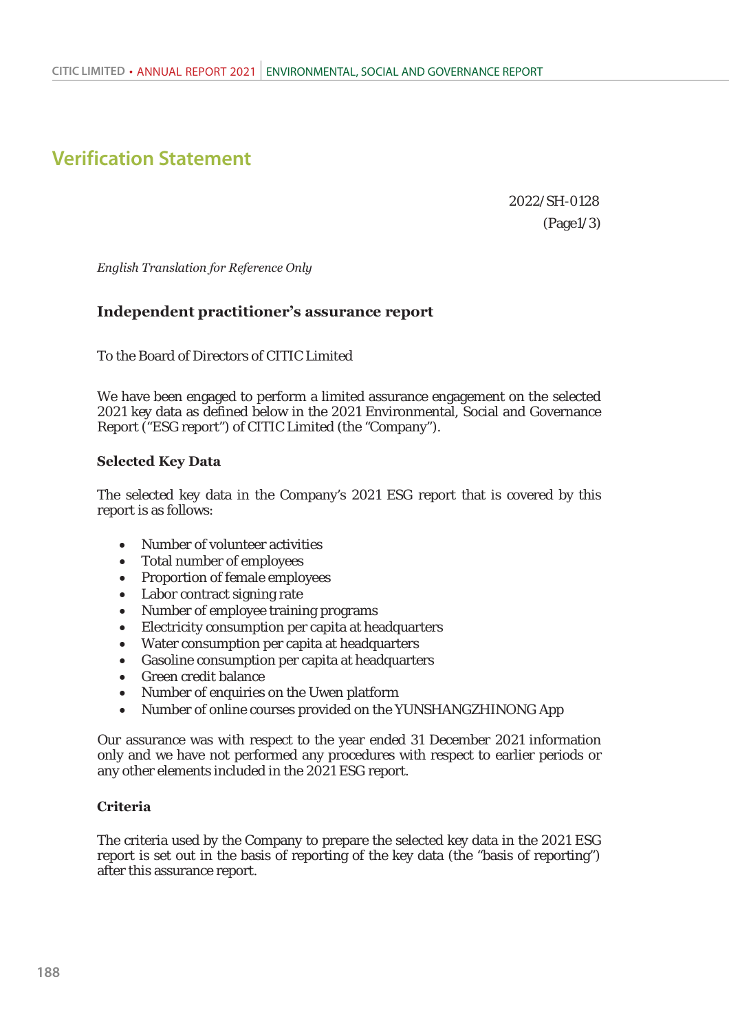# Verification Statement

2022/SH-0128

(Page1/3)

*English Translation for Reference Only*

### Independent practitioner's assurance report

To the Board of Directors of CITIC Limited

We have been engaged to perform a limited assurance engagement on the selected 2021 key data as defined below in the 2021 Environmental, Social and Governance Report ("ESG report") of CITIC Limited (the "Company").

**Selected Key Data**

The selected key data in the Company's 2021 ESG report that is covered by this report is as follows:

- Number of volunteer activities
- Total number of employees
- Proportion of female employees
- Labor contract signing rate
- Number of employee training programs
- Electricity consumption per capita at headquarters
- Water consumption per capita at headquarters
- Gasoline consumption per capita at headquarters
- Green credit balance
- Number of enquiries on the Uwen platform
- Number of online courses provided on the YUNSHANGZHINONG App

Our assurance was with respect to the year ended 31 December 2021 information only and we have not performed any procedures with respect to earlier periods or any other elements included in the 2021 ESG report.

**Criteria**

The criteria used by the Company to prepare the selected key data in the 2021 ESG report is set out in the basis of reporting of the key data (the "basis of reporting") after this assurance report.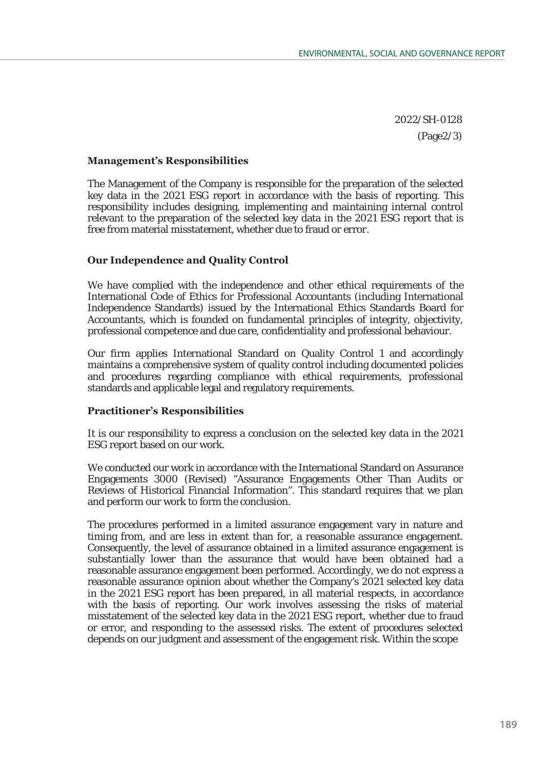2022/SH-0128

(Page2/3)

**Management's Responsibilities**

The Management of the Company is responsible for the preparation of the selected key data in the 2021 ESG report in accordance with the basis of reporting. This responsibility includes designing, implementing and maintaining internal control relevant to the preparation of the selected key data in the 2021 ESG report that is free from material misstatement, whether due to fraud or error.

**Our Independence and Quality Control**

We have complied with the independence and other ethical requirements of the International Code of Ethics for Professional Accountants (including International Independence Standards) issued by the International Ethics Standards Board for Accountants, which is founded on fundamental principles of integrity, objectivity, professional competence and due care, confidentiality and professional behaviour.

Our firm applies International Standard on Quality Control 1 and accordingly maintains a comprehensive system of quality control including documented policies and procedures regarding compliance with ethical requirements, professional standards and applicable legal and regulatory requirements.

**Practitioner's Responsibilities**

It is our responsibility to express a conclusion on the selected key data in the 2021 ESG report based on our work.

We conducted our work in accordance with the International Standard on Assurance Engagements 3000 (Revised) "Assurance Engagements Other Than Audits or Reviews of Historical Financial Information". This standard requires that we plan and perform our work to form the conclusion.

The procedures performed in a limited assurance engagement vary in nature and timing from, and are less in extent than for, a reasonable assurance engagement. Consequently, the level of assurance obtained in a limited assurance engagement is substantially lower than the assurance that would have been obtained had a reasonable assurance engagement been performed. Accordingly, we do not express a reasonable assurance opinion about whether the Company's 2021 selected key data in the 2021 ESG report has been prepared, in all material respects, in accordance with the basis of reporting. Our work involves assessing the risks of material misstatement of the selected key data in the 2021 ESG report, whether due to fraud or error, and responding to the assessed risks. The extent of procedures selected depends on our judgment and assessment of the engagement risk. Within the scope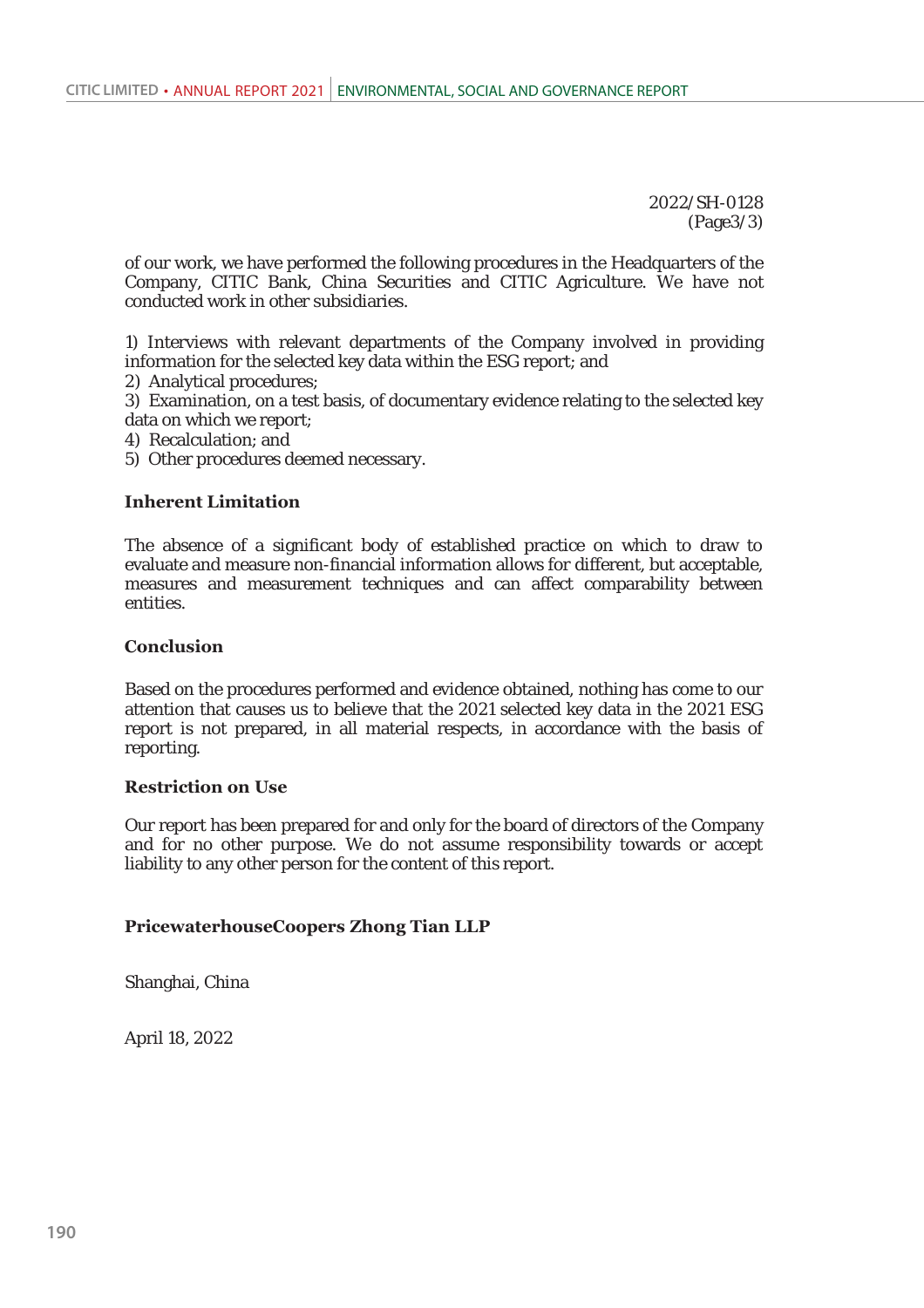2022/SH-0128
(Page3/3)

of our work, we have performed the following procedures in the Headquarters of the Company, CITIC Bank, China Securities and CITIC Agriculture. We have not conducted work in other subsidiaries.

1) Interviews with relevant departments of the Company involved in providing information for the selected key data within the ESG report; and
2) Analytical procedures;
3) Examination, on a test basis, of documentary evidence relating to the selected key data on which we report;
4) Recalculation; and
5) Other procedures deemed necessary.

**Inherent Limitation**

The absence of a significant body of established practice on which to draw to evaluate and measure non-financial information allows for different, but acceptable, measures and measurement techniques and can affect comparability between entities.

**Conclusion**

Based on the procedures performed and evidence obtained, nothing has come to our attention that causes us to believe that the 2021 selected key data in the 2021 ESG report is not prepared, in all material respects, in accordance with the basis of reporting.

**Restriction on Use**

Our report has been prepared for and only for the board of directors of the Company and for no other purpose. We do not assume responsibility towards or accept liability to any other person for the content of this report.

**PricewaterhouseCoopers Zhong Tian LLP**

Shanghai, China

April 18, 2022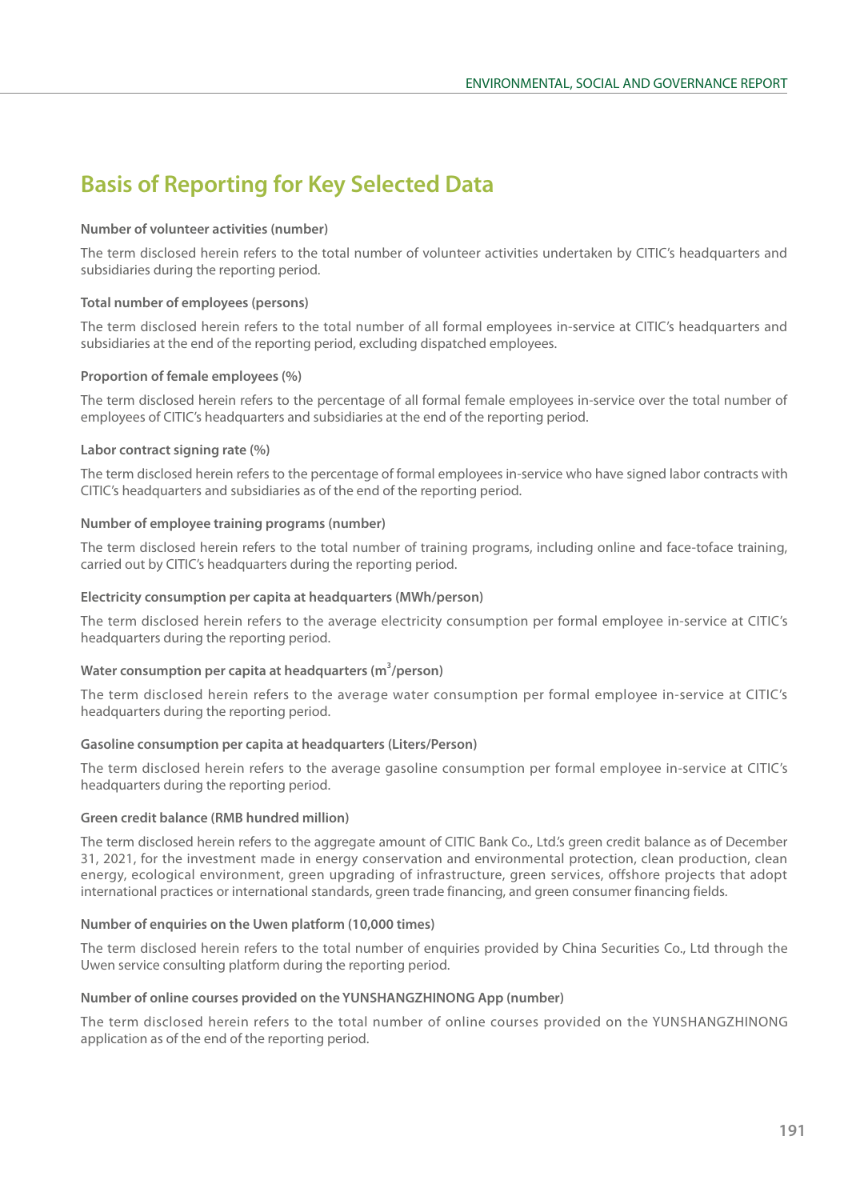# Basis of Reporting for Key Selected Data

**Number of volunteer activities (number)**

The term disclosed herein refers to the total number of volunteer activities undertaken by CITIC's headquarters and subsidiaries during the reporting period.

**Total number of employees (persons)**

The term disclosed herein refers to the total number of all formal employees in-service at CITIC's headquarters and subsidiaries at the end of the reporting period, excluding dispatched employees.

**Proportion of female employees (%)**

The term disclosed herein refers to the percentage of all formal female employees in-service over the total number of employees of CITIC's headquarters and subsidiaries at the end of the reporting period.

**Labor contract signing rate (%)**

The term disclosed herein refers to the percentage of formal employees in-service who have signed labor contracts with CITIC's headquarters and subsidiaries as of the end of the reporting period.

**Number of employee training programs (number)**

The term disclosed herein refers to the total number of training programs, including online and face-toface training, carried out by CITIC's headquarters during the reporting period.

**Electricity consumption per capita at headquarters (MWh/person)**

The term disclosed herein refers to the average electricity consumption per formal employee in-service at CITIC's headquarters during the reporting period.

**Water consumption per capita at headquarters ($m^3$/person)**

The term disclosed herein refers to the average water consumption per formal employee in-service at CITIC's headquarters during the reporting period.

**Gasoline consumption per capita at headquarters (Liters/Person)**

The term disclosed herein refers to the average gasoline consumption per formal employee in-service at CITIC's headquarters during the reporting period.

**Green credit balance (RMB hundred million)**

The term disclosed herein refers to the aggregate amount of CITIC Bank Co., Ltd.'s green credit balance as of December 31, 2021, for the investment made in energy conservation and environmental protection, clean production, clean energy, ecological environment, green upgrading of infrastructure, green services, offshore projects that adopt international practices or international standards, green trade financing, and green consumer financing fields.

**Number of enquiries on the Uwen platform (10,000 times)**

The term disclosed herein refers to the total number of enquiries provided by China Securities Co., Ltd through the Uwen service consulting platform during the reporting period.

**Number of online courses provided on the YUNSHANGZHINONG App (number)**

The term disclosed herein refers to the total number of online courses provided on the YUNSHANGZHINONG application as of the end of the reporting period.